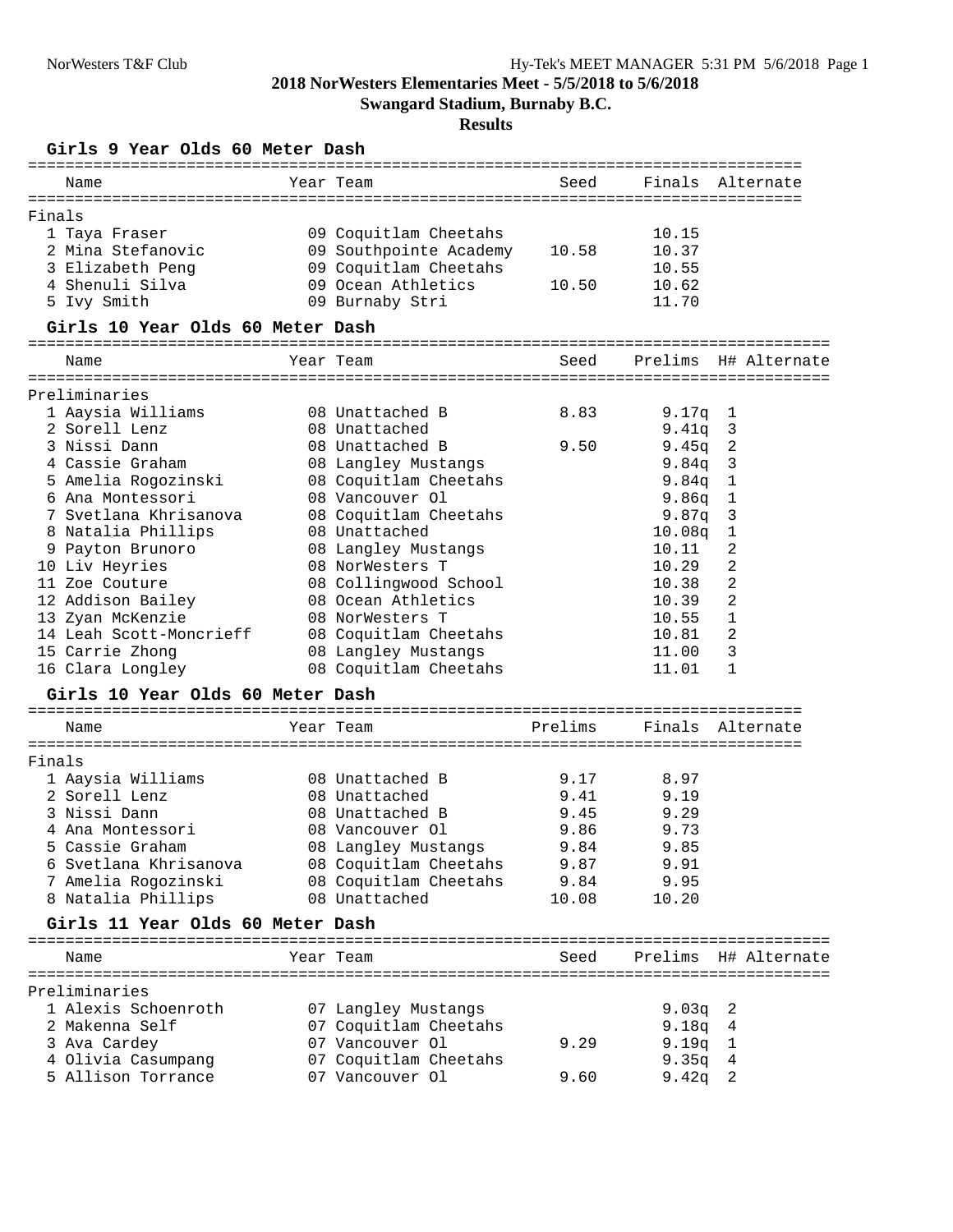**2018 NorWesters Elementaries Meet - 5/5/2018 to 5/6/2018**

**Swangard Stadium, Burnaby B.C.**

**Results**

### Girls 9 Year Olds 60 Meter Dash

| | Name | Year | Team | Seed | Finals | Alternate |
|---|---|---|---|---|---|---|
| **Finals** | | | | | | |
| 1 | Taya Fraser | 09 | Coquitlam Cheetahs | | 10.15 | |
| 2 | Mina Stefanovic | 09 | Southpointe Academy | 10.58 | 10.37 | |
| 3 | Elizabeth Peng | 09 | Coquitlam Cheetahs | | 10.55 | |
| 4 | Shenuli Silva | 09 | Ocean Athletics | 10.50 | 10.62 | |
| 5 | Ivy Smith | 09 | Burnaby Stri | | 11.70 | |

### Girls 10 Year Olds 60 Meter Dash

| | Name | Year | Team | Seed | Prelims | H# | Alternate |
|---|---|---|---|---|---|---|---|
| **Preliminaries** | | | | | | | |
| 1 | Aaysia Williams | 08 | Unattached B | 8.83 | 9.17q | 1 | |
| 2 | Sorell Lenz | 08 | Unattached | | 9.41q | 3 | |
| 3 | Nissi Dann | 08 | Unattached B | 9.50 | 9.45q | 2 | |
| 4 | Cassie Graham | 08 | Langley Mustangs | | 9.84q | 3 | |
| 5 | Amelia Rogozinski | 08 | Coquitlam Cheetahs | | 9.84q | 1 | |
| 6 | Ana Montessori | 08 | Vancouver Ol | | 9.86q | 1 | |
| 7 | Svetlana Khrisanova | 08 | Coquitlam Cheetahs | | 9.87q | 3 | |
| 8 | Natalia Phillips | 08 | Unattached | | 10.08q | 1 | |
| 9 | Payton Brunoro | 08 | Langley Mustangs | | 10.11 | 2 | |
| 10 | Liv Heyries | 08 | NorWesters T | | 10.29 | 2 | |
| 11 | Zoe Couture | 08 | Collingwood School | | 10.38 | 2 | |
| 12 | Addison Bailey | 08 | Ocean Athletics | | 10.39 | 2 | |
| 13 | Zyan McKenzie | 08 | NorWesters T | | 10.55 | 1 | |
| 14 | Leah Scott-Moncrieff | 08 | Coquitlam Cheetahs | | 10.81 | 2 | |
| 15 | Carrie Zhong | 08 | Langley Mustangs | | 11.00 | 3 | |
| 16 | Clara Longley | 08 | Coquitlam Cheetahs | | 11.01 | 1 | |

### Girls 10 Year Olds 60 Meter Dash

| | Name | Year | Team | Prelims | Finals | Alternate |
|---|---|---|---|---|---|---|
| **Finals** | | | | | | |
| 1 | Aaysia Williams | 08 | Unattached B | 9.17 | 8.97 | |
| 2 | Sorell Lenz | 08 | Unattached | 9.41 | 9.19 | |
| 3 | Nissi Dann | 08 | Unattached B | 9.45 | 9.29 | |
| 4 | Ana Montessori | 08 | Vancouver Ol | 9.86 | 9.73 | |
| 5 | Cassie Graham | 08 | Langley Mustangs | 9.84 | 9.85 | |
| 6 | Svetlana Khrisanova | 08 | Coquitlam Cheetahs | 9.87 | 9.91 | |
| 7 | Amelia Rogozinski | 08 | Coquitlam Cheetahs | 9.84 | 9.95 | |
| 8 | Natalia Phillips | 08 | Unattached | 10.08 | 10.20 | |

### Girls 11 Year Olds 60 Meter Dash

| | Name | Year | Team | Seed | Prelims | H# | Alternate |
|---|---|---|---|---|---|---|---|
| **Preliminaries** | | | | | | | |
| 1 | Alexis Schoenroth | 07 | Langley Mustangs | | 9.03q | 2 | |
| 2 | Makenna Self | 07 | Coquitlam Cheetahs | | 9.18q | 4 | |
| 3 | Ava Cardey | 07 | Vancouver Ol | 9.29 | 9.19q | 1 | |
| 4 | Olivia Casumpang | 07 | Coquitlam Cheetahs | | 9.35q | 4 | |
| 5 | Allison Torrance | 07 | Vancouver Ol | 9.60 | 9.42q | 2 | |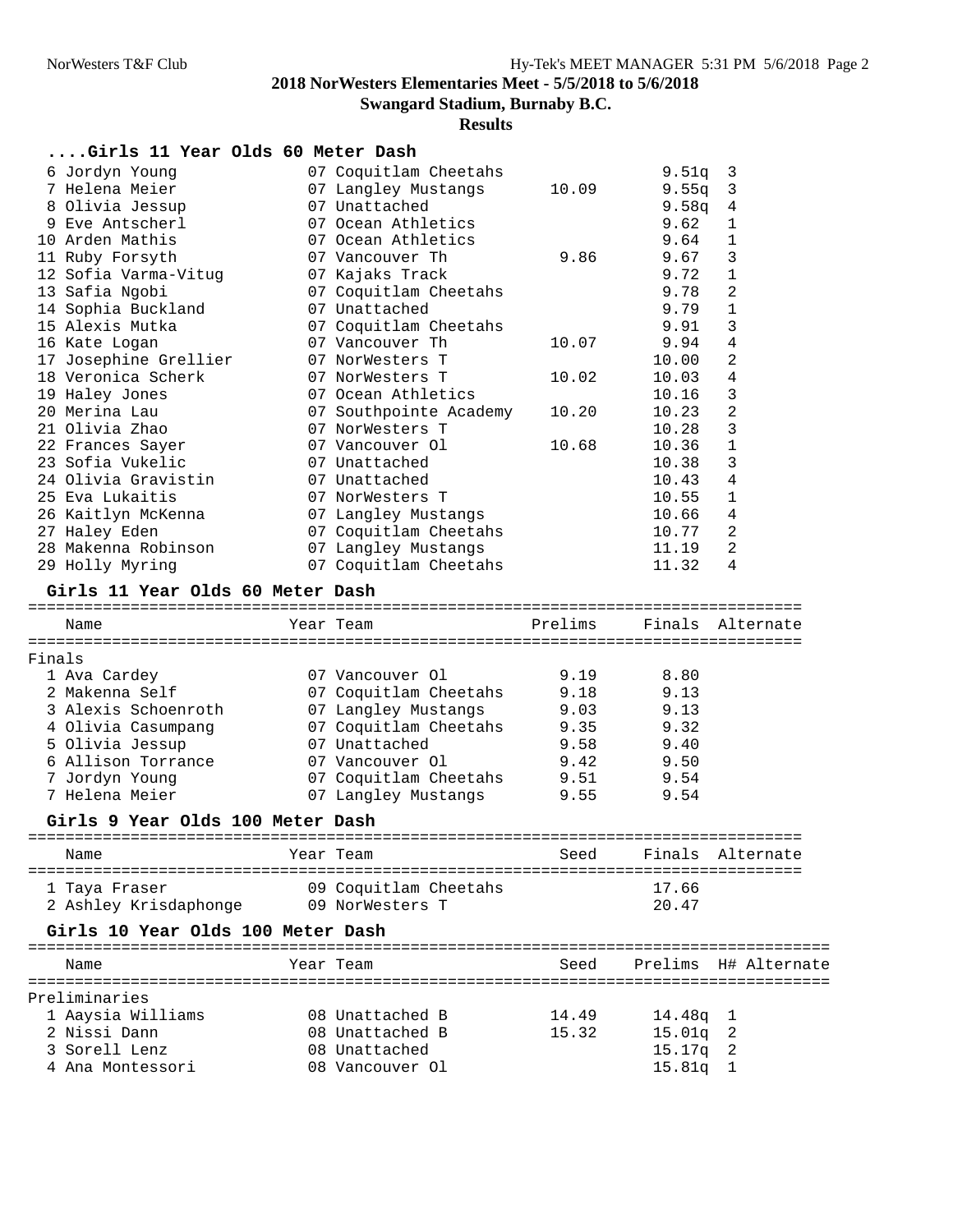**2018 NorWesters Elementaries Meet - 5/5/2018 to 5/6/2018**

**Swangard Stadium, Burnaby B.C.**

**Results**

### ....Girls 11 Year Olds 60 Meter Dash

| Place | Name | Year | Team | Seed | Prelims | H# |
|---|---|---|---|---|---|---|
| 6 | Jordyn Young | 07 | Coquitlam Cheetahs | | 9.51q | 3 |
| 7 | Helena Meier | 07 | Langley Mustangs | 10.09 | 9.55q | 3 |
| 8 | Olivia Jessup | 07 | Unattached | | 9.58q | 4 |
| 9 | Eve Antscherl | 07 | Ocean Athletics | | 9.62 | 1 |
| 10 | Arden Mathis | 07 | Ocean Athletics | | 9.64 | 1 |
| 11 | Ruby Forsyth | 07 | Vancouver Th | 9.86 | 9.67 | 3 |
| 12 | Sofia Varma-Vitug | 07 | Kajaks Track | | 9.72 | 1 |
| 13 | Safia Ngobi | 07 | Coquitlam Cheetahs | | 9.78 | 2 |
| 14 | Sophia Buckland | 07 | Unattached | | 9.79 | 1 |
| 15 | Alexis Mutka | 07 | Coquitlam Cheetahs | | 9.91 | 3 |
| 16 | Kate Logan | 07 | Vancouver Th | 10.07 | 9.94 | 4 |
| 17 | Josephine Grellier | 07 | NorWesters T | | 10.00 | 2 |
| 18 | Veronica Scherk | 07 | NorWesters T | 10.02 | 10.03 | 4 |
| 19 | Haley Jones | 07 | Ocean Athletics | | 10.16 | 3 |
| 20 | Merina Lau | 07 | Southpointe Academy | 10.20 | 10.23 | 2 |
| 21 | Olivia Zhao | 07 | NorWesters T | | 10.28 | 3 |
| 22 | Frances Sayer | 07 | Vancouver Ol | 10.68 | 10.36 | 1 |
| 23 | Sofia Vukelic | 07 | Unattached | | 10.38 | 3 |
| 24 | Olivia Gravistin | 07 | Unattached | | 10.43 | 4 |
| 25 | Eva Lukaitis | 07 | NorWesters T | | 10.55 | 1 |
| 26 | Kaitlyn McKenna | 07 | Langley Mustangs | | 10.66 | 4 |
| 27 | Haley Eden | 07 | Coquitlam Cheetahs | | 10.77 | 2 |
| 28 | Makenna Robinson | 07 | Langley Mustangs | | 11.19 | 2 |
| 29 | Holly Myring | 07 | Coquitlam Cheetahs | | 11.32 | 4 |

### Girls 11 Year Olds 60 Meter Dash

Finals

| Place | Name | Year | Team | Prelims | Finals | Alternate |
|---|---|---|---|---|---|---|
| 1 | Ava Cardey | 07 | Vancouver Ol | 9.19 | 8.80 | |
| 2 | Makenna Self | 07 | Coquitlam Cheetahs | 9.18 | 9.13 | |
| 3 | Alexis Schoenroth | 07 | Langley Mustangs | 9.03 | 9.13 | |
| 4 | Olivia Casumpang | 07 | Coquitlam Cheetahs | 9.35 | 9.32 | |
| 5 | Olivia Jessup | 07 | Unattached | 9.58 | 9.40 | |
| 6 | Allison Torrance | 07 | Vancouver Ol | 9.42 | 9.50 | |
| 7 | Jordyn Young | 07 | Coquitlam Cheetahs | 9.51 | 9.54 | |
| 7 | Helena Meier | 07 | Langley Mustangs | 9.55 | 9.54 | |

### Girls 9 Year Olds 100 Meter Dash

| Place | Name | Year | Team | Seed | Finals | Alternate |
|---|---|---|---|---|---|---|
| 1 | Taya Fraser | 09 | Coquitlam Cheetahs | | 17.66 | |
| 2 | Ashley Krisdaphonge | 09 | NorWesters T | | 20.47 | |

### Girls 10 Year Olds 100 Meter Dash

Preliminaries

| Place | Name | Year | Team | Seed | Prelims | H# | Alternate |
|---|---|---|---|---|---|---|---|
| 1 | Aaysia Williams | 08 | Unattached B | 14.49 | 14.48q | 1 | |
| 2 | Nissi Dann | 08 | Unattached B | 15.32 | 15.01q | 2 | |
| 3 | Sorell Lenz | 08 | Unattached | | 15.17q | 2 | |
| 4 | Ana Montessori | 08 | Vancouver Ol | | 15.81q | 1 | |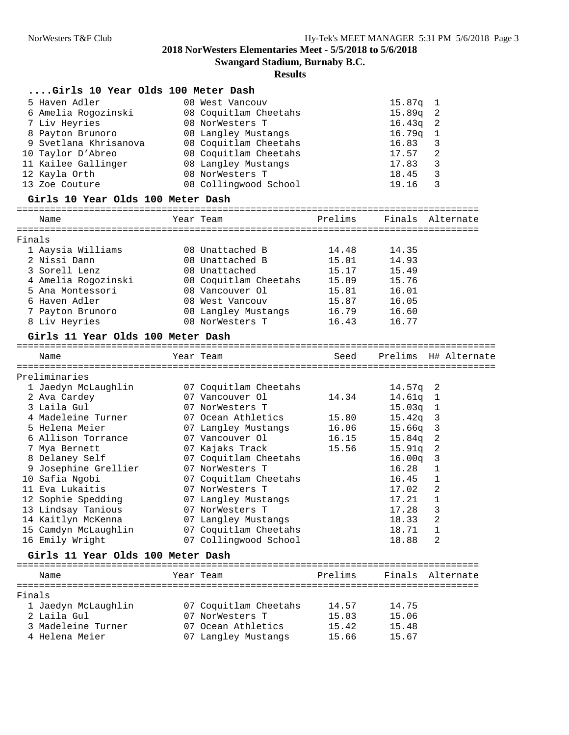**2018 NorWesters Elementaries Meet - 5/5/2018 to 5/6/2018**

**Swangard Stadium, Burnaby B.C.**

**Results**

### ....Girls 10 Year Olds 100 Meter Dash

| Place | Name | Year | Team | Prelims | H# |
|---|---|---|---|---|---|
| 5 | Haven Adler | 08 | West Vancouv | 15.87q | 1 |
| 6 | Amelia Rogozinski | 08 | Coquitlam Cheetahs | 15.89q | 2 |
| 7 | Liv Heyries | 08 | NorWesters T | 16.43q | 2 |
| 8 | Payton Brunoro | 08 | Langley Mustangs | 16.79q | 1 |
| 9 | Svetlana Khrisanova | 08 | Coquitlam Cheetahs | 16.83 | 3 |
| 10 | Taylor D’Abreo | 08 | Coquitlam Cheetahs | 17.57 | 2 |
| 11 | Kailee Gallinger | 08 | Langley Mustangs | 17.83 | 3 |
| 12 | Kayla Orth | 08 | NorWesters T | 18.45 | 3 |
| 13 | Zoe Couture | 08 | Collingwood School | 19.16 | 3 |

### Girls 10 Year Olds 100 Meter Dash

Finals

| Place | Name | Year | Team | Prelims | Finals | Alternate |
|---|---|---|---|---|---|---|
| 1 | Aaysia Williams | 08 | Unattached B | 14.48 | 14.35 | |
| 2 | Nissi Dann | 08 | Unattached B | 15.01 | 14.93 | |
| 3 | Sorell Lenz | 08 | Unattached | 15.17 | 15.49 | |
| 4 | Amelia Rogozinski | 08 | Coquitlam Cheetahs | 15.89 | 15.76 | |
| 5 | Ana Montessori | 08 | Vancouver Ol | 15.81 | 16.01 | |
| 6 | Haven Adler | 08 | West Vancouv | 15.87 | 16.05 | |
| 7 | Payton Brunoro | 08 | Langley Mustangs | 16.79 | 16.60 | |
| 8 | Liv Heyries | 08 | NorWesters T | 16.43 | 16.77 | |

### Girls 11 Year Olds 100 Meter Dash

Preliminaries

| Place | Name | Year | Team | Seed | Prelims | H# | Alternate |
|---|---|---|---|---|---|---|---|
| 1 | Jaedyn McLaughlin | 07 | Coquitlam Cheetahs | | 14.57q | 2 | |
| 2 | Ava Cardey | 07 | Vancouver Ol | 14.34 | 14.61q | 1 | |
| 3 | Laila Gul | 07 | NorWesters T | | 15.03q | 1 | |
| 4 | Madeleine Turner | 07 | Ocean Athletics | 15.80 | 15.42q | 3 | |
| 5 | Helena Meier | 07 | Langley Mustangs | 16.06 | 15.66q | 3 | |
| 6 | Allison Torrance | 07 | Vancouver Ol | 16.15 | 15.84q | 2 | |
| 7 | Mya Bernett | 07 | Kajaks Track | 15.56 | 15.91q | 2 | |
| 8 | Delaney Self | 07 | Coquitlam Cheetahs | | 16.00q | 3 | |
| 9 | Josephine Grellier | 07 | NorWesters T | | 16.28 | 1 | |
| 10 | Safia Ngobi | 07 | Coquitlam Cheetahs | | 16.45 | 1 | |
| 11 | Eva Lukaitis | 07 | NorWesters T | | 17.02 | 2 | |
| 12 | Sophie Spedding | 07 | Langley Mustangs | | 17.21 | 1 | |
| 13 | Lindsay Tanious | 07 | NorWesters T | | 17.28 | 3 | |
| 14 | Kaitlyn McKenna | 07 | Langley Mustangs | | 18.33 | 2 | |
| 15 | Camdyn McLaughlin | 07 | Coquitlam Cheetahs | | 18.71 | 1 | |
| 16 | Emily Wright | 07 | Collingwood School | | 18.88 | 2 | |

### Girls 11 Year Olds 100 Meter Dash

Finals

| Place | Name | Year | Team | Prelims | Finals | Alternate |
|---|---|---|---|---|---|---|
| 1 | Jaedyn McLaughlin | 07 | Coquitlam Cheetahs | 14.57 | 14.75 | |
| 2 | Laila Gul | 07 | NorWesters T | 15.03 | 15.06 | |
| 3 | Madeleine Turner | 07 | Ocean Athletics | 15.42 | 15.48 | |
| 4 | Helena Meier | 07 | Langley Mustangs | 15.66 | 15.67 | |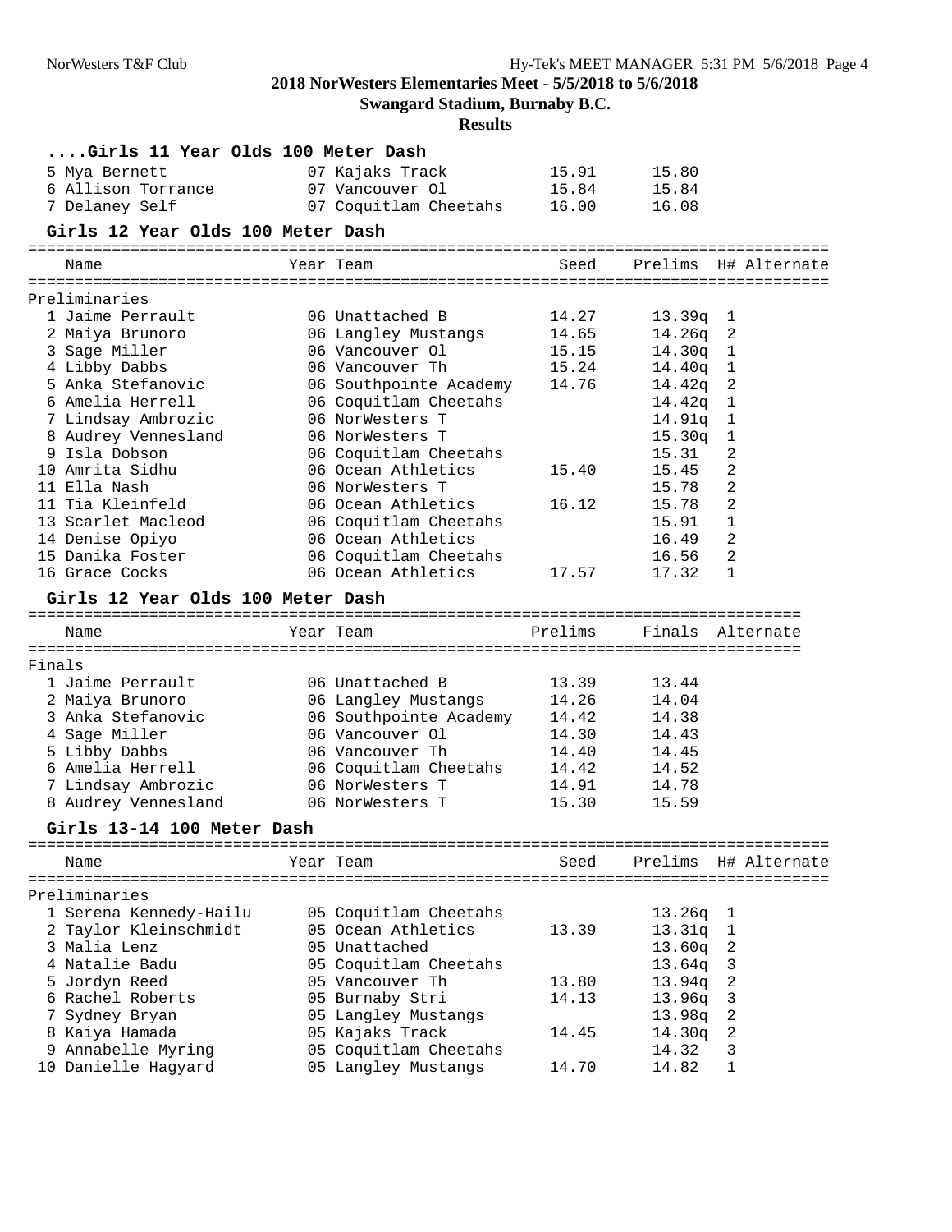**2018 NorWesters Elementaries Meet - 5/5/2018 to 5/6/2018**

**Swangard Stadium, Burnaby B.C.**

**Results**

### ....Girls 11 Year Olds 100 Meter Dash

| Place | Name | Year | Team | Prelims | Finals |
|---|---|---|---|---|---|
| 5 | Mya Bernett | 07 | Kajaks Track | 15.91 | 15.80 |
| 6 | Allison Torrance | 07 | Vancouver Ol | 15.84 | 15.84 |
| 7 | Delaney Self | 07 | Coquitlam Cheetahs | 16.00 | 16.08 |

### Girls 12 Year Olds 100 Meter Dash

Preliminaries

| Place | Name | Year | Team | Seed | Prelims | H# | Alternate |
|---|---|---|---|---|---|---|---|
| 1 | Jaime Perrault | 06 | Unattached B | 14.27 | 13.39q | 1 | |
| 2 | Maiya Brunoro | 06 | Langley Mustangs | 14.65 | 14.26q | 2 | |
| 3 | Sage Miller | 06 | Vancouver Ol | 15.15 | 14.30q | 1 | |
| 4 | Libby Dabbs | 06 | Vancouver Th | 15.24 | 14.40q | 1 | |
| 5 | Anka Stefanovic | 06 | Southpointe Academy | 14.76 | 14.42q | 2 | |
| 6 | Amelia Herrell | 06 | Coquitlam Cheetahs | | 14.42q | 1 | |
| 7 | Lindsay Ambrozic | 06 | NorWesters T | | 14.91q | 1 | |
| 8 | Audrey Vennesland | 06 | NorWesters T | | 15.30q | 1 | |
| 9 | Isla Dobson | 06 | Coquitlam Cheetahs | | 15.31 | 2 | |
| 10 | Amrita Sidhu | 06 | Ocean Athletics | 15.40 | 15.45 | 2 | |
| 11 | Ella Nash | 06 | NorWesters T | | 15.78 | 2 | |
| 11 | Tia Kleinfeld | 06 | Ocean Athletics | 16.12 | 15.78 | 2 | |
| 13 | Scarlet Macleod | 06 | Coquitlam Cheetahs | | 15.91 | 1 | |
| 14 | Denise Opiyo | 06 | Ocean Athletics | | 16.49 | 2 | |
| 15 | Danika Foster | 06 | Coquitlam Cheetahs | | 16.56 | 2 | |
| 16 | Grace Cocks | 06 | Ocean Athletics | 17.57 | 17.32 | 1 | |

### Girls 12 Year Olds 100 Meter Dash

Finals

| Place | Name | Year | Team | Prelims | Finals | Alternate |
|---|---|---|---|---|---|---|
| 1 | Jaime Perrault | 06 | Unattached B | 13.39 | 13.44 | |
| 2 | Maiya Brunoro | 06 | Langley Mustangs | 14.26 | 14.04 | |
| 3 | Anka Stefanovic | 06 | Southpointe Academy | 14.42 | 14.38 | |
| 4 | Sage Miller | 06 | Vancouver Ol | 14.30 | 14.43 | |
| 5 | Libby Dabbs | 06 | Vancouver Th | 14.40 | 14.45 | |
| 6 | Amelia Herrell | 06 | Coquitlam Cheetahs | 14.42 | 14.52 | |
| 7 | Lindsay Ambrozic | 06 | NorWesters T | 14.91 | 14.78 | |
| 8 | Audrey Vennesland | 06 | NorWesters T | 15.30 | 15.59 | |

### Girls 13-14 100 Meter Dash

Preliminaries

| Place | Name | Year | Team | Seed | Prelims | H# | Alternate |
|---|---|---|---|---|---|---|---|
| 1 | Serena Kennedy-Hailu | 05 | Coquitlam Cheetahs | | 13.26q | 1 | |
| 2 | Taylor Kleinschmidt | 05 | Ocean Athletics | 13.39 | 13.31q | 1 | |
| 3 | Malia Lenz | 05 | Unattached | | 13.60q | 2 | |
| 4 | Natalie Badu | 05 | Coquitlam Cheetahs | | 13.64q | 3 | |
| 5 | Jordyn Reed | 05 | Vancouver Th | 13.80 | 13.94q | 2 | |
| 6 | Rachel Roberts | 05 | Burnaby Stri | 14.13 | 13.96q | 3 | |
| 7 | Sydney Bryan | 05 | Langley Mustangs | | 13.98q | 2 | |
| 8 | Kaiya Hamada | 05 | Kajaks Track | 14.45 | 14.30q | 2 | |
| 9 | Annabelle Myring | 05 | Coquitlam Cheetahs | | 14.32 | 3 | |
| 10 | Danielle Hagyard | 05 | Langley Mustangs | 14.70 | 14.82 | 1 | |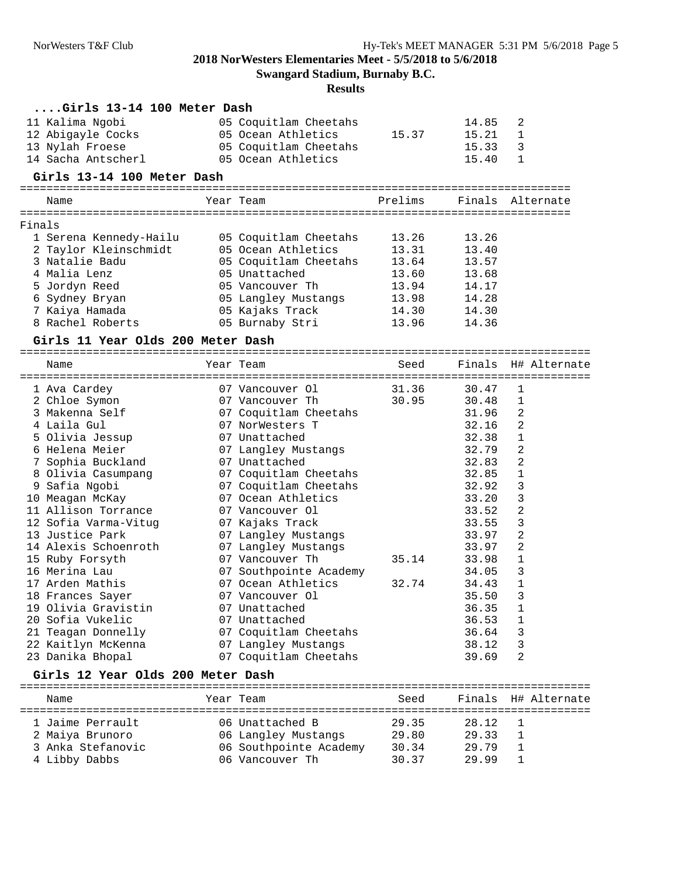## 2018 NorWesters Elementaries Meet - 5/5/2018 to 5/6/2018

**Swangard Stadium, Burnaby B.C.**

**Results**

### ....Girls 13-14 100 Meter Dash

| Place | Name | Year | Team | Prelims | Finals | H# |
|---|---|---|---|---|---|---|
| 11 | Kalima Ngobi | 05 | Coquitlam Cheetahs | | 14.85 | 2 |
| 12 | Abigayle Cocks | 05 | Ocean Athletics | 15.37 | 15.21 | 1 |
| 13 | Nylah Froese | 05 | Coquitlam Cheetahs | | 15.33 | 3 |
| 14 | Sacha Antscherl | 05 | Ocean Athletics | | 15.40 | 1 |

### Girls 13-14 100 Meter Dash

Finals

| Place | Name | Year | Team | Prelims | Finals | Alternate |
|---|---|---|---|---|---|---|
| 1 | Serena Kennedy-Hailu | 05 | Coquitlam Cheetahs | 13.26 | 13.26 | |
| 2 | Taylor Kleinschmidt | 05 | Ocean Athletics | 13.31 | 13.40 | |
| 3 | Natalie Badu | 05 | Coquitlam Cheetahs | 13.64 | 13.57 | |
| 4 | Malia Lenz | 05 | Unattached | 13.60 | 13.68 | |
| 5 | Jordyn Reed | 05 | Vancouver Th | 13.94 | 14.17 | |
| 6 | Sydney Bryan | 05 | Langley Mustangs | 13.98 | 14.28 | |
| 7 | Kaiya Hamada | 05 | Kajaks Track | 14.30 | 14.30 | |
| 8 | Rachel Roberts | 05 | Burnaby Stri | 13.96 | 14.36 | |

### Girls 11 Year Olds 200 Meter Dash

| Place | Name | Year | Team | Seed | Finals | H# | Alternate |
|---|---|---|---|---|---|---|---|
| 1 | Ava Cardey | 07 | Vancouver Ol | 31.36 | 30.47 | 1 | |
| 2 | Chloe Symon | 07 | Vancouver Th | 30.95 | 30.48 | 1 | |
| 3 | Makenna Self | 07 | Coquitlam Cheetahs | | 31.96 | 2 | |
| 4 | Laila Gul | 07 | NorWesters T | | 32.16 | 2 | |
| 5 | Olivia Jessup | 07 | Unattached | | 32.38 | 1 | |
| 6 | Helena Meier | 07 | Langley Mustangs | | 32.79 | 2 | |
| 7 | Sophia Buckland | 07 | Unattached | | 32.83 | 2 | |
| 8 | Olivia Casumpang | 07 | Coquitlam Cheetahs | | 32.85 | 1 | |
| 9 | Safia Ngobi | 07 | Coquitlam Cheetahs | | 32.92 | 3 | |
| 10 | Meagan McKay | 07 | Ocean Athletics | | 33.20 | 3 | |
| 11 | Allison Torrance | 07 | Vancouver Ol | | 33.52 | 2 | |
| 12 | Sofia Varma-Vitug | 07 | Kajaks Track | | 33.55 | 3 | |
| 13 | Justice Park | 07 | Langley Mustangs | | 33.97 | 2 | |
| 14 | Alexis Schoenroth | 07 | Langley Mustangs | | 33.97 | 2 | |
| 15 | Ruby Forsyth | 07 | Vancouver Th | 35.14 | 33.98 | 1 | |
| 16 | Merina Lau | 07 | Southpointe Academy | | 34.05 | 3 | |
| 17 | Arden Mathis | 07 | Ocean Athletics | 32.74 | 34.43 | 1 | |
| 18 | Frances Sayer | 07 | Vancouver Ol | | 35.50 | 3 | |
| 19 | Olivia Gravistin | 07 | Unattached | | 36.35 | 1 | |
| 20 | Sofia Vukelic | 07 | Unattached | | 36.53 | 1 | |
| 21 | Teagan Donnelly | 07 | Coquitlam Cheetahs | | 36.64 | 3 | |
| 22 | Kaitlyn McKenna | 07 | Langley Mustangs | | 38.12 | 3 | |
| 23 | Danika Bhopal | 07 | Coquitlam Cheetahs | | 39.69 | 2 | |

### Girls 12 Year Olds 200 Meter Dash

| Place | Name | Year | Team | Seed | Finals | H# | Alternate |
|---|---|---|---|---|---|---|---|
| 1 | Jaime Perrault | 06 | Unattached B | 29.35 | 28.12 | 1 | |
| 2 | Maiya Brunoro | 06 | Langley Mustangs | 29.80 | 29.33 | 1 | |
| 3 | Anka Stefanovic | 06 | Southpointe Academy | 30.34 | 29.79 | 1 | |
| 4 | Libby Dabbs | 06 | Vancouver Th | 30.37 | 29.99 | 1 | |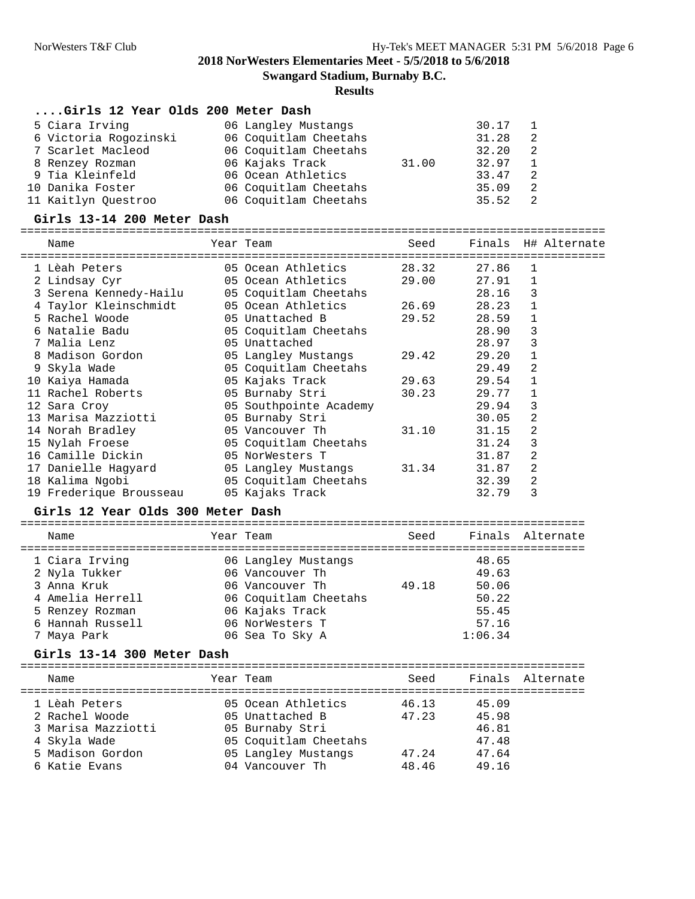# 2018 NorWesters Elementaries Meet - 5/5/2018 to 5/6/2018

**Swangard Stadium, Burnaby B.C.**

**Results**

### ....Girls 12 Year Olds 200 Meter Dash

| Place | Name | Year | Team | Seed | Finals | H# |
|---|---|---|---|---|---|---|
| 5 | Ciara Irving | 06 | Langley Mustangs | | 30.17 | 1 |
| 6 | Victoria Rogozinski | 06 | Coquitlam Cheetahs | | 31.28 | 2 |
| 7 | Scarlet Macleod | 06 | Coquitlam Cheetahs | | 32.20 | 2 |
| 8 | Renzey Rozman | 06 | Kajaks Track | 31.00 | 32.97 | 1 |
| 9 | Tia Kleinfeld | 06 | Ocean Athletics | | 33.47 | 2 |
| 10 | Danika Foster | 06 | Coquitlam Cheetahs | | 35.09 | 2 |
| 11 | Kaitlyn Questroo | 06 | Coquitlam Cheetahs | | 35.52 | 2 |

### Girls 13-14 200 Meter Dash

| Place | Name | Year | Team | Seed | Finals | H# | Alternate |
|---|---|---|---|---|---|---|---|
| 1 | Lèah Peters | 05 | Ocean Athletics | 28.32 | 27.86 | 1 | |
| 2 | Lindsay Cyr | 05 | Ocean Athletics | 29.00 | 27.91 | 1 | |
| 3 | Serena Kennedy-Hailu | 05 | Coquitlam Cheetahs | | 28.16 | 3 | |
| 4 | Taylor Kleinschmidt | 05 | Ocean Athletics | 26.69 | 28.23 | 1 | |
| 5 | Rachel Woode | 05 | Unattached B | 29.52 | 28.59 | 1 | |
| 6 | Natalie Badu | 05 | Coquitlam Cheetahs | | 28.90 | 3 | |
| 7 | Malia Lenz | 05 | Unattached | | 28.97 | 3 | |
| 8 | Madison Gordon | 05 | Langley Mustangs | 29.42 | 29.20 | 1 | |
| 9 | Skyla Wade | 05 | Coquitlam Cheetahs | | 29.49 | 2 | |
| 10 | Kaiya Hamada | 05 | Kajaks Track | 29.63 | 29.54 | 1 | |
| 11 | Rachel Roberts | 05 | Burnaby Stri | 30.23 | 29.77 | 1 | |
| 12 | Sara Croy | 05 | Southpointe Academy | | 29.94 | 3 | |
| 13 | Marisa Mazziotti | 05 | Burnaby Stri | | 30.05 | 2 | |
| 14 | Norah Bradley | 05 | Vancouver Th | 31.10 | 31.15 | 2 | |
| 15 | Nylah Froese | 05 | Coquitlam Cheetahs | | 31.24 | 3 | |
| 16 | Camille Dickin | 05 | NorWesters T | | 31.87 | 2 | |
| 17 | Danielle Hagyard | 05 | Langley Mustangs | 31.34 | 31.87 | 2 | |
| 18 | Kalima Ngobi | 05 | Coquitlam Cheetahs | | 32.39 | 2 | |
| 19 | Frederique Brousseau | 05 | Kajaks Track | | 32.79 | 3 | |

### Girls 12 Year Olds 300 Meter Dash

| Place | Name | Year | Team | Seed | Finals | Alternate |
|---|---|---|---|---|---|---|
| 1 | Ciara Irving | 06 | Langley Mustangs | | 48.65 | |
| 2 | Nyla Tukker | 06 | Vancouver Th | | 49.63 | |
| 3 | Anna Kruk | 06 | Vancouver Th | 49.18 | 50.06 | |
| 4 | Amelia Herrell | 06 | Coquitlam Cheetahs | | 50.22 | |
| 5 | Renzey Rozman | 06 | Kajaks Track | | 55.45 | |
| 6 | Hannah Russell | 06 | NorWesters T | | 57.16 | |
| 7 | Maya Park | 06 | Sea To Sky A | | 1:06.34 | |

### Girls 13-14 300 Meter Dash

| Place | Name | Year | Team | Seed | Finals | Alternate |
|---|---|---|---|---|---|---|
| 1 | Lèah Peters | 05 | Ocean Athletics | 46.13 | 45.09 | |
| 2 | Rachel Woode | 05 | Unattached B | 47.23 | 45.98 | |
| 3 | Marisa Mazziotti | 05 | Burnaby Stri | | 46.81 | |
| 4 | Skyla Wade | 05 | Coquitlam Cheetahs | | 47.48 | |
| 5 | Madison Gordon | 05 | Langley Mustangs | 47.24 | 47.64 | |
| 6 | Katie Evans | 04 | Vancouver Th | 48.46 | 49.16 | |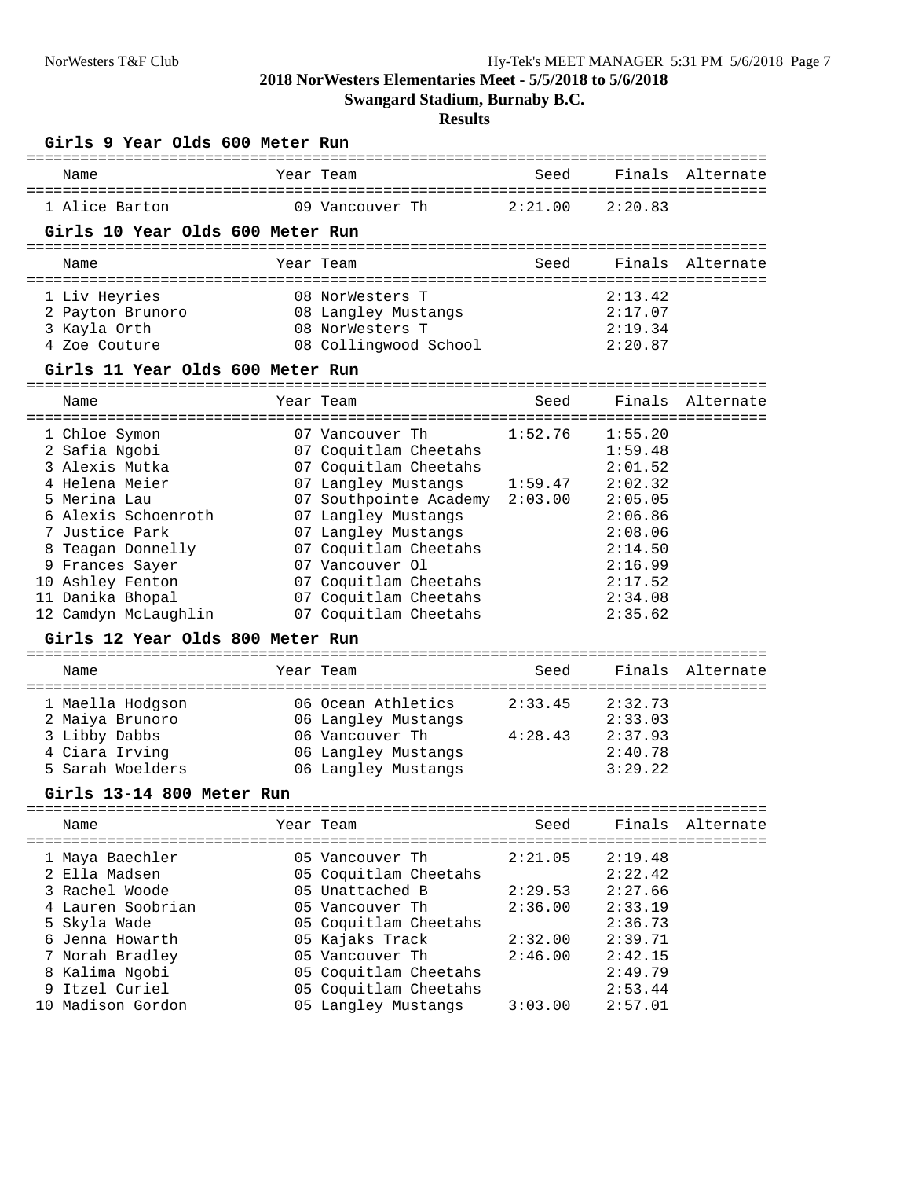# 2018 NorWesters Elementaries Meet - 5/5/2018 to 5/6/2018

## Swangard Stadium, Burnaby B.C.

### Results

#### Girls 9 Year Olds 600 Meter Run

| | Name | Year | Team | Seed | Finals | Alternate |
|---|---|---|---|---|---|---|
| 1 | Alice Barton | 09 | Vancouver Th | 2:21.00 | 2:20.83 | |

#### Girls 10 Year Olds 600 Meter Run

| | Name | Year | Team | Seed | Finals | Alternate |
|---|---|---|---|---|---|---|
| 1 | Liv Heyries | 08 | NorWesters T | | 2:13.42 | |
| 2 | Payton Brunoro | 08 | Langley Mustangs | | 2:17.07 | |
| 3 | Kayla Orth | 08 | NorWesters T | | 2:19.34 | |
| 4 | Zoe Couture | 08 | Collingwood School | | 2:20.87 | |

#### Girls 11 Year Olds 600 Meter Run

| | Name | Year | Team | Seed | Finals | Alternate |
|---|---|---|---|---|---|---|
| 1 | Chloe Symon | 07 | Vancouver Th | 1:52.76 | 1:55.20 | |
| 2 | Safia Ngobi | 07 | Coquitlam Cheetahs | | 1:59.48 | |
| 3 | Alexis Mutka | 07 | Coquitlam Cheetahs | | 2:01.52 | |
| 4 | Helena Meier | 07 | Langley Mustangs | 1:59.47 | 2:02.32 | |
| 5 | Merina Lau | 07 | Southpointe Academy | 2:03.00 | 2:05.05 | |
| 6 | Alexis Schoenroth | 07 | Langley Mustangs | | 2:06.86 | |
| 7 | Justice Park | 07 | Langley Mustangs | | 2:08.06 | |
| 8 | Teagan Donnelly | 07 | Coquitlam Cheetahs | | 2:14.50 | |
| 9 | Frances Sayer | 07 | Vancouver Ol | | 2:16.99 | |
| 10 | Ashley Fenton | 07 | Coquitlam Cheetahs | | 2:17.52 | |
| 11 | Danika Bhopal | 07 | Coquitlam Cheetahs | | 2:34.08 | |
| 12 | Camdyn McLaughlin | 07 | Coquitlam Cheetahs | | 2:35.62 | |

#### Girls 12 Year Olds 800 Meter Run

| | Name | Year | Team | Seed | Finals | Alternate |
|---|---|---|---|---|---|---|
| 1 | Maella Hodgson | 06 | Ocean Athletics | 2:33.45 | 2:32.73 | |
| 2 | Maiya Brunoro | 06 | Langley Mustangs | | 2:33.03 | |
| 3 | Libby Dabbs | 06 | Vancouver Th | 4:28.43 | 2:37.93 | |
| 4 | Ciara Irving | 06 | Langley Mustangs | | 2:40.78 | |
| 5 | Sarah Woelders | 06 | Langley Mustangs | | 3:29.22 | |

#### Girls 13-14 800 Meter Run

| | Name | Year | Team | Seed | Finals | Alternate |
|---|---|---|---|---|---|---|
| 1 | Maya Baechler | 05 | Vancouver Th | 2:21.05 | 2:19.48 | |
| 2 | Ella Madsen | 05 | Coquitlam Cheetahs | | 2:22.42 | |
| 3 | Rachel Woode | 05 | Unattached B | 2:29.53 | 2:27.66 | |
| 4 | Lauren Soobrian | 05 | Vancouver Th | 2:36.00 | 2:33.19 | |
| 5 | Skyla Wade | 05 | Coquitlam Cheetahs | | 2:36.73 | |
| 6 | Jenna Howarth | 05 | Kajaks Track | 2:32.00 | 2:39.71 | |
| 7 | Norah Bradley | 05 | Vancouver Th | 2:46.00 | 2:42.15 | |
| 8 | Kalima Ngobi | 05 | Coquitlam Cheetahs | | 2:49.79 | |
| 9 | Itzel Curiel | 05 | Coquitlam Cheetahs | | 2:53.44 | |
| 10 | Madison Gordon | 05 | Langley Mustangs | 3:03.00 | 2:57.01 | |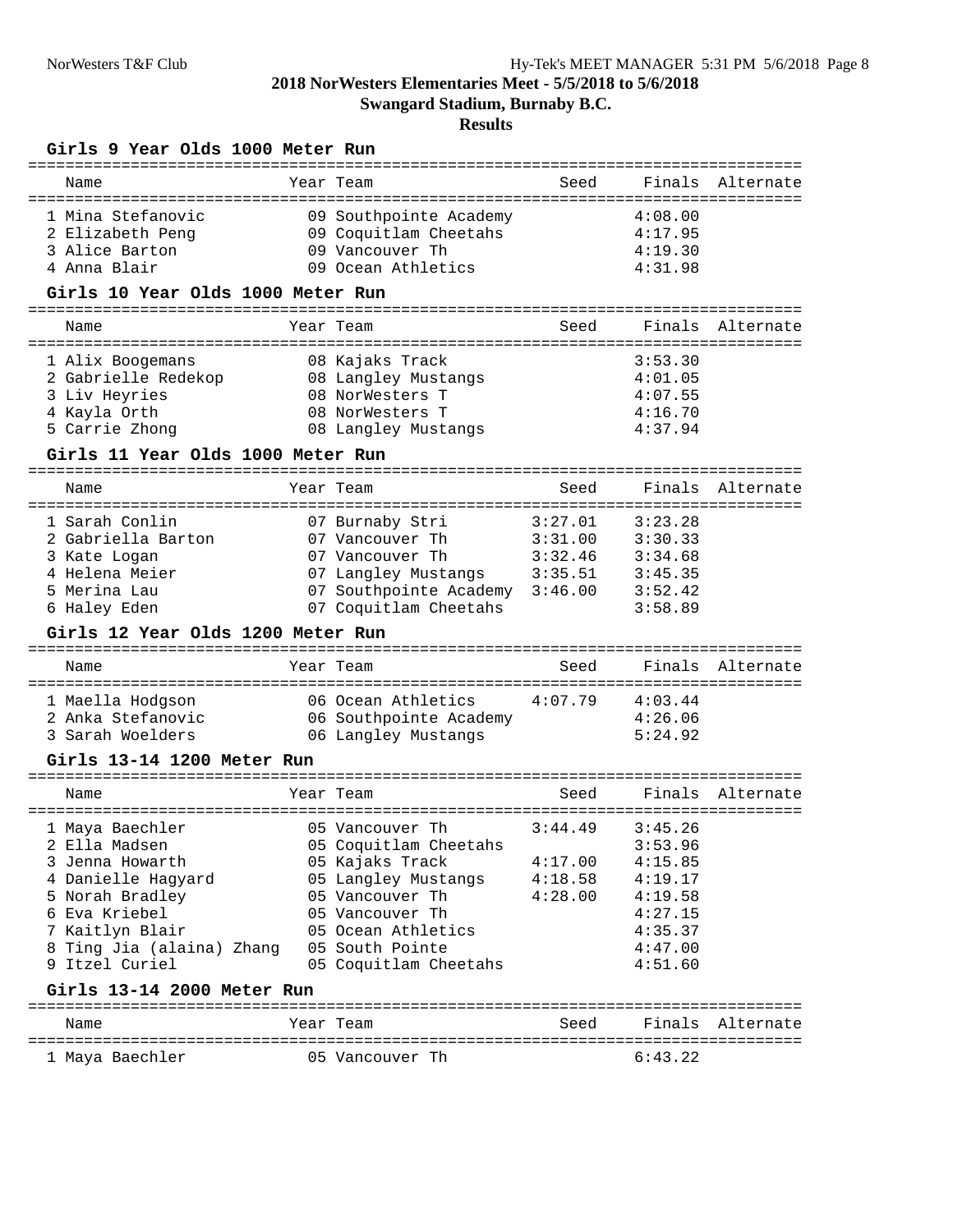# 2018 NorWesters Elementaries Meet - 5/5/2018 to 5/6/2018

## Swangard Stadium, Burnaby B.C.

### Results

#### Girls 9 Year Olds 1000 Meter Run

| | Name | Year | Team | Seed | Finals | Alternate |
|---|---|---|---|---|---|---|
| 1 | Mina Stefanovic | 09 | Southpointe Academy | | 4:08.00 | |
| 2 | Elizabeth Peng | 09 | Coquitlam Cheetahs | | 4:17.95 | |
| 3 | Alice Barton | 09 | Vancouver Th | | 4:19.30 | |
| 4 | Anna Blair | 09 | Ocean Athletics | | 4:31.98 | |

#### Girls 10 Year Olds 1000 Meter Run

| | Name | Year | Team | Seed | Finals | Alternate |
|---|---|---|---|---|---|---|
| 1 | Alix Boogemans | 08 | Kajaks Track | | 3:53.30 | |
| 2 | Gabrielle Redekop | 08 | Langley Mustangs | | 4:01.05 | |
| 3 | Liv Heyries | 08 | NorWesters T | | 4:07.55 | |
| 4 | Kayla Orth | 08 | NorWesters T | | 4:16.70 | |
| 5 | Carrie Zhong | 08 | Langley Mustangs | | 4:37.94 | |

#### Girls 11 Year Olds 1000 Meter Run

| | Name | Year | Team | Seed | Finals | Alternate |
|---|---|---|---|---|---|---|
| 1 | Sarah Conlin | 07 | Burnaby Stri | 3:27.01 | 3:23.28 | |
| 2 | Gabriella Barton | 07 | Vancouver Th | 3:31.00 | 3:30.33 | |
| 3 | Kate Logan | 07 | Vancouver Th | 3:32.46 | 3:34.68 | |
| 4 | Helena Meier | 07 | Langley Mustangs | 3:35.51 | 3:45.35 | |
| 5 | Merina Lau | 07 | Southpointe Academy | 3:46.00 | 3:52.42 | |
| 6 | Haley Eden | 07 | Coquitlam Cheetahs | | 3:58.89 | |

#### Girls 12 Year Olds 1200 Meter Run

| | Name | Year | Team | Seed | Finals | Alternate |
|---|---|---|---|---|---|---|
| 1 | Maella Hodgson | 06 | Ocean Athletics | 4:07.79 | 4:03.44 | |
| 2 | Anka Stefanovic | 06 | Southpointe Academy | | 4:26.06 | |
| 3 | Sarah Woelders | 06 | Langley Mustangs | | 5:24.92 | |

#### Girls 13-14 1200 Meter Run

| | Name | Year | Team | Seed | Finals | Alternate |
|---|---|---|---|---|---|---|
| 1 | Maya Baechler | 05 | Vancouver Th | 3:44.49 | 3:45.26 | |
| 2 | Ella Madsen | 05 | Coquitlam Cheetahs | | 3:53.96 | |
| 3 | Jenna Howarth | 05 | Kajaks Track | 4:17.00 | 4:15.85 | |
| 4 | Danielle Hagyard | 05 | Langley Mustangs | 4:18.58 | 4:19.17 | |
| 5 | Norah Bradley | 05 | Vancouver Th | 4:28.00 | 4:19.58 | |
| 6 | Eva Kriebel | 05 | Vancouver Th | | 4:27.15 | |
| 7 | Kaitlyn Blair | 05 | Ocean Athletics | | 4:35.37 | |
| 8 | Ting Jia (alaina) Zhang | 05 | South Pointe | | 4:47.00 | |
| 9 | Itzel Curiel | 05 | Coquitlam Cheetahs | | 4:51.60 | |

#### Girls 13-14 2000 Meter Run

| | Name | Year | Team | Seed | Finals | Alternate |
|---|---|---|---|---|---|---|
| 1 | Maya Baechler | 05 | Vancouver Th | | 6:43.22 | |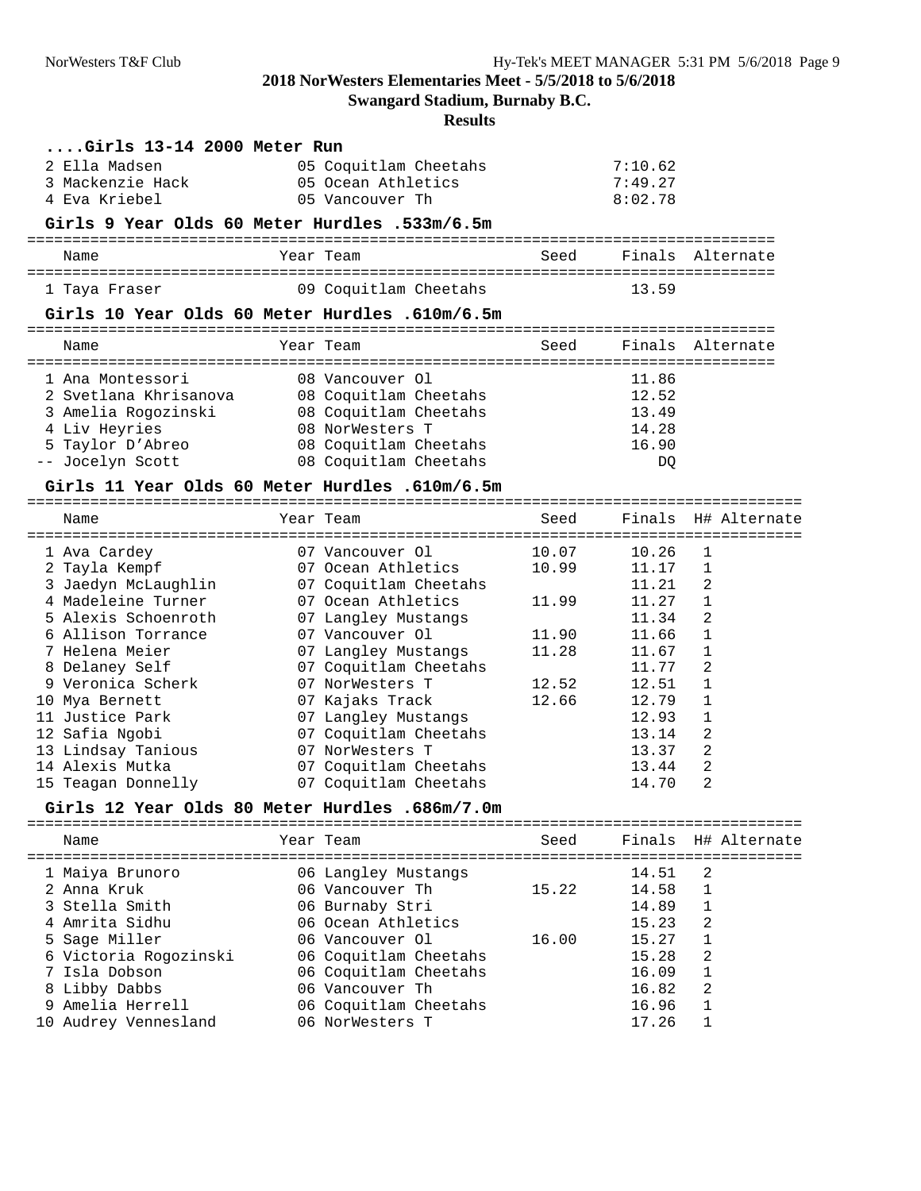**2018 NorWesters Elementaries Meet - 5/5/2018 to 5/6/2018**

**Swangard Stadium, Burnaby B.C.**

**Results**

### ....Girls 13-14 2000 Meter Run

| Place | Name | Year | Team | Finals |
|---|---|---|---|---|
| 2 | Ella Madsen | 05 | Coquitlam Cheetahs | 7:10.62 |
| 3 | Mackenzie Hack | 05 | Ocean Athletics | 7:49.27 |
| 4 | Eva Kriebel | 05 | Vancouver Th | 8:02.78 |

### Girls 9 Year Olds 60 Meter Hurdles .533m/6.5m

| Place | Name | Year | Team | Seed | Finals | Alternate |
|---|---|---|---|---|---|---|
| 1 | Taya Fraser | 09 | Coquitlam Cheetahs | | 13.59 | |

### Girls 10 Year Olds 60 Meter Hurdles .610m/6.5m

| Place | Name | Year | Team | Seed | Finals | Alternate |
|---|---|---|---|---|---|---|
| 1 | Ana Montessori | 08 | Vancouver Ol | | 11.86 | |
| 2 | Svetlana Khrisanova | 08 | Coquitlam Cheetahs | | 12.52 | |
| 3 | Amelia Rogozinski | 08 | Coquitlam Cheetahs | | 13.49 | |
| 4 | Liv Heyries | 08 | NorWesters T | | 14.28 | |
| 5 | Taylor D'Abreo | 08 | Coquitlam Cheetahs | | 16.90 | |
| -- | Jocelyn Scott | 08 | Coquitlam Cheetahs | | DQ | |

### Girls 11 Year Olds 60 Meter Hurdles .610m/6.5m

| Place | Name | Year | Team | Seed | Finals | H# | Alternate |
|---|---|---|---|---|---|---|---|
| 1 | Ava Cardey | 07 | Vancouver Ol | 10.07 | 10.26 | 1 | |
| 2 | Tayla Kempf | 07 | Ocean Athletics | 10.99 | 11.17 | 1 | |
| 3 | Jaedyn McLaughlin | 07 | Coquitlam Cheetahs | | 11.21 | 2 | |
| 4 | Madeleine Turner | 07 | Ocean Athletics | 11.99 | 11.27 | 1 | |
| 5 | Alexis Schoenroth | 07 | Langley Mustangs | | 11.34 | 2 | |
| 6 | Allison Torrance | 07 | Vancouver Ol | 11.90 | 11.66 | 1 | |
| 7 | Helena Meier | 07 | Langley Mustangs | 11.28 | 11.67 | 1 | |
| 8 | Delaney Self | 07 | Coquitlam Cheetahs | | 11.77 | 2 | |
| 9 | Veronica Scherk | 07 | NorWesters T | 12.52 | 12.51 | 1 | |
| 10 | Mya Bernett | 07 | Kajaks Track | 12.66 | 12.79 | 1 | |
| 11 | Justice Park | 07 | Langley Mustangs | | 12.93 | 1 | |
| 12 | Safia Ngobi | 07 | Coquitlam Cheetahs | | 13.14 | 2 | |
| 13 | Lindsay Tanious | 07 | NorWesters T | | 13.37 | 2 | |
| 14 | Alexis Mutka | 07 | Coquitlam Cheetahs | | 13.44 | 2 | |
| 15 | Teagan Donnelly | 07 | Coquitlam Cheetahs | | 14.70 | 2 | |

### Girls 12 Year Olds 80 Meter Hurdles .686m/7.0m

| Place | Name | Year | Team | Seed | Finals | H# | Alternate |
|---|---|---|---|---|---|---|---|
| 1 | Maiya Brunoro | 06 | Langley Mustangs | | 14.51 | 2 | |
| 2 | Anna Kruk | 06 | Vancouver Th | 15.22 | 14.58 | 1 | |
| 3 | Stella Smith | 06 | Burnaby Stri | | 14.89 | 1 | |
| 4 | Amrita Sidhu | 06 | Ocean Athletics | | 15.23 | 2 | |
| 5 | Sage Miller | 06 | Vancouver Ol | 16.00 | 15.27 | 1 | |
| 6 | Victoria Rogozinski | 06 | Coquitlam Cheetahs | | 15.28 | 2 | |
| 7 | Isla Dobson | 06 | Coquitlam Cheetahs | | 16.09 | 1 | |
| 8 | Libby Dabbs | 06 | Vancouver Th | | 16.82 | 2 | |
| 9 | Amelia Herrell | 06 | Coquitlam Cheetahs | | 16.96 | 1 | |
| 10 | Audrey Vennesland | 06 | NorWesters T | | 17.26 | 1 | |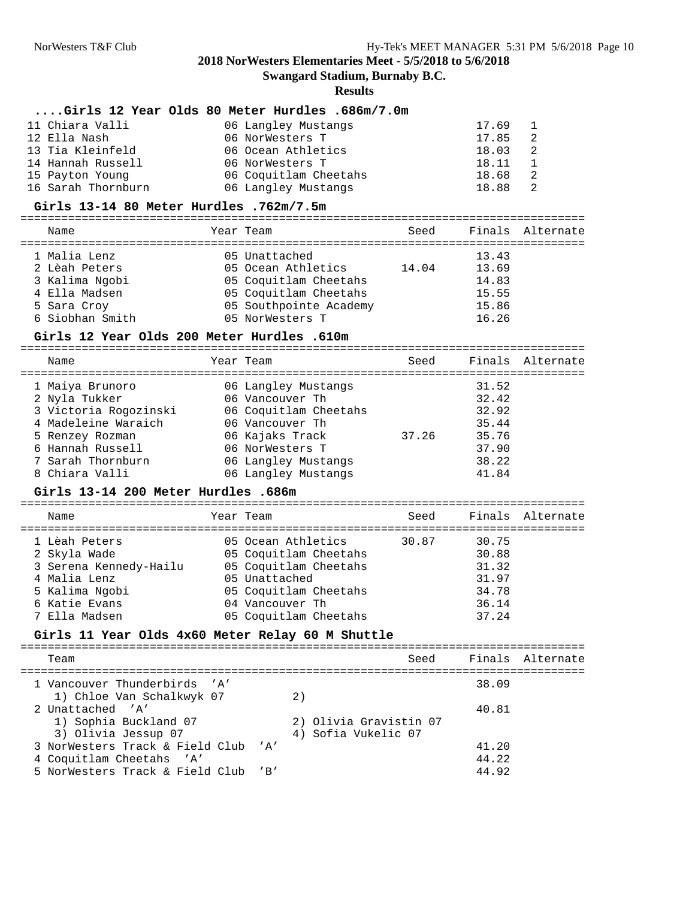## 2018 NorWesters Elementaries Meet - 5/5/2018 to 5/6/2018

**Swangard Stadium, Burnaby B.C.**

**Results**

### ....Girls 12 Year Olds 80 Meter Hurdles .686m/7.0m

| Place | Name | Year | Team | Finals | H# |
|---|---|---|---|---|---|
| 11 | Chiara Valli | 06 | Langley Mustangs | 17.69 | 1 |
| 12 | Ella Nash | 06 | NorWesters T | 17.85 | 2 |
| 13 | Tia Kleinfeld | 06 | Ocean Athletics | 18.03 | 2 |
| 14 | Hannah Russell | 06 | NorWesters T | 18.11 | 1 |
| 15 | Payton Young | 06 | Coquitlam Cheetahs | 18.68 | 2 |
| 16 | Sarah Thornburn | 06 | Langley Mustangs | 18.88 | 2 |

### Girls 13-14 80 Meter Hurdles .762m/7.5m

| Place | Name | Year | Team | Seed | Finals | Alternate |
|---|---|---|---|---|---|---|
| 1 | Malia Lenz | 05 | Unattached | | 13.43 | |
| 2 | Lèah Peters | 05 | Ocean Athletics | 14.04 | 13.69 | |
| 3 | Kalima Ngobi | 05 | Coquitlam Cheetahs | | 14.83 | |
| 4 | Ella Madsen | 05 | Coquitlam Cheetahs | | 15.55 | |
| 5 | Sara Croy | 05 | Southpointe Academy | | 15.86 | |
| 6 | Siobhan Smith | 05 | NorWesters T | | 16.26 | |

### Girls 12 Year Olds 200 Meter Hurdles .610m

| Place | Name | Year | Team | Seed | Finals | Alternate |
|---|---|---|---|---|---|---|
| 1 | Maiya Brunoro | 06 | Langley Mustangs | | 31.52 | |
| 2 | Nyla Tukker | 06 | Vancouver Th | | 32.42 | |
| 3 | Victoria Rogozinski | 06 | Coquitlam Cheetahs | | 32.92 | |
| 4 | Madeleine Waraich | 06 | Vancouver Th | | 35.44 | |
| 5 | Renzey Rozman | 06 | Kajaks Track | 37.26 | 35.76 | |
| 6 | Hannah Russell | 06 | NorWesters T | | 37.90 | |
| 7 | Sarah Thornburn | 06 | Langley Mustangs | | 38.22 | |
| 8 | Chiara Valli | 06 | Langley Mustangs | | 41.84 | |

### Girls 13-14 200 Meter Hurdles .686m

| Place | Name | Year | Team | Seed | Finals | Alternate |
|---|---|---|---|---|---|---|
| 1 | Lèah Peters | 05 | Ocean Athletics | 30.87 | 30.75 | |
| 2 | Skyla Wade | 05 | Coquitlam Cheetahs | | 30.88 | |
| 3 | Serena Kennedy-Hailu | 05 | Coquitlam Cheetahs | | 31.32 | |
| 4 | Malia Lenz | 05 | Unattached | | 31.97 | |
| 5 | Kalima Ngobi | 05 | Coquitlam Cheetahs | | 34.78 | |
| 6 | Katie Evans | 04 | Vancouver Th | | 36.14 | |
| 7 | Ella Madsen | 05 | Coquitlam Cheetahs | | 37.24 | |

### Girls 11 Year Olds 4x60 Meter Relay 60 M Shuttle

| Place | Team | Seed | Finals | Alternate |
|---|---|---|---|---|
| 1 | Vancouver Thunderbirds 'A' | | 38.09 | |
| | 1) Chloe Van Schalkwyk 07; 2) | | | |
| 2 | Unattached 'A' | | 40.81 | |
| | 1) Sophia Buckland 07; 2) Olivia Gravistin 07; 3) Olivia Jessup 07; 4) Sofia Vukelic 07 | | | |
| 3 | NorWesters Track & Field Club 'A' | | 41.20 | |
| 4 | Coquitlam Cheetahs 'A' | | 44.22 | |
| 5 | NorWesters Track & Field Club 'B' | | 44.92 | |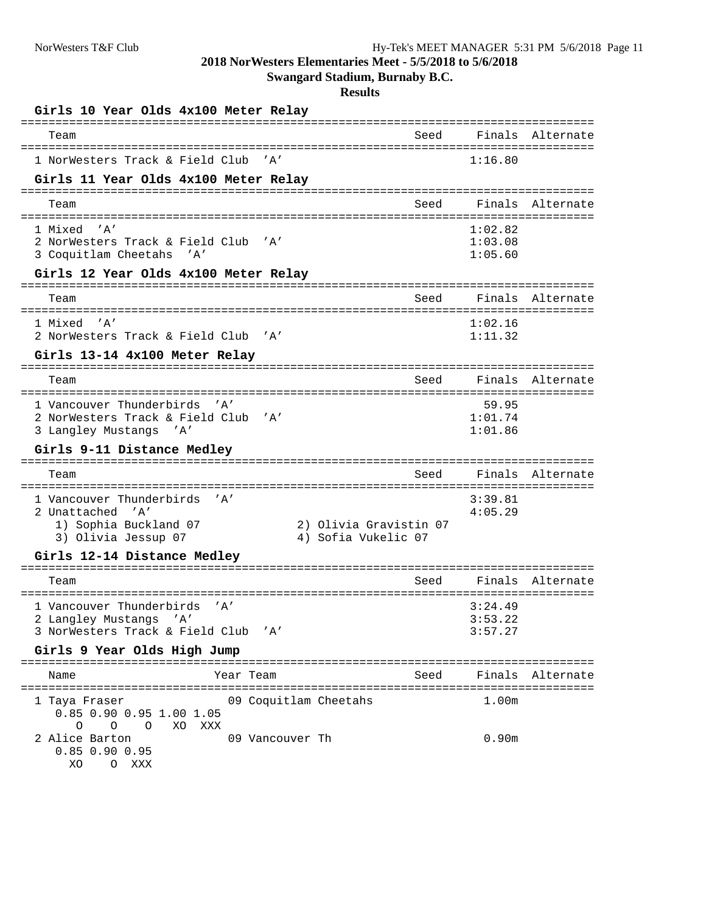## 2018 NorWesters Elementaries Meet - 5/5/2018 to 5/6/2018

**Swangard Stadium, Burnaby B.C.**

**Results**

### Girls 10 Year Olds 4x100 Meter Relay

| | Team | Seed | Finals | Alternate |
|---|---|---|---|---|
| 1 | NorWesters Track & Field Club 'A' | | 1:16.80 | |

### Girls 11 Year Olds 4x100 Meter Relay

| | Team | Seed | Finals | Alternate |
|---|---|---|---|---|
| 1 | Mixed 'A' | | 1:02.82 | |
| 2 | NorWesters Track & Field Club 'A' | | 1:03.08 | |
| 3 | Coquitlam Cheetahs 'A' | | 1:05.60 | |

### Girls 12 Year Olds 4x100 Meter Relay

| | Team | Seed | Finals | Alternate |
|---|---|---|---|---|
| 1 | Mixed 'A' | | 1:02.16 | |
| 2 | NorWesters Track & Field Club 'A' | | 1:11.32 | |

### Girls 13-14 4x100 Meter Relay

| | Team | Seed | Finals | Alternate |
|---|---|---|---|---|
| 1 | Vancouver Thunderbirds 'A' | | 59.95 | |
| 2 | NorWesters Track & Field Club 'A' | | 1:01.74 | |
| 3 | Langley Mustangs 'A' | | 1:01.86 | |

### Girls 9-11 Distance Medley

| | Team | Seed | Finals | Alternate |
|---|---|---|---|---|
| 1 | Vancouver Thunderbirds 'A' | | 3:39.81 | |
| 2 | Unattached 'A' | | 4:05.29 | |

1) Sophia Buckland 07 2) Olivia Gravistin 07
3) Olivia Jessup 07 4) Sofia Vukelic 07

### Girls 12-14 Distance Medley

| | Team | Seed | Finals | Alternate |
|---|---|---|---|---|
| 1 | Vancouver Thunderbirds 'A' | | 3:24.49 | |
| 2 | Langley Mustangs 'A' | | 3:53.22 | |
| 3 | NorWesters Track & Field Club 'A' | | 3:57.27 | |

### Girls 9 Year Olds High Jump

| | Name | Year | Team | Seed | Finals | Alternate |
|---|---|---|---|---|---|---|
| 1 | Taya Fraser | 09 | Coquitlam Cheetahs | | 1.00m | |
| 2 | Alice Barton | 09 | Vancouver Th | | 0.90m | |

Taya Fraser: 0.85 O, 0.90 O, 0.95 O, 1.00 XO, 1.05 XXX

Alice Barton: 0.85 XO, 0.90 O, 0.95 XXX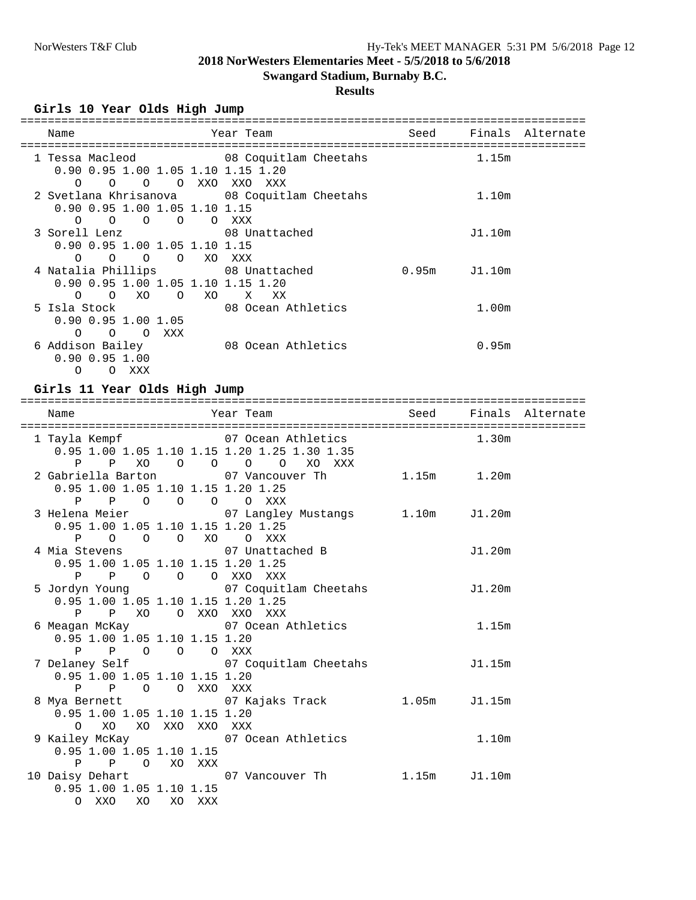**2018 NorWesters Elementaries Meet - 5/5/2018 to 5/6/2018**

**Swangard Stadium, Burnaby B.C.**

**Results**

### Girls 10 Year Olds High Jump

```
=====================================================================================
    Name                    Year Team                      Seed     Finals  Alternate
=====================================================================================
  1 Tessa Macleod           08 Coquitlam Cheetahs                    1.15m
     0.90 0.95 1.00 1.05 1.10 1.15 1.20
        O    O    O    O  XXO  XXO  XXX
  2 Svetlana Khrisanova     08 Coquitlam Cheetahs                    1.10m
     0.90 0.95 1.00 1.05 1.10 1.15
        O    O    O    O    O  XXX
  3 Sorell Lenz             08 Unattached                           J1.10m
     0.90 0.95 1.00 1.05 1.10 1.15
        O    O    O    O   XO  XXX
  4 Natalia Phillips        08 Unattached                  0.95m    J1.10m
     0.90 0.95 1.00 1.05 1.10 1.15 1.20
        O    O   XO    O   XO    X   XX
  5 Isla Stock              08 Ocean Athletics                       1.00m
     0.90 0.95 1.00 1.05
        O    O    O  XXX
  6 Addison Bailey          08 Ocean Athletics                       0.95m
     0.90 0.95 1.00
        O    O  XXX
```

### Girls 11 Year Olds High Jump

```
=====================================================================================
    Name                    Year Team                      Seed     Finals  Alternate
=====================================================================================
  1 Tayla Kempf             07 Ocean Athletics                       1.30m
     0.95 1.00 1.05 1.10 1.15 1.20 1.25 1.30 1.35
        P    P   XO    O    O    O    O   XO  XXX
  2 Gabriella Barton        07 Vancouver Th                1.15m     1.20m
     0.95 1.00 1.05 1.10 1.15 1.20 1.25
        P    P    O    O    O    O  XXX
  3 Helena Meier            07 Langley Mustangs            1.10m    J1.20m
     0.95 1.00 1.05 1.10 1.15 1.20 1.25
        P    O    O    O   XO    O  XXX
  4 Mia Stevens             07 Unattached B                         J1.20m
     0.95 1.00 1.05 1.10 1.15 1.20 1.25
        P    P    O    O    O  XXO  XXX
  5 Jordyn Young            07 Coquitlam Cheetahs                   J1.20m
     0.95 1.00 1.05 1.10 1.15 1.20 1.25
        P    P   XO    O  XXO  XXO  XXX
  6 Meagan McKay            07 Ocean Athletics                       1.15m
     0.95 1.00 1.05 1.10 1.15 1.20
        P    P    O    O    O  XXX
  7 Delaney Self            07 Coquitlam Cheetahs                   J1.15m
     0.95 1.00 1.05 1.10 1.15 1.20
        P    P    O    O  XXO  XXX
  8 Mya Bernett             07 Kajaks Track                1.05m    J1.15m
     0.95 1.00 1.05 1.10 1.15 1.20
        O   XO   XO  XXO  XXO  XXX
  9 Kailey McKay            07 Ocean Athletics                       1.10m
     0.95 1.00 1.05 1.10 1.15
        P    P    O   XO  XXX
 10 Daisy Dehart            07 Vancouver Th                1.15m    J1.10m
     0.95 1.00 1.05 1.10 1.15
        O  XXO   XO   XO  XXX
```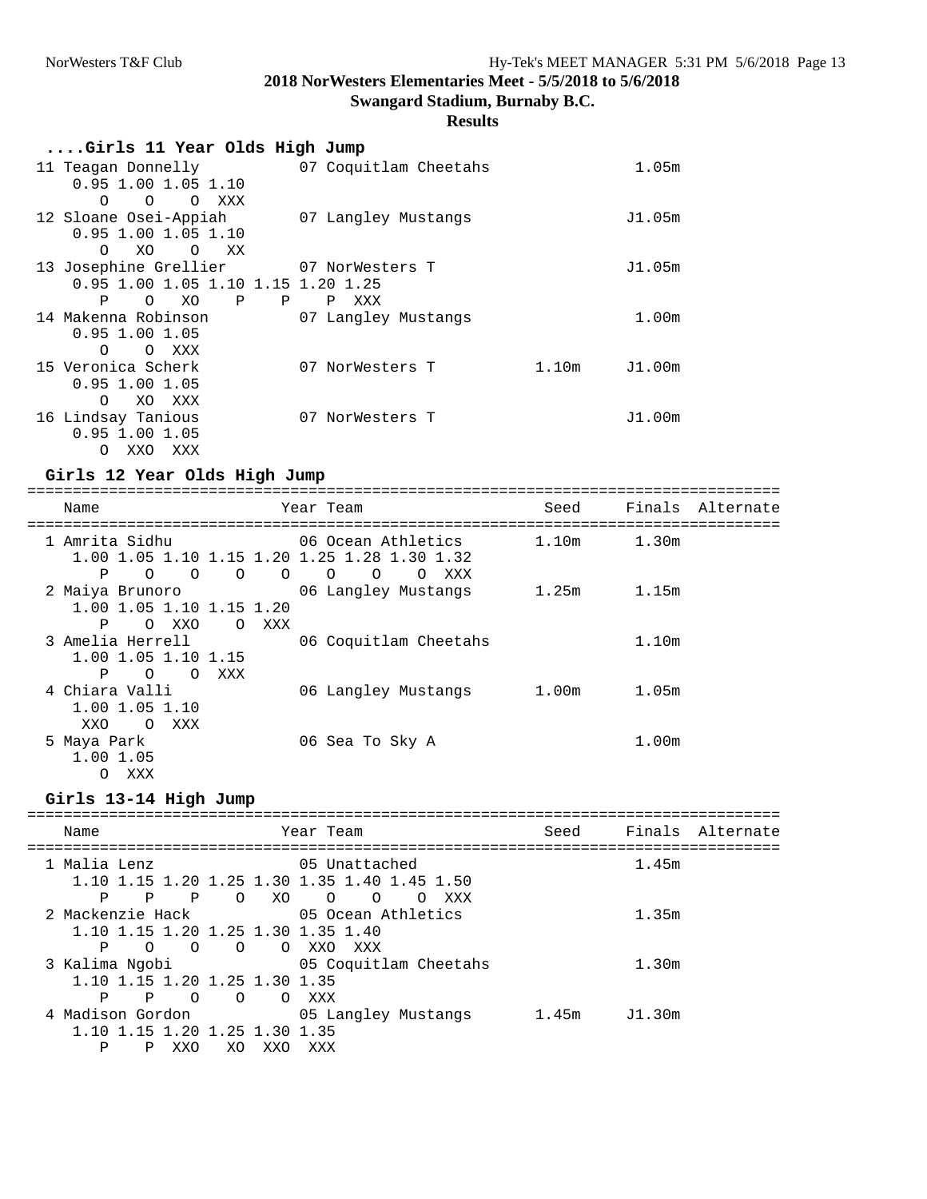# 2018 NorWesters Elementaries Meet - 5/5/2018 to 5/6/2018

## Swangard Stadium, Burnaby B.C.

### Results

#### ....Girls 11 Year Olds High Jump

```
 11 Teagan Donnelly           07 Coquitlam Cheetahs                1.05m
    0.95 1.00 1.05 1.10
       O    O    O  XXX
 12 Sloane Osei-Appiah        07 Langley Mustangs                 J1.05m
    0.95 1.00 1.05 1.10
       O   XO    O   XX
 13 Josephine Grellier        07 NorWesters T                     J1.05m
    0.95 1.00 1.05 1.10 1.15 1.20 1.25
       P    O   XO    P    P    P  XXX
 14 Makenna Robinson          07 Langley Mustangs                  1.00m
    0.95 1.00 1.05
       O    O  XXX
 15 Veronica Scherk           07 NorWesters T            1.10m    J1.00m
    0.95 1.00 1.05
       O   XO  XXX
 16 Lindsay Tanious           07 NorWesters T                     J1.00m
    0.95 1.00 1.05
       O  XXO  XXX
```

#### Girls 12 Year Olds High Jump

```
=====================================================================================
    Name                    Year Team                    Seed     Finals  Alternate
=====================================================================================
  1 Amrita Sidhu              06 Ocean Athletics         1.10m     1.30m
    1.00 1.05 1.10 1.15 1.20 1.25 1.28 1.30 1.32
       P    O    O    O    O    O    O    O  XXX
  2 Maiya Brunoro             06 Langley Mustangs        1.25m     1.15m
    1.00 1.05 1.10 1.15 1.20
       P    O  XXO    O  XXX
  3 Amelia Herrell            06 Coquitlam Cheetahs                1.10m
    1.00 1.05 1.10 1.15
       P    O    O  XXX
  4 Chiara Valli              06 Langley Mustangs        1.00m     1.05m
    1.00 1.05 1.10
     XXO    O  XXX
  5 Maya Park                 06 Sea To Sky A                      1.00m
    1.00 1.05
       O  XXX
```

#### Girls 13-14 High Jump

```
=====================================================================================
    Name                    Year Team                    Seed     Finals  Alternate
=====================================================================================
  1 Malia Lenz                05 Unattached                        1.45m
    1.10 1.15 1.20 1.25 1.30 1.35 1.40 1.45 1.50
       P    P    P    O   XO    O    O    O  XXX
  2 Mackenzie Hack            05 Ocean Athletics                   1.35m
    1.10 1.15 1.20 1.25 1.30 1.35 1.40
       P    O    O    O    O  XXO  XXX
  3 Kalima Ngobi              05 Coquitlam Cheetahs                1.30m
    1.10 1.15 1.20 1.25 1.30 1.35
       P    P    O    O    O  XXX
  4 Madison Gordon            05 Langley Mustangs        1.45m    J1.30m
    1.10 1.15 1.20 1.25 1.30 1.35
       P    P  XXO   XO  XXO  XXX
```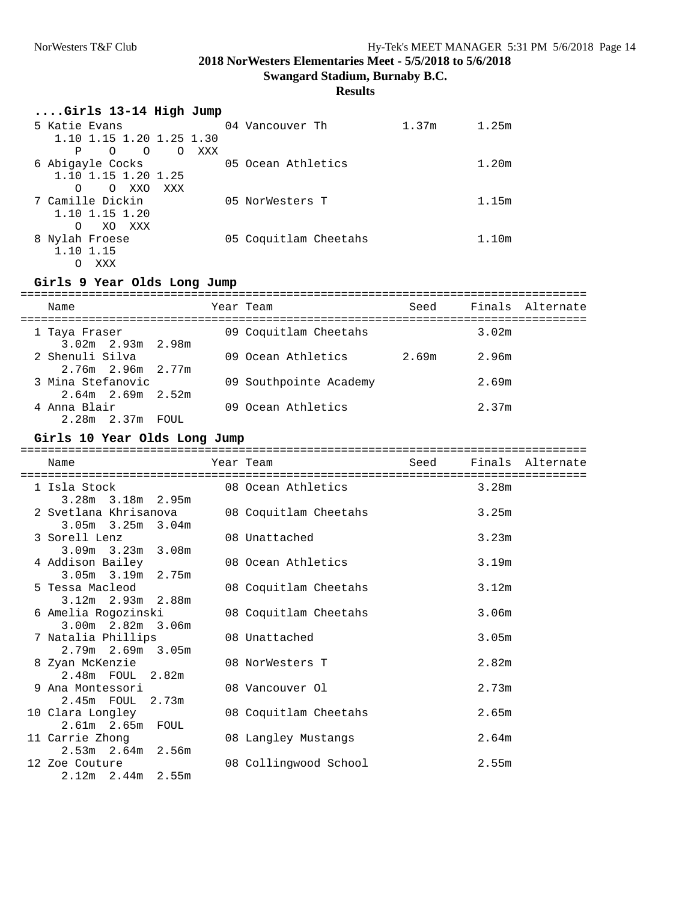## 2018 NorWesters Elementaries Meet - 5/5/2018 to 5/6/2018

**Swangard Stadium, Burnaby B.C.**

**Results**

### ....Girls 13-14 High Jump

| Place | Name | Year | Team | Seed | Finals |
|---|---|---|---|---|---|
| 5 | Katie Evans | 04 | Vancouver Th | 1.37m | 1.25m |
| | 1.10 1.15 1.20 1.25 1.30 / P O O O XXX | | | | |
| 6 | Abigayle Cocks | 05 | Ocean Athletics | | 1.20m |
| | 1.10 1.15 1.20 1.25 / O O XXO XXX | | | | |
| 7 | Camille Dickin | 05 | NorWesters T | | 1.15m |
| | 1.10 1.15 1.20 / O XO XXX | | | | |
| 8 | Nylah Froese | 05 | Coquitlam Cheetahs | | 1.10m |
| | 1.10 1.15 / O XXX | | | | |

### Girls 9 Year Olds Long Jump

| Place | Name | Year | Team | Seed | Finals | Alternate |
|---|---|---|---|---|---|---|
| 1 | Taya Fraser | 09 | Coquitlam Cheetahs | | 3.02m | |
| | 3.02m 2.93m 2.98m | | | | | |
| 2 | Shenuli Silva | 09 | Ocean Athletics | 2.69m | 2.96m | |
| | 2.76m 2.96m 2.77m | | | | | |
| 3 | Mina Stefanovic | 09 | Southpointe Academy | | 2.69m | |
| | 2.64m 2.69m 2.52m | | | | | |
| 4 | Anna Blair | 09 | Ocean Athletics | | 2.37m | |
| | 2.28m 2.37m FOUL | | | | | |

### Girls 10 Year Olds Long Jump

| Place | Name | Year | Team | Seed | Finals | Alternate |
|---|---|---|---|---|---|---|
| 1 | Isla Stock | 08 | Ocean Athletics | | 3.28m | |
| | 3.28m 3.18m 2.95m | | | | | |
| 2 | Svetlana Khrisanova | 08 | Coquitlam Cheetahs | | 3.25m | |
| | 3.05m 3.25m 3.04m | | | | | |
| 3 | Sorell Lenz | 08 | Unattached | | 3.23m | |
| | 3.09m 3.23m 3.08m | | | | | |
| 4 | Addison Bailey | 08 | Ocean Athletics | | 3.19m | |
| | 3.05m 3.19m 2.75m | | | | | |
| 5 | Tessa Macleod | 08 | Coquitlam Cheetahs | | 3.12m | |
| | 3.12m 2.93m 2.88m | | | | | |
| 6 | Amelia Rogozinski | 08 | Coquitlam Cheetahs | | 3.06m | |
| | 3.00m 2.82m 3.06m | | | | | |
| 7 | Natalia Phillips | 08 | Unattached | | 3.05m | |
| | 2.79m 2.69m 3.05m | | | | | |
| 8 | Zyan McKenzie | 08 | NorWesters T | | 2.82m | |
| | 2.48m FOUL 2.82m | | | | | |
| 9 | Ana Montessori | 08 | Vancouver Ol | | 2.73m | |
| | 2.45m FOUL 2.73m | | | | | |
| 10 | Clara Longley | 08 | Coquitlam Cheetahs | | 2.65m | |
| | 2.61m 2.65m FOUL | | | | | |
| 11 | Carrie Zhong | 08 | Langley Mustangs | | 2.64m | |
| | 2.53m 2.64m 2.56m | | | | | |
| 12 | Zoe Couture | 08 | Collingwood School | | 2.55m | |
| | 2.12m 2.44m 2.55m | | | | | |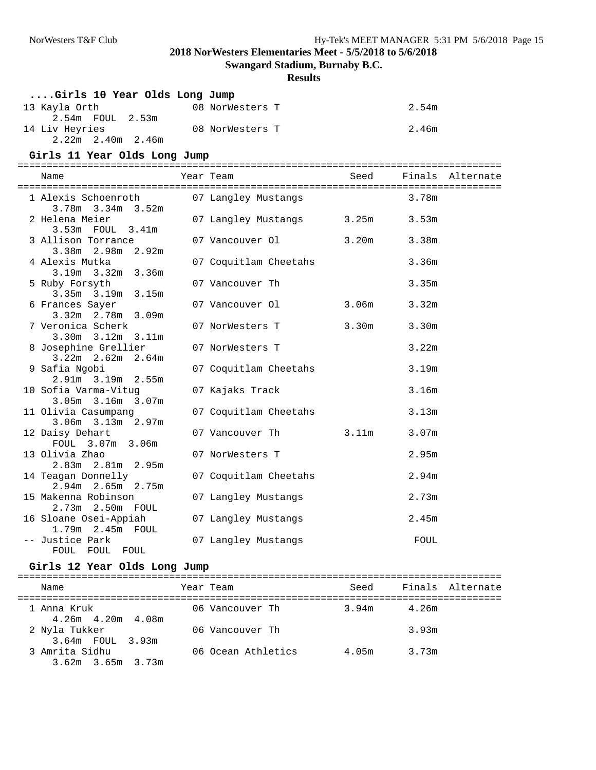**2018 NorWesters Elementaries Meet - 5/5/2018 to 5/6/2018**

**Swangard Stadium, Burnaby B.C.**

**Results**

### ....Girls 10 Year Olds Long Jump

| Place | Name | Year | Team | Seed | Finals | Alternate |
|---|---|---|---|---|---|---|
| 13 | Kayla Orth | 08 | NorWesters T | | 2.54m | |
| | 2.54m FOUL 2.53m | | | | | |
| 14 | Liv Heyries | 08 | NorWesters T | | 2.46m | |
| | 2.22m 2.40m 2.46m | | | | | |

### Girls 11 Year Olds Long Jump

| Place | Name | Year | Team | Seed | Finals | Alternate |
|---|---|---|---|---|---|---|
| 1 | Alexis Schoenroth | 07 | Langley Mustangs | | 3.78m | |
| | 3.78m 3.34m 3.52m | | | | | |
| 2 | Helena Meier | 07 | Langley Mustangs | 3.25m | 3.53m | |
| | 3.53m FOUL 3.41m | | | | | |
| 3 | Allison Torrance | 07 | Vancouver Ol | 3.20m | 3.38m | |
| | 3.38m 2.98m 2.92m | | | | | |
| 4 | Alexis Mutka | 07 | Coquitlam Cheetahs | | 3.36m | |
| | 3.19m 3.32m 3.36m | | | | | |
| 5 | Ruby Forsyth | 07 | Vancouver Th | | 3.35m | |
| | 3.35m 3.19m 3.15m | | | | | |
| 6 | Frances Sayer | 07 | Vancouver Ol | 3.06m | 3.32m | |
| | 3.32m 2.78m 3.09m | | | | | |
| 7 | Veronica Scherk | 07 | NorWesters T | 3.30m | 3.30m | |
| | 3.30m 3.12m 3.11m | | | | | |
| 8 | Josephine Grellier | 07 | NorWesters T | | 3.22m | |
| | 3.22m 2.62m 2.64m | | | | | |
| 9 | Safia Ngobi | 07 | Coquitlam Cheetahs | | 3.19m | |
| | 2.91m 3.19m 2.55m | | | | | |
| 10 | Sofia Varma-Vitug | 07 | Kajaks Track | | 3.16m | |
| | 3.05m 3.16m 3.07m | | | | | |
| 11 | Olivia Casumpang | 07 | Coquitlam Cheetahs | | 3.13m | |
| | 3.06m 3.13m 2.97m | | | | | |
| 12 | Daisy Dehart | 07 | Vancouver Th | 3.11m | 3.07m | |
| | FOUL 3.07m 3.06m | | | | | |
| 13 | Olivia Zhao | 07 | NorWesters T | | 2.95m | |
| | 2.83m 2.81m 2.95m | | | | | |
| 14 | Teagan Donnelly | 07 | Coquitlam Cheetahs | | 2.94m | |
| | 2.94m 2.65m 2.75m | | | | | |
| 15 | Makenna Robinson | 07 | Langley Mustangs | | 2.73m | |
| | 2.73m 2.50m FOUL | | | | | |
| 16 | Sloane Osei-Appiah | 07 | Langley Mustangs | | 2.45m | |
| | 1.79m 2.45m FOUL | | | | | |
| -- | Justice Park | 07 | Langley Mustangs | | FOUL | |
| | FOUL FOUL FOUL | | | | | |

### Girls 12 Year Olds Long Jump

| Place | Name | Year | Team | Seed | Finals | Alternate |
|---|---|---|---|---|---|---|
| 1 | Anna Kruk | 06 | Vancouver Th | 3.94m | 4.26m | |
| | 4.26m 4.20m 4.08m | | | | | |
| 2 | Nyla Tukker | 06 | Vancouver Th | | 3.93m | |
| | 3.64m FOUL 3.93m | | | | | |
| 3 | Amrita Sidhu | 06 | Ocean Athletics | 4.05m | 3.73m | |
| | 3.62m 3.65m 3.73m | | | | | |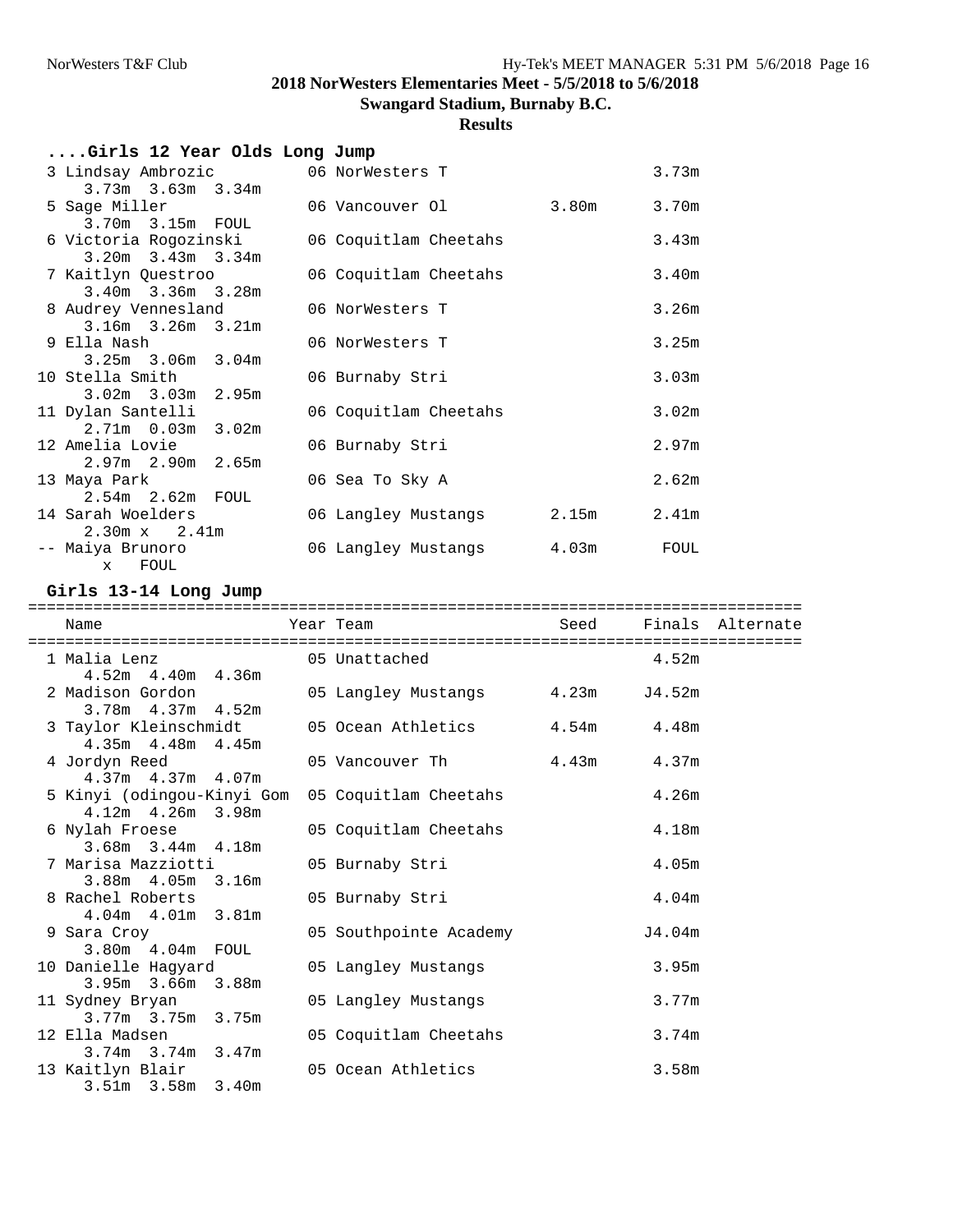**2018 NorWesters Elementaries Meet - 5/5/2018 to 5/6/2018**

**Swangard Stadium, Burnaby B.C.**

**Results**

### ....Girls 12 Year Olds Long Jump

| Place | Name | Year | Team | Seed | Finals |
|---|---|---|---|---|---|
| 3 | Lindsay Ambrozic | 06 | NorWesters T | | 3.73m |
| | 3.73m 3.63m 3.34m | | | | |
| 5 | Sage Miller | 06 | Vancouver Ol | 3.80m | 3.70m |
| | 3.70m 3.15m FOUL | | | | |
| 6 | Victoria Rogozinski | 06 | Coquitlam Cheetahs | | 3.43m |
| | 3.20m 3.43m 3.34m | | | | |
| 7 | Kaitlyn Questroo | 06 | Coquitlam Cheetahs | | 3.40m |
| | 3.40m 3.36m 3.28m | | | | |
| 8 | Audrey Vennesland | 06 | NorWesters T | | 3.26m |
| | 3.16m 3.26m 3.21m | | | | |
| 9 | Ella Nash | 06 | NorWesters T | | 3.25m |
| | 3.25m 3.06m 3.04m | | | | |
| 10 | Stella Smith | 06 | Burnaby Stri | | 3.03m |
| | 3.02m 3.03m 2.95m | | | | |
| 11 | Dylan Santelli | 06 | Coquitlam Cheetahs | | 3.02m |
| | 2.71m 0.03m 3.02m | | | | |
| 12 | Amelia Lovie | 06 | Burnaby Stri | | 2.97m |
| | 2.97m 2.90m 2.65m | | | | |
| 13 | Maya Park | 06 | Sea To Sky A | | 2.62m |
| | 2.54m 2.62m FOUL | | | | |
| 14 | Sarah Woelders | 06 | Langley Mustangs | 2.15m | 2.41m |
| | 2.30m x 2.41m | | | | |
| -- | Maiya Brunoro | 06 | Langley Mustangs | 4.03m | FOUL |
| | x FOUL | | | | |

### Girls 13-14 Long Jump

| Place | Name | Year | Team | Seed | Finals | Alternate |
|---|---|---|---|---|---|---|
| 1 | Malia Lenz | 05 | Unattached | | 4.52m | |
| | 4.52m 4.40m 4.36m | | | | | |
| 2 | Madison Gordon | 05 | Langley Mustangs | 4.23m | J4.52m | |
| | 3.78m 4.37m 4.52m | | | | | |
| 3 | Taylor Kleinschmidt | 05 | Ocean Athletics | 4.54m | 4.48m | |
| | 4.35m 4.48m 4.45m | | | | | |
| 4 | Jordyn Reed | 05 | Vancouver Th | 4.43m | 4.37m | |
| | 4.37m 4.37m 4.07m | | | | | |
| 5 | Kinyi (odingou-Kinyi Gom | 05 | Coquitlam Cheetahs | | 4.26m | |
| | 4.12m 4.26m 3.98m | | | | | |
| 6 | Nylah Froese | 05 | Coquitlam Cheetahs | | 4.18m | |
| | 3.68m 3.44m 4.18m | | | | | |
| 7 | Marisa Mazziotti | 05 | Burnaby Stri | | 4.05m | |
| | 3.88m 4.05m 3.16m | | | | | |
| 8 | Rachel Roberts | 05 | Burnaby Stri | | 4.04m | |
| | 4.04m 4.01m 3.81m | | | | | |
| 9 | Sara Croy | 05 | Southpointe Academy | | J4.04m | |
| | 3.80m 4.04m FOUL | | | | | |
| 10 | Danielle Hagyard | 05 | Langley Mustangs | | 3.95m | |
| | 3.95m 3.66m 3.88m | | | | | |
| 11 | Sydney Bryan | 05 | Langley Mustangs | | 3.77m | |
| | 3.77m 3.75m 3.75m | | | | | |
| 12 | Ella Madsen | 05 | Coquitlam Cheetahs | | 3.74m | |
| | 3.74m 3.74m 3.47m | | | | | |
| 13 | Kaitlyn Blair | 05 | Ocean Athletics | | 3.58m | |
| | 3.51m 3.58m 3.40m | | | | | |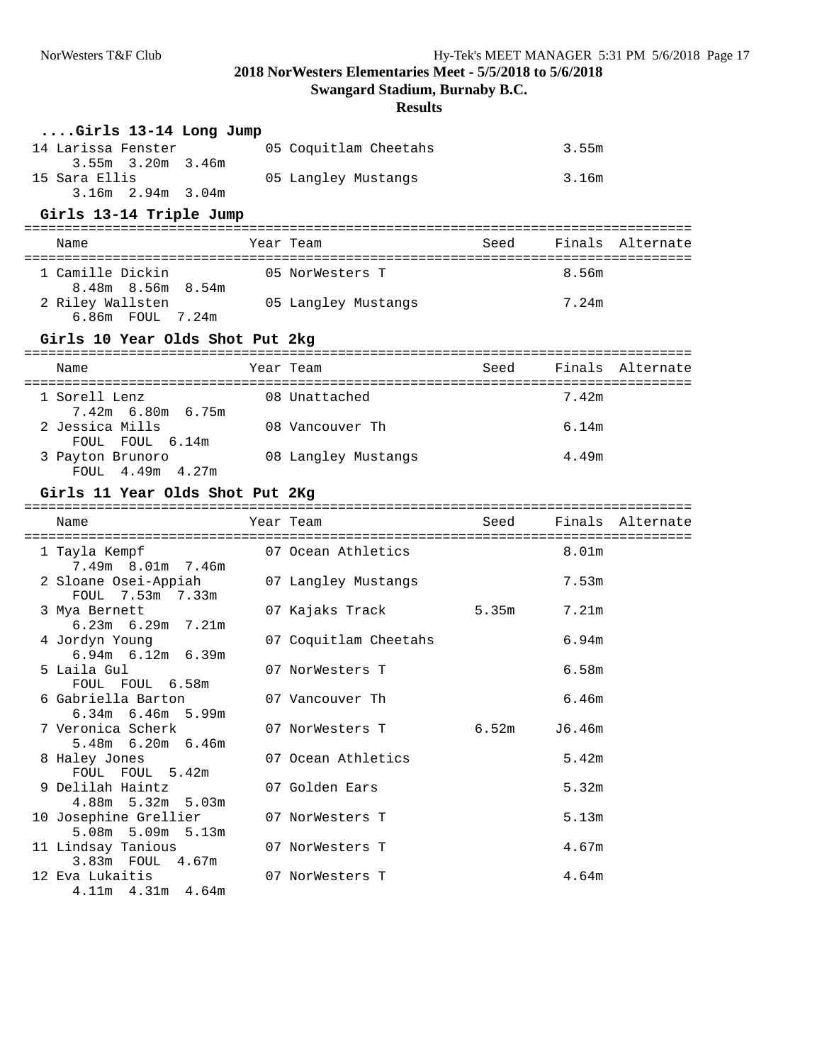## 2018 NorWesters Elementaries Meet - 5/5/2018 to 5/6/2018

**Swangard Stadium, Burnaby B.C.**

**Results**

### ....Girls 13-14 Long Jump

| Name | Year | Team | Seed | Finals | Alternate |
|---|---|---|---|---|---|
| 14 Larissa Fenster | 05 | Coquitlam Cheetahs | | 3.55m | |
| 3.55m 3.20m 3.46m | | | | | |
| 15 Sara Ellis | 05 | Langley Mustangs | | 3.16m | |
| 3.16m 2.94m 3.04m | | | | | |

### Girls 13-14 Triple Jump

| Name | Year | Team | Seed | Finals | Alternate |
|---|---|---|---|---|---|
| 1 Camille Dickin | 05 | NorWesters T | | 8.56m | |
| 8.48m 8.56m 8.54m | | | | | |
| 2 Riley Wallsten | 05 | Langley Mustangs | | 7.24m | |
| 6.86m FOUL 7.24m | | | | | |

### Girls 10 Year Olds Shot Put 2kg

| Name | Year | Team | Seed | Finals | Alternate |
|---|---|---|---|---|---|
| 1 Sorell Lenz | 08 | Unattached | | 7.42m | |
| 7.42m 6.80m 6.75m | | | | | |
| 2 Jessica Mills | 08 | Vancouver Th | | 6.14m | |
| FOUL FOUL 6.14m | | | | | |
| 3 Payton Brunoro | 08 | Langley Mustangs | | 4.49m | |
| FOUL 4.49m 4.27m | | | | | |

### Girls 11 Year Olds Shot Put 2Kg

| Name | Year | Team | Seed | Finals | Alternate |
|---|---|---|---|---|---|
| 1 Tayla Kempf | 07 | Ocean Athletics | | 8.01m | |
| 7.49m 8.01m 7.46m | | | | | |
| 2 Sloane Osei-Appiah | 07 | Langley Mustangs | | 7.53m | |
| FOUL 7.53m 7.33m | | | | | |
| 3 Mya Bernett | 07 | Kajaks Track | 5.35m | 7.21m | |
| 6.23m 6.29m 7.21m | | | | | |
| 4 Jordyn Young | 07 | Coquitlam Cheetahs | | 6.94m | |
| 6.94m 6.12m 6.39m | | | | | |
| 5 Laila Gul | 07 | NorWesters T | | 6.58m | |
| FOUL FOUL 6.58m | | | | | |
| 6 Gabriella Barton | 07 | Vancouver Th | | 6.46m | |
| 6.34m 6.46m 5.99m | | | | | |
| 7 Veronica Scherk | 07 | NorWesters T | 6.52m | J6.46m | |
| 5.48m 6.20m 6.46m | | | | | |
| 8 Haley Jones | 07 | Ocean Athletics | | 5.42m | |
| FOUL FOUL 5.42m | | | | | |
| 9 Delilah Haintz | 07 | Golden Ears | | 5.32m | |
| 4.88m 5.32m 5.03m | | | | | |
| 10 Josephine Grellier | 07 | NorWesters T | | 5.13m | |
| 5.08m 5.09m 5.13m | | | | | |
| 11 Lindsay Tanious | 07 | NorWesters T | | 4.67m | |
| 3.83m FOUL 4.67m | | | | | |
| 12 Eva Lukaitis | 07 | NorWesters T | | 4.64m | |
| 4.11m 4.31m 4.64m | | | | | |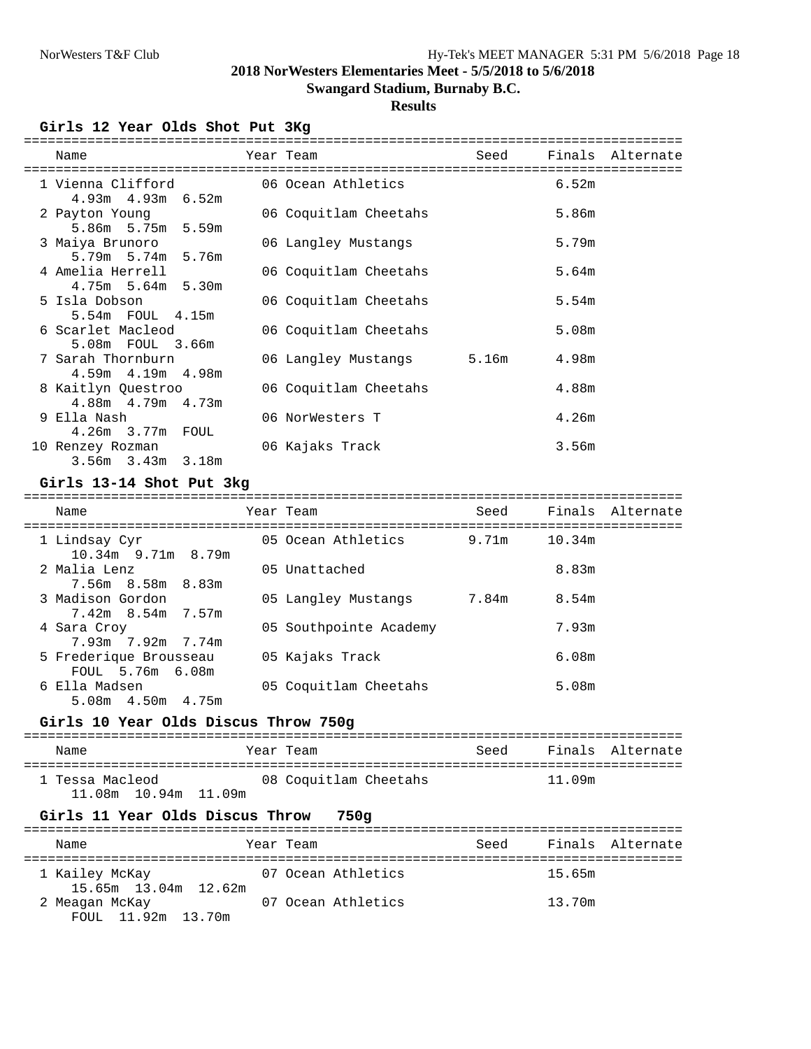# 2018 NorWesters Elementaries Meet - 5/5/2018 to 5/6/2018

## Swangard Stadium, Burnaby B.C.

### Results

#### Girls 12 Year Olds Shot Put 3Kg

| | Name | Year | Team | Seed | Finals | Alternate |
|---|---|---|---|---|---|---|
| 1 | Vienna Clifford | 06 | Ocean Athletics | | 6.52m | |
| | 4.93m 4.93m 6.52m | | | | | |
| 2 | Payton Young | 06 | Coquitlam Cheetahs | | 5.86m | |
| | 5.86m 5.75m 5.59m | | | | | |
| 3 | Maiya Brunoro | 06 | Langley Mustangs | | 5.79m | |
| | 5.79m 5.74m 5.76m | | | | | |
| 4 | Amelia Herrell | 06 | Coquitlam Cheetahs | | 5.64m | |
| | 4.75m 5.64m 5.30m | | | | | |
| 5 | Isla Dobson | 06 | Coquitlam Cheetahs | | 5.54m | |
| | 5.54m FOUL 4.15m | | | | | |
| 6 | Scarlet Macleod | 06 | Coquitlam Cheetahs | | 5.08m | |
| | 5.08m FOUL 3.66m | | | | | |
| 7 | Sarah Thornburn | 06 | Langley Mustangs | 5.16m | 4.98m | |
| | 4.59m 4.19m 4.98m | | | | | |
| 8 | Kaitlyn Questroo | 06 | Coquitlam Cheetahs | | 4.88m | |
| | 4.88m 4.79m 4.73m | | | | | |
| 9 | Ella Nash | 06 | NorWesters T | | 4.26m | |
| | 4.26m 3.77m FOUL | | | | | |
| 10 | Renzey Rozman | 06 | Kajaks Track | | 3.56m | |
| | 3.56m 3.43m 3.18m | | | | | |

#### Girls 13-14 Shot Put 3kg

| | Name | Year | Team | Seed | Finals | Alternate |
|---|---|---|---|---|---|---|
| 1 | Lindsay Cyr | 05 | Ocean Athletics | 9.71m | 10.34m | |
| | 10.34m 9.71m 8.79m | | | | | |
| 2 | Malia Lenz | 05 | Unattached | | 8.83m | |
| | 7.56m 8.58m 8.83m | | | | | |
| 3 | Madison Gordon | 05 | Langley Mustangs | 7.84m | 8.54m | |
| | 7.42m 8.54m 7.57m | | | | | |
| 4 | Sara Croy | 05 | Southpointe Academy | | 7.93m | |
| | 7.93m 7.92m 7.74m | | | | | |
| 5 | Frederique Brousseau | 05 | Kajaks Track | | 6.08m | |
| | FOUL 5.76m 6.08m | | | | | |
| 6 | Ella Madsen | 05 | Coquitlam Cheetahs | | 5.08m | |
| | 5.08m 4.50m 4.75m | | | | | |

#### Girls 10 Year Olds Discus Throw 750g

| | Name | Year | Team | Seed | Finals | Alternate |
|---|---|---|---|---|---|---|
| 1 | Tessa Macleod | 08 | Coquitlam Cheetahs | | 11.09m | |
| | 11.08m 10.94m 11.09m | | | | | |

#### Girls 11 Year Olds Discus Throw 750g

| | Name | Year | Team | Seed | Finals | Alternate |
|---|---|---|---|---|---|---|
| 1 | Kailey McKay | 07 | Ocean Athletics | | 15.65m | |
| | 15.65m 13.04m 12.62m | | | | | |
| 2 | Meagan McKay | 07 | Ocean Athletics | | 13.70m | |
| | FOUL 11.92m 13.70m | | | | | |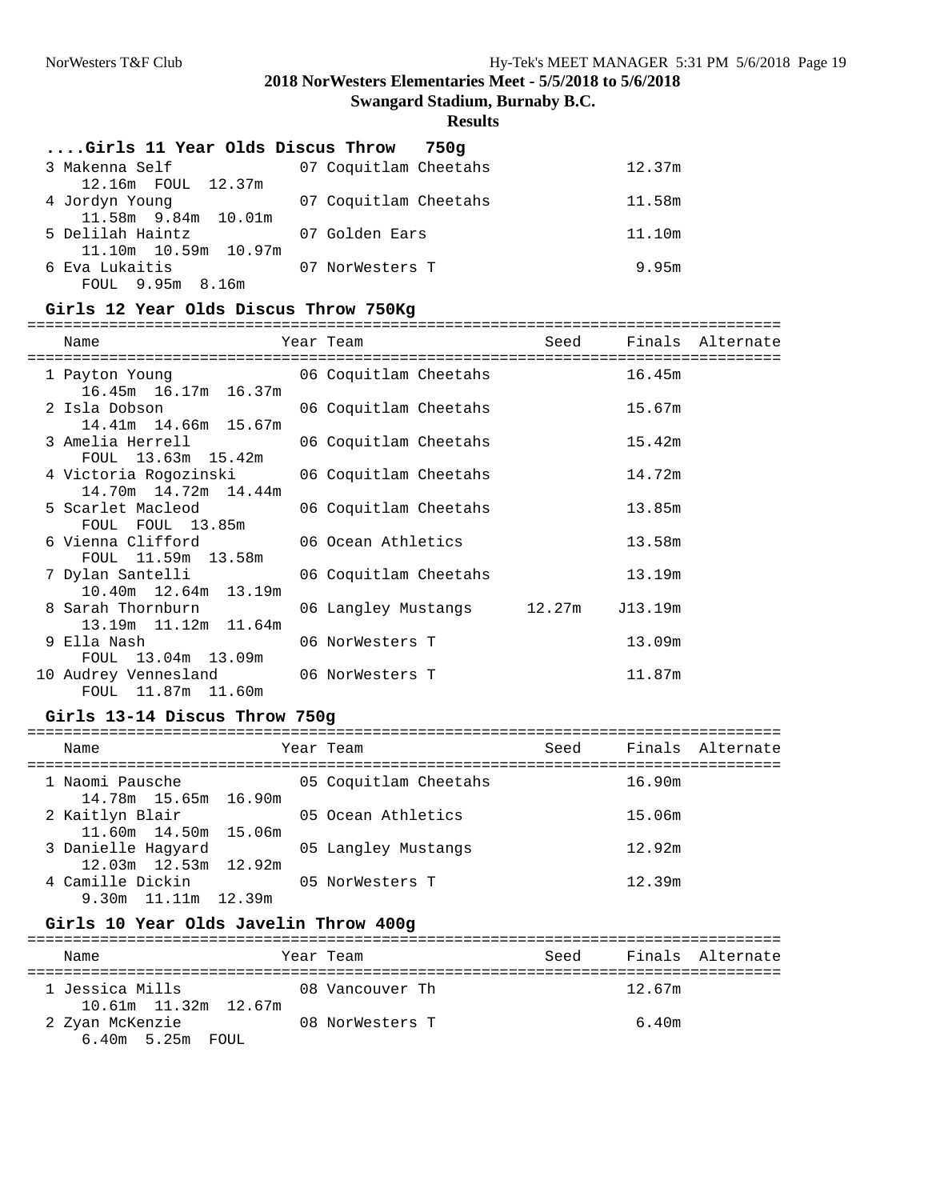## 2018 NorWesters Elementaries Meet - 5/5/2018 to 5/6/2018

### Swangard Stadium, Burnaby B.C.

### Results

#### ....Girls 11 Year Olds Discus Throw 750g

| Name | Year | Team | Seed | Finals | Alternate |
|---|---|---|---|---|---|
| 3 Makenna Self | 07 | Coquitlam Cheetahs | | 12.37m | |
| 12.16m FOUL 12.37m | | | | | |
| 4 Jordyn Young | 07 | Coquitlam Cheetahs | | 11.58m | |
| 11.58m 9.84m 10.01m | | | | | |
| 5 Delilah Haintz | 07 | Golden Ears | | 11.10m | |
| 11.10m 10.59m 10.97m | | | | | |
| 6 Eva Lukaitis | 07 | NorWesters T | | 9.95m | |
| FOUL 9.95m 8.16m | | | | | |

#### Girls 12 Year Olds Discus Throw 750Kg

| Name | Year | Team | Seed | Finals | Alternate |
|---|---|---|---|---|---|
| 1 Payton Young | 06 | Coquitlam Cheetahs | | 16.45m | |
| 16.45m 16.17m 16.37m | | | | | |
| 2 Isla Dobson | 06 | Coquitlam Cheetahs | | 15.67m | |
| 14.41m 14.66m 15.67m | | | | | |
| 3 Amelia Herrell | 06 | Coquitlam Cheetahs | | 15.42m | |
| FOUL 13.63m 15.42m | | | | | |
| 4 Victoria Rogozinski | 06 | Coquitlam Cheetahs | | 14.72m | |
| 14.70m 14.72m 14.44m | | | | | |
| 5 Scarlet Macleod | 06 | Coquitlam Cheetahs | | 13.85m | |
| FOUL FOUL 13.85m | | | | | |
| 6 Vienna Clifford | 06 | Ocean Athletics | | 13.58m | |
| FOUL 11.59m 13.58m | | | | | |
| 7 Dylan Santelli | 06 | Coquitlam Cheetahs | | 13.19m | |
| 10.40m 12.64m 13.19m | | | | | |
| 8 Sarah Thornburn | 06 | Langley Mustangs | 12.27m | J13.19m | |
| 13.19m 11.12m 11.64m | | | | | |
| 9 Ella Nash | 06 | NorWesters T | | 13.09m | |
| FOUL 13.04m 13.09m | | | | | |
| 10 Audrey Vennesland | 06 | NorWesters T | | 11.87m | |
| FOUL 11.87m 11.60m | | | | | |

#### Girls 13-14 Discus Throw 750g

| Name | Year | Team | Seed | Finals | Alternate |
|---|---|---|---|---|---|
| 1 Naomi Pausche | 05 | Coquitlam Cheetahs | | 16.90m | |
| 14.78m 15.65m 16.90m | | | | | |
| 2 Kaitlyn Blair | 05 | Ocean Athletics | | 15.06m | |
| 11.60m 14.50m 15.06m | | | | | |
| 3 Danielle Hagyard | 05 | Langley Mustangs | | 12.92m | |
| 12.03m 12.53m 12.92m | | | | | |
| 4 Camille Dickin | 05 | NorWesters T | | 12.39m | |
| 9.30m 11.11m 12.39m | | | | | |

#### Girls 10 Year Olds Javelin Throw 400g

| Name | Year | Team | Seed | Finals | Alternate |
|---|---|---|---|---|---|
| 1 Jessica Mills | 08 | Vancouver Th | | 12.67m | |
| 10.61m 11.32m 12.67m | | | | | |
| 2 Zyan McKenzie | 08 | NorWesters T | | 6.40m | |
| 6.40m 5.25m FOUL | | | | | |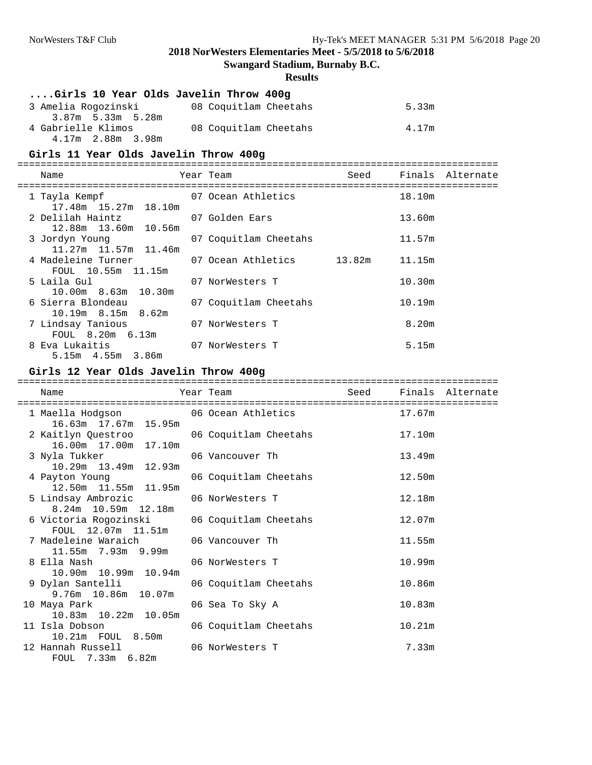**2018 NorWesters Elementaries Meet - 5/5/2018 to 5/6/2018**

**Swangard Stadium, Burnaby B.C.**

**Results**

### ....Girls 10 Year Olds Javelin Throw 400g

| Place | Name | Year | Team | Seed | Finals | Alternate |
|---|---|---|---|---|---|---|
| 3 | Amelia Rogozinski | 08 | Coquitlam Cheetahs | | 5.33m | |
| | 3.87m 5.33m 5.28m | | | | | |
| 4 | Gabrielle Klimos | 08 | Coquitlam Cheetahs | | 4.17m | |
| | 4.17m 2.88m 3.98m | | | | | |

### Girls 11 Year Olds Javelin Throw 400g

| Place | Name | Year | Team | Seed | Finals | Alternate |
|---|---|---|---|---|---|---|
| 1 | Tayla Kempf | 07 | Ocean Athletics | | 18.10m | |
| | 17.48m 15.27m 18.10m | | | | | |
| 2 | Delilah Haintz | 07 | Golden Ears | | 13.60m | |
| | 12.88m 13.60m 10.56m | | | | | |
| 3 | Jordyn Young | 07 | Coquitlam Cheetahs | | 11.57m | |
| | 11.27m 11.57m 11.46m | | | | | |
| 4 | Madeleine Turner | 07 | Ocean Athletics | 13.82m | 11.15m | |
| | FOUL 10.55m 11.15m | | | | | |
| 5 | Laila Gul | 07 | NorWesters T | | 10.30m | |
| | 10.00m 8.63m 10.30m | | | | | |
| 6 | Sierra Blondeau | 07 | Coquitlam Cheetahs | | 10.19m | |
| | 10.19m 8.15m 8.62m | | | | | |
| 7 | Lindsay Tanious | 07 | NorWesters T | | 8.20m | |
| | FOUL 8.20m 6.13m | | | | | |
| 8 | Eva Lukaitis | 07 | NorWesters T | | 5.15m | |
| | 5.15m 4.55m 3.86m | | | | | |

### Girls 12 Year Olds Javelin Throw 400g

| Place | Name | Year | Team | Seed | Finals | Alternate |
|---|---|---|---|---|---|---|
| 1 | Maella Hodgson | 06 | Ocean Athletics | | 17.67m | |
| | 16.63m 17.67m 15.95m | | | | | |
| 2 | Kaitlyn Questroo | 06 | Coquitlam Cheetahs | | 17.10m | |
| | 16.00m 17.00m 17.10m | | | | | |
| 3 | Nyla Tukker | 06 | Vancouver Th | | 13.49m | |
| | 10.29m 13.49m 12.93m | | | | | |
| 4 | Payton Young | 06 | Coquitlam Cheetahs | | 12.50m | |
| | 12.50m 11.55m 11.95m | | | | | |
| 5 | Lindsay Ambrozic | 06 | NorWesters T | | 12.18m | |
| | 8.24m 10.59m 12.18m | | | | | |
| 6 | Victoria Rogozinski | 06 | Coquitlam Cheetahs | | 12.07m | |
| | FOUL 12.07m 11.51m | | | | | |
| 7 | Madeleine Waraich | 06 | Vancouver Th | | 11.55m | |
| | 11.55m 7.93m 9.99m | | | | | |
| 8 | Ella Nash | 06 | NorWesters T | | 10.99m | |
| | 10.90m 10.99m 10.94m | | | | | |
| 9 | Dylan Santelli | 06 | Coquitlam Cheetahs | | 10.86m | |
| | 9.76m 10.86m 10.07m | | | | | |
| 10 | Maya Park | 06 | Sea To Sky A | | 10.83m | |
| | 10.83m 10.22m 10.05m | | | | | |
| 11 | Isla Dobson | 06 | Coquitlam Cheetahs | | 10.21m | |
| | 10.21m FOUL 8.50m | | | | | |
| 12 | Hannah Russell | 06 | NorWesters T | | 7.33m | |
| | FOUL 7.33m 6.82m | | | | | |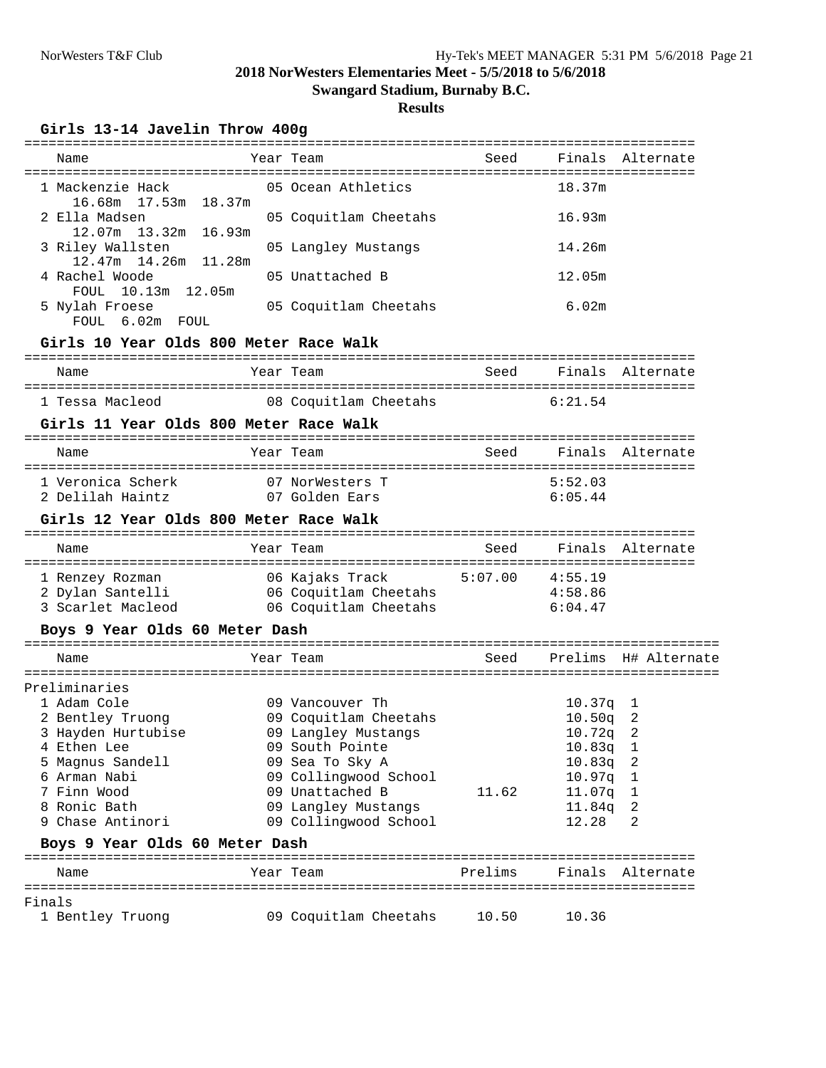**2018 NorWesters Elementaries Meet - 5/5/2018 to 5/6/2018**

**Swangard Stadium, Burnaby B.C.**

**Results**

### Girls 13-14 Javelin Throw 400g

| Name | Year | Team | Seed | Finals | Alternate |
|---|---|---|---|---|---|
| 1 Mackenzie Hack | 05 | Ocean Athletics | | 18.37m | |
| 16.68m 17.53m 18.37m | | | | | |
| 2 Ella Madsen | 05 | Coquitlam Cheetahs | | 16.93m | |
| 12.07m 13.32m 16.93m | | | | | |
| 3 Riley Wallsten | 05 | Langley Mustangs | | 14.26m | |
| 12.47m 14.26m 11.28m | | | | | |
| 4 Rachel Woode | 05 | Unattached B | | 12.05m | |
| FOUL 10.13m 12.05m | | | | | |
| 5 Nylah Froese | 05 | Coquitlam Cheetahs | | 6.02m | |
| FOUL 6.02m FOUL | | | | | |

### Girls 10 Year Olds 800 Meter Race Walk

| Name | Year | Team | Seed | Finals | Alternate |
|---|---|---|---|---|---|
| 1 Tessa Macleod | 08 | Coquitlam Cheetahs | | 6:21.54 | |

### Girls 11 Year Olds 800 Meter Race Walk

| Name | Year | Team | Seed | Finals | Alternate |
|---|---|---|---|---|---|
| 1 Veronica Scherk | 07 | NorWesters T | | 5:52.03 | |
| 2 Delilah Haintz | 07 | Golden Ears | | 6:05.44 | |

### Girls 12 Year Olds 800 Meter Race Walk

| Name | Year | Team | Seed | Finals | Alternate |
|---|---|---|---|---|---|
| 1 Renzey Rozman | 06 | Kajaks Track | 5:07.00 | 4:55.19 | |
| 2 Dylan Santelli | 06 | Coquitlam Cheetahs | | 4:58.86 | |
| 3 Scarlet Macleod | 06 | Coquitlam Cheetahs | | 6:04.47 | |

### Boys 9 Year Olds 60 Meter Dash

Preliminaries

| Name | Year | Team | Seed | Prelims | H# | Alternate |
|---|---|---|---|---|---|---|
| 1 Adam Cole | 09 | Vancouver Th | | 10.37q | 1 | |
| 2 Bentley Truong | 09 | Coquitlam Cheetahs | | 10.50q | 2 | |
| 3 Hayden Hurtubise | 09 | Langley Mustangs | | 10.72q | 2 | |
| 4 Ethen Lee | 09 | South Pointe | | 10.83q | 1 | |
| 5 Magnus Sandell | 09 | Sea To Sky A | | 10.83q | 2 | |
| 6 Arman Nabi | 09 | Collingwood School | | 10.97q | 1 | |
| 7 Finn Wood | 09 | Unattached B | 11.62 | 11.07q | 1 | |
| 8 Ronic Bath | 09 | Langley Mustangs | | 11.84q | 2 | |
| 9 Chase Antinori | 09 | Collingwood School | | 12.28 | 2 | |

### Boys 9 Year Olds 60 Meter Dash

Finals

| Name | Year | Team | Prelims | Finals | Alternate |
|---|---|---|---|---|---|
| 1 Bentley Truong | 09 | Coquitlam Cheetahs | 10.50 | 10.36 | |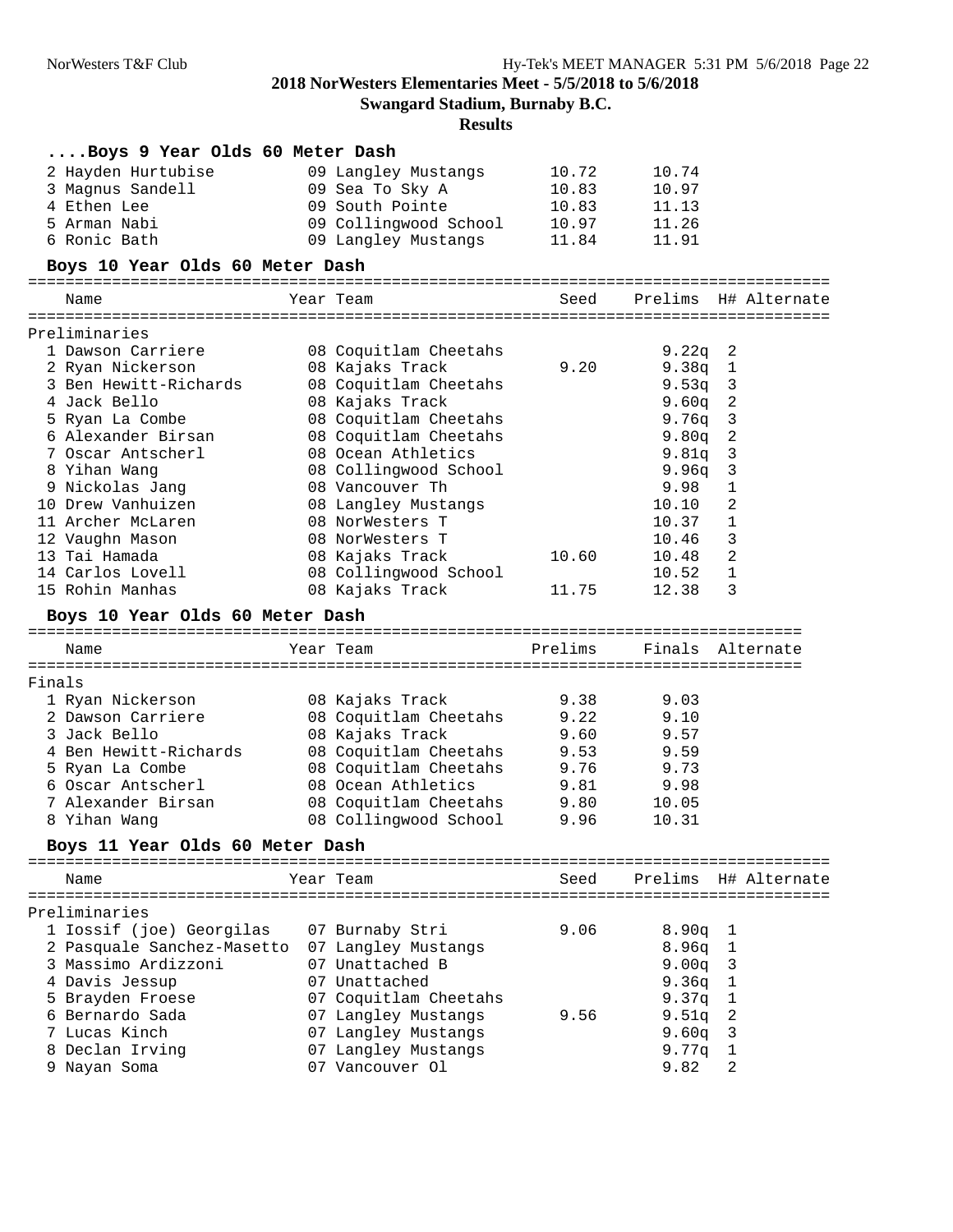## 2018 NorWesters Elementaries Meet - 5/5/2018 to 5/6/2018

**Swangard Stadium, Burnaby B.C.**

**Results**

### ....Boys 9 Year Olds 60 Meter Dash

| | Name | Year | Team | Seed | Prelims |
|---|---|---|---|---|---|
| 2 | Hayden Hurtubise | 09 | Langley Mustangs | 10.72 | 10.74 |
| 3 | Magnus Sandell | 09 | Sea To Sky A | 10.83 | 10.97 |
| 4 | Ethen Lee | 09 | South Pointe | 10.83 | 11.13 |
| 5 | Arman Nabi | 09 | Collingwood School | 10.97 | 11.26 |
| 6 | Ronic Bath | 09 | Langley Mustangs | 11.84 | 11.91 |

### Boys 10 Year Olds 60 Meter Dash

Preliminaries

| | Name | Year | Team | Seed | Prelims | H# | Alternate |
|---|---|---|---|---|---|---|---|
| 1 | Dawson Carriere | 08 | Coquitlam Cheetahs | | 9.22q | 2 | |
| 2 | Ryan Nickerson | 08 | Kajaks Track | 9.20 | 9.38q | 1 | |
| 3 | Ben Hewitt-Richards | 08 | Coquitlam Cheetahs | | 9.53q | 3 | |
| 4 | Jack Bello | 08 | Kajaks Track | | 9.60q | 2 | |
| 5 | Ryan La Combe | 08 | Coquitlam Cheetahs | | 9.76q | 3 | |
| 6 | Alexander Birsan | 08 | Coquitlam Cheetahs | | 9.80q | 2 | |
| 7 | Oscar Antscherl | 08 | Ocean Athletics | | 9.81q | 3 | |
| 8 | Yihan Wang | 08 | Collingwood School | | 9.96q | 3 | |
| 9 | Nickolas Jang | 08 | Vancouver Th | | 9.98 | 1 | |
| 10 | Drew Vanhuizen | 08 | Langley Mustangs | | 10.10 | 2 | |
| 11 | Archer McLaren | 08 | NorWesters T | | 10.37 | 1 | |
| 12 | Vaughn Mason | 08 | NorWesters T | | 10.46 | 3 | |
| 13 | Tai Hamada | 08 | Kajaks Track | 10.60 | 10.48 | 2 | |
| 14 | Carlos Lovell | 08 | Collingwood School | | 10.52 | 1 | |
| 15 | Rohin Manhas | 08 | Kajaks Track | 11.75 | 12.38 | 3 | |

### Boys 10 Year Olds 60 Meter Dash

Finals

| | Name | Year | Team | Prelims | Finals | Alternate |
|---|---|---|---|---|---|---|
| 1 | Ryan Nickerson | 08 | Kajaks Track | 9.38 | 9.03 | |
| 2 | Dawson Carriere | 08 | Coquitlam Cheetahs | 9.22 | 9.10 | |
| 3 | Jack Bello | 08 | Kajaks Track | 9.60 | 9.57 | |
| 4 | Ben Hewitt-Richards | 08 | Coquitlam Cheetahs | 9.53 | 9.59 | |
| 5 | Ryan La Combe | 08 | Coquitlam Cheetahs | 9.76 | 9.73 | |
| 6 | Oscar Antscherl | 08 | Ocean Athletics | 9.81 | 9.98 | |
| 7 | Alexander Birsan | 08 | Coquitlam Cheetahs | 9.80 | 10.05 | |
| 8 | Yihan Wang | 08 | Collingwood School | 9.96 | 10.31 | |

### Boys 11 Year Olds 60 Meter Dash

Preliminaries

| | Name | Year | Team | Seed | Prelims | H# | Alternate |
|---|---|---|---|---|---|---|---|
| 1 | Iossif (joe) Georgilas | 07 | Burnaby Stri | 9.06 | 8.90q | 1 | |
| 2 | Pasquale Sanchez-Masetto | 07 | Langley Mustangs | | 8.96q | 1 | |
| 3 | Massimo Ardizzoni | 07 | Unattached B | | 9.00q | 3 | |
| 4 | Davis Jessup | 07 | Unattached | | 9.36q | 1 | |
| 5 | Brayden Froese | 07 | Coquitlam Cheetahs | | 9.37q | 1 | |
| 6 | Bernardo Sada | 07 | Langley Mustangs | 9.56 | 9.51q | 2 | |
| 7 | Lucas Kinch | 07 | Langley Mustangs | | 9.60q | 3 | |
| 8 | Declan Irving | 07 | Langley Mustangs | | 9.77q | 1 | |
| 9 | Nayan Soma | 07 | Vancouver Ol | | 9.82 | 2 | |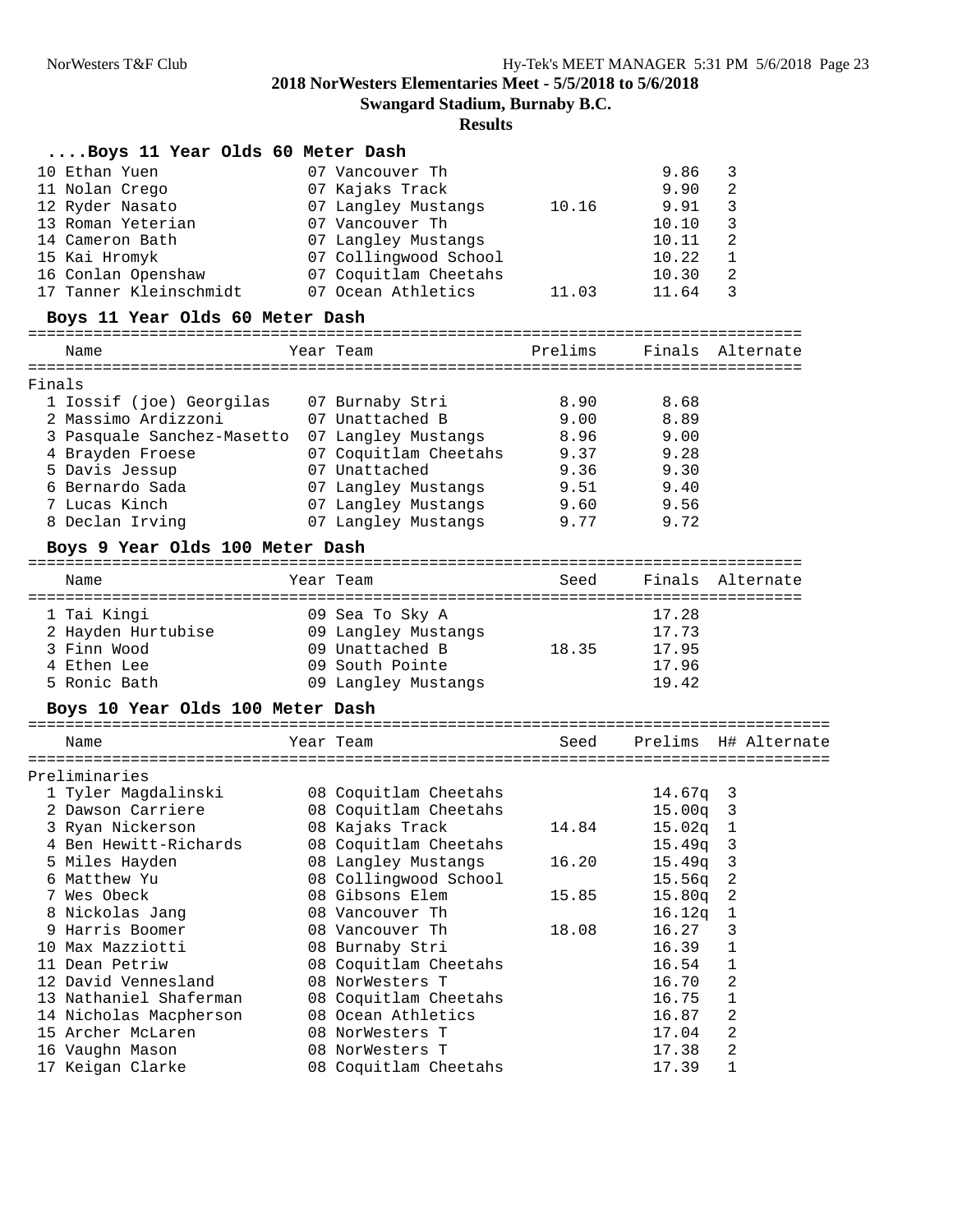## 2018 NorWesters Elementaries Meet - 5/5/2018 to 5/6/2018

**Swangard Stadium, Burnaby B.C.**

**Results**

### ....Boys 11 Year Olds 60 Meter Dash

| Place | Name | Year | Team | Prelims | Finals | H# |
|---|---|---|---|---|---|---|
| 10 | Ethan Yuen | 07 | Vancouver Th | | 9.86 | 3 |
| 11 | Nolan Crego | 07 | Kajaks Track | | 9.90 | 2 |
| 12 | Ryder Nasato | 07 | Langley Mustangs | 10.16 | 9.91 | 3 |
| 13 | Roman Yeterian | 07 | Vancouver Th | | 10.10 | 3 |
| 14 | Cameron Bath | 07 | Langley Mustangs | | 10.11 | 2 |
| 15 | Kai Hromyk | 07 | Collingwood School | | 10.22 | 1 |
| 16 | Conlan Openshaw | 07 | Coquitlam Cheetahs | | 10.30 | 2 |
| 17 | Tanner Kleinschmidt | 07 | Ocean Athletics | 11.03 | 11.64 | 3 |

### Boys 11 Year Olds 60 Meter Dash

Finals

| Place | Name | Year | Team | Prelims | Finals | Alternate |
|---|---|---|---|---|---|---|
| 1 | Iossif (joe) Georgilas | 07 | Burnaby Stri | 8.90 | 8.68 | |
| 2 | Massimo Ardizzoni | 07 | Unattached B | 9.00 | 8.89 | |
| 3 | Pasquale Sanchez-Masetto | 07 | Langley Mustangs | 8.96 | 9.00 | |
| 4 | Brayden Froese | 07 | Coquitlam Cheetahs | 9.37 | 9.28 | |
| 5 | Davis Jessup | 07 | Unattached | 9.36 | 9.30 | |
| 6 | Bernardo Sada | 07 | Langley Mustangs | 9.51 | 9.40 | |
| 7 | Lucas Kinch | 07 | Langley Mustangs | 9.60 | 9.56 | |
| 8 | Declan Irving | 07 | Langley Mustangs | 9.77 | 9.72 | |

### Boys 9 Year Olds 100 Meter Dash

| Place | Name | Year | Team | Seed | Finals | Alternate |
|---|---|---|---|---|---|---|
| 1 | Tai Kingi | 09 | Sea To Sky A | | 17.28 | |
| 2 | Hayden Hurtubise | 09 | Langley Mustangs | | 17.73 | |
| 3 | Finn Wood | 09 | Unattached B | 18.35 | 17.95 | |
| 4 | Ethen Lee | 09 | South Pointe | | 17.96 | |
| 5 | Ronic Bath | 09 | Langley Mustangs | | 19.42 | |

### Boys 10 Year Olds 100 Meter Dash

Preliminaries

| Place | Name | Year | Team | Seed | Prelims | H# | Alternate |
|---|---|---|---|---|---|---|---|
| 1 | Tyler Magdalinski | 08 | Coquitlam Cheetahs | | 14.67q | 3 | |
| 2 | Dawson Carriere | 08 | Coquitlam Cheetahs | | 15.00q | 3 | |
| 3 | Ryan Nickerson | 08 | Kajaks Track | 14.84 | 15.02q | 1 | |
| 4 | Ben Hewitt-Richards | 08 | Coquitlam Cheetahs | | 15.49q | 3 | |
| 5 | Miles Hayden | 08 | Langley Mustangs | 16.20 | 15.49q | 3 | |
| 6 | Matthew Yu | 08 | Collingwood School | | 15.56q | 2 | |
| 7 | Wes Obeck | 08 | Gibsons Elem | 15.85 | 15.80q | 2 | |
| 8 | Nickolas Jang | 08 | Vancouver Th | | 16.12q | 1 | |
| 9 | Harris Boomer | 08 | Vancouver Th | 18.08 | 16.27 | 3 | |
| 10 | Max Mazziotti | 08 | Burnaby Stri | | 16.39 | 1 | |
| 11 | Dean Petriw | 08 | Coquitlam Cheetahs | | 16.54 | 1 | |
| 12 | David Vennesland | 08 | NorWesters T | | 16.70 | 2 | |
| 13 | Nathaniel Shaferman | 08 | Coquitlam Cheetahs | | 16.75 | 1 | |
| 14 | Nicholas Macpherson | 08 | Ocean Athletics | | 16.87 | 2 | |
| 15 | Archer McLaren | 08 | NorWesters T | | 17.04 | 2 | |
| 16 | Vaughn Mason | 08 | NorWesters T | | 17.38 | 2 | |
| 17 | Keigan Clarke | 08 | Coquitlam Cheetahs | | 17.39 | 1 | |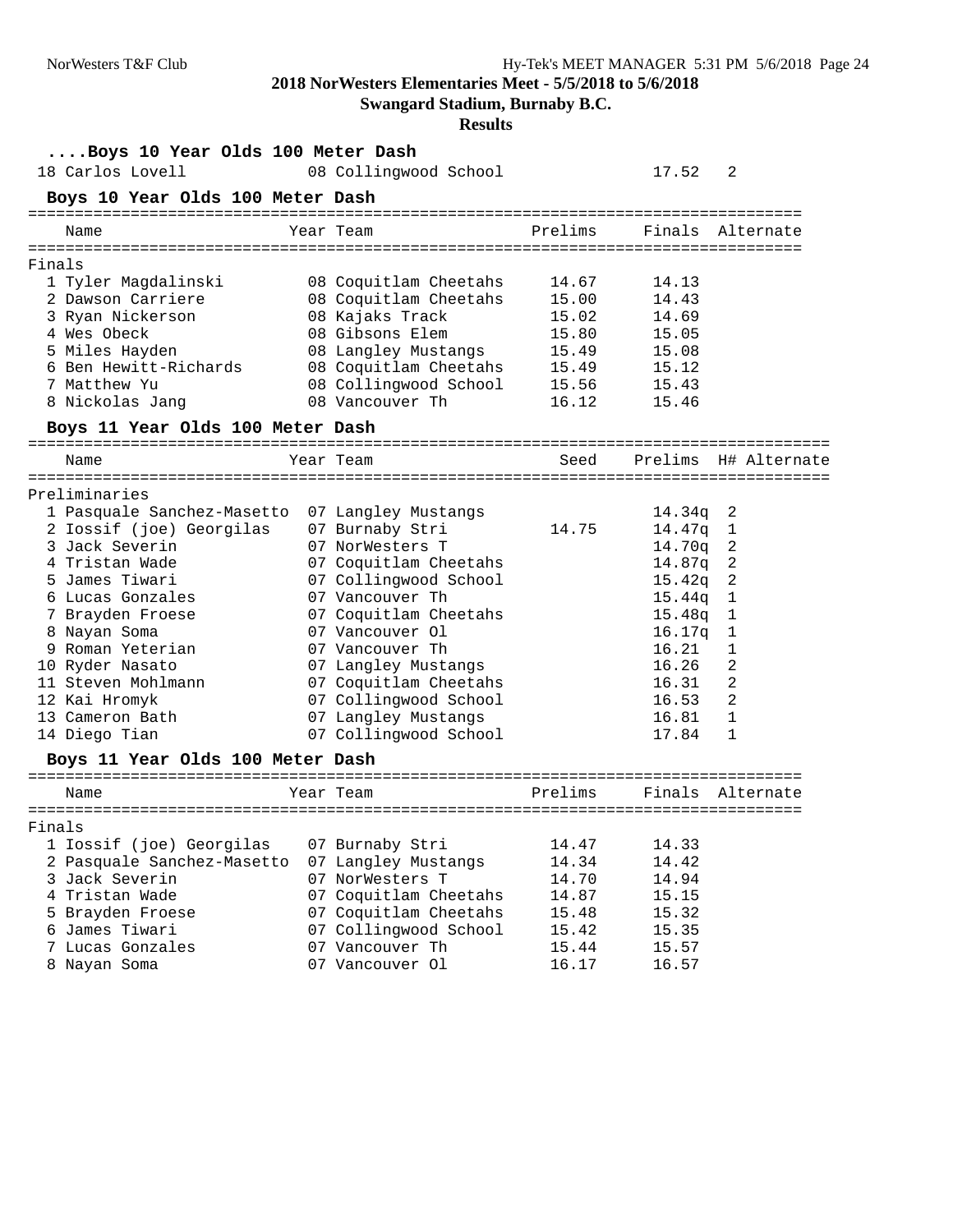# 2018 NorWesters Elementaries Meet - 5/5/2018 to 5/6/2018

**Swangard Stadium, Burnaby B.C.**

**Results**

### ....Boys 10 Year Olds 100 Meter Dash

| Place | Name | Year | Team | Prelims | H# |
|---|---|---|---|---|---|
| 18 | Carlos Lovell | 08 | Collingwood School | 17.52 | 2 |

### Boys 10 Year Olds 100 Meter Dash

| Place | Name | Year | Team | Prelims | Finals | Alternate |
|---|---|---|---|---|---|---|
| **Finals** | | | | | | |
| 1 | Tyler Magdalinski | 08 | Coquitlam Cheetahs | 14.67 | 14.13 | |
| 2 | Dawson Carriere | 08 | Coquitlam Cheetahs | 15.00 | 14.43 | |
| 3 | Ryan Nickerson | 08 | Kajaks Track | 15.02 | 14.69 | |
| 4 | Wes Obeck | 08 | Gibsons Elem | 15.80 | 15.05 | |
| 5 | Miles Hayden | 08 | Langley Mustangs | 15.49 | 15.08 | |
| 6 | Ben Hewitt-Richards | 08 | Coquitlam Cheetahs | 15.49 | 15.12 | |
| 7 | Matthew Yu | 08 | Collingwood School | 15.56 | 15.43 | |
| 8 | Nickolas Jang | 08 | Vancouver Th | 16.12 | 15.46 | |

### Boys 11 Year Olds 100 Meter Dash

| Place | Name | Year | Team | Seed | Prelims | H# | Alternate |
|---|---|---|---|---|---|---|---|
| **Preliminaries** | | | | | | | |
| 1 | Pasquale Sanchez-Masetto | 07 | Langley Mustangs | | 14.34q | 2 | |
| 2 | Iossif (joe) Georgilas | 07 | Burnaby Stri | 14.75 | 14.47q | 1 | |
| 3 | Jack Severin | 07 | NorWesters T | | 14.70q | 2 | |
| 4 | Tristan Wade | 07 | Coquitlam Cheetahs | | 14.87q | 2 | |
| 5 | James Tiwari | 07 | Collingwood School | | 15.42q | 2 | |
| 6 | Lucas Gonzales | 07 | Vancouver Th | | 15.44q | 1 | |
| 7 | Brayden Froese | 07 | Coquitlam Cheetahs | | 15.48q | 1 | |
| 8 | Nayan Soma | 07 | Vancouver Ol | | 16.17q | 1 | |
| 9 | Roman Yeterian | 07 | Vancouver Th | | 16.21 | 1 | |
| 10 | Ryder Nasato | 07 | Langley Mustangs | | 16.26 | 2 | |
| 11 | Steven Mohlmann | 07 | Coquitlam Cheetahs | | 16.31 | 2 | |
| 12 | Kai Hromyk | 07 | Collingwood School | | 16.53 | 2 | |
| 13 | Cameron Bath | 07 | Langley Mustangs | | 16.81 | 1 | |
| 14 | Diego Tian | 07 | Collingwood School | | 17.84 | 1 | |

### Boys 11 Year Olds 100 Meter Dash

| Place | Name | Year | Team | Prelims | Finals | Alternate |
|---|---|---|---|---|---|---|
| **Finals** | | | | | | |
| 1 | Iossif (joe) Georgilas | 07 | Burnaby Stri | 14.47 | 14.33 | |
| 2 | Pasquale Sanchez-Masetto | 07 | Langley Mustangs | 14.34 | 14.42 | |
| 3 | Jack Severin | 07 | NorWesters T | 14.70 | 14.94 | |
| 4 | Tristan Wade | 07 | Coquitlam Cheetahs | 14.87 | 15.15 | |
| 5 | Brayden Froese | 07 | Coquitlam Cheetahs | 15.48 | 15.32 | |
| 6 | James Tiwari | 07 | Collingwood School | 15.42 | 15.35 | |
| 7 | Lucas Gonzales | 07 | Vancouver Th | 15.44 | 15.57 | |
| 8 | Nayan Soma | 07 | Vancouver Ol | 16.17 | 16.57 | |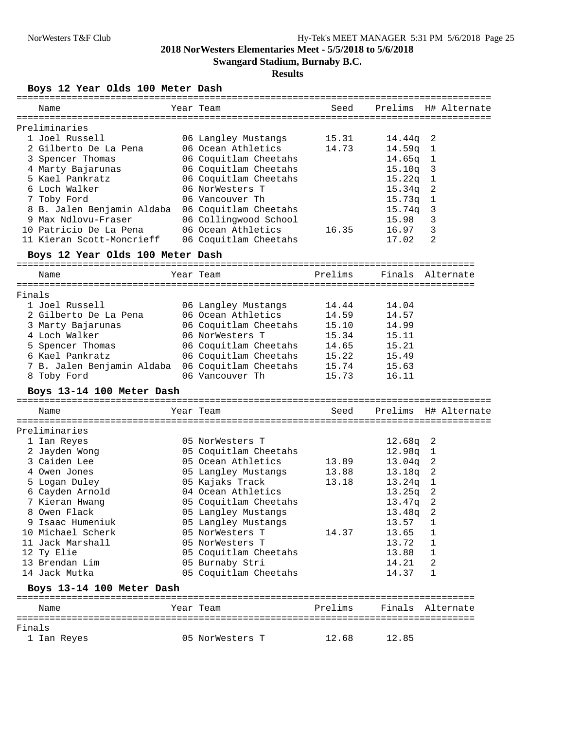**2018 NorWesters Elementaries Meet - 5/5/2018 to 5/6/2018**

**Swangard Stadium, Burnaby B.C.**

**Results**

### Boys 12 Year Olds 100 Meter Dash

Preliminaries

| | Name | Year | Team | Seed | Prelims | H# | Alternate |
|---|---|---|---|---|---|---|---|
| 1 | Joel Russell | 06 | Langley Mustangs | 15.31 | 14.44q | 2 | |
| 2 | Gilberto De La Pena | 06 | Ocean Athletics | 14.73 | 14.59q | 1 | |
| 3 | Spencer Thomas | 06 | Coquitlam Cheetahs | | 14.65q | 1 | |
| 4 | Marty Bajarunas | 06 | Coquitlam Cheetahs | | 15.10q | 3 | |
| 5 | Kael Pankratz | 06 | Coquitlam Cheetahs | | 15.22q | 1 | |
| 6 | Loch Walker | 06 | NorWesters T | | 15.34q | 2 | |
| 7 | Toby Ford | 06 | Vancouver Th | | 15.73q | 1 | |
| 8 | B. Jalen Benjamin Aldaba | 06 | Coquitlam Cheetahs | | 15.74q | 3 | |
| 9 | Max Ndlovu-Fraser | 06 | Collingwood School | | 15.98 | 3 | |
| 10 | Patricio De La Pena | 06 | Ocean Athletics | 16.35 | 16.97 | 3 | |
| 11 | Kieran Scott-Moncrieff | 06 | Coquitlam Cheetahs | | 17.02 | 2 | |

### Boys 12 Year Olds 100 Meter Dash

Finals

| | Name | Year | Team | Prelims | Finals | Alternate |
|---|---|---|---|---|---|---|
| 1 | Joel Russell | 06 | Langley Mustangs | 14.44 | 14.04 | |
| 2 | Gilberto De La Pena | 06 | Ocean Athletics | 14.59 | 14.57 | |
| 3 | Marty Bajarunas | 06 | Coquitlam Cheetahs | 15.10 | 14.99 | |
| 4 | Loch Walker | 06 | NorWesters T | 15.34 | 15.11 | |
| 5 | Spencer Thomas | 06 | Coquitlam Cheetahs | 14.65 | 15.21 | |
| 6 | Kael Pankratz | 06 | Coquitlam Cheetahs | 15.22 | 15.49 | |
| 7 | B. Jalen Benjamin Aldaba | 06 | Coquitlam Cheetahs | 15.74 | 15.63 | |
| 8 | Toby Ford | 06 | Vancouver Th | 15.73 | 16.11 | |

### Boys 13-14 100 Meter Dash

Preliminaries

| | Name | Year | Team | Seed | Prelims | H# | Alternate |
|---|---|---|---|---|---|---|---|
| 1 | Ian Reyes | 05 | NorWesters T | | 12.68q | 2 | |
| 2 | Jayden Wong | 05 | Coquitlam Cheetahs | | 12.98q | 1 | |
| 3 | Caiden Lee | 05 | Ocean Athletics | 13.89 | 13.04q | 2 | |
| 4 | Owen Jones | 05 | Langley Mustangs | 13.88 | 13.18q | 2 | |
| 5 | Logan Duley | 05 | Kajaks Track | 13.18 | 13.24q | 1 | |
| 6 | Cayden Arnold | 04 | Ocean Athletics | | 13.25q | 2 | |
| 7 | Kieran Hwang | 05 | Coquitlam Cheetahs | | 13.47q | 2 | |
| 8 | Owen Flack | 05 | Langley Mustangs | | 13.48q | 2 | |
| 9 | Isaac Humeniuk | 05 | Langley Mustangs | | 13.57 | 1 | |
| 10 | Michael Scherk | 05 | NorWesters T | 14.37 | 13.65 | 1 | |
| 11 | Jack Marshall | 05 | NorWesters T | | 13.72 | 1 | |
| 12 | Ty Elie | 05 | Coquitlam Cheetahs | | 13.88 | 1 | |
| 13 | Brendan Lim | 05 | Burnaby Stri | | 14.21 | 2 | |
| 14 | Jack Mutka | 05 | Coquitlam Cheetahs | | 14.37 | 1 | |

### Boys 13-14 100 Meter Dash

Finals

| | Name | Year | Team | Prelims | Finals | Alternate |
|---|---|---|---|---|---|---|
| 1 | Ian Reyes | 05 | NorWesters T | 12.68 | 12.85 | |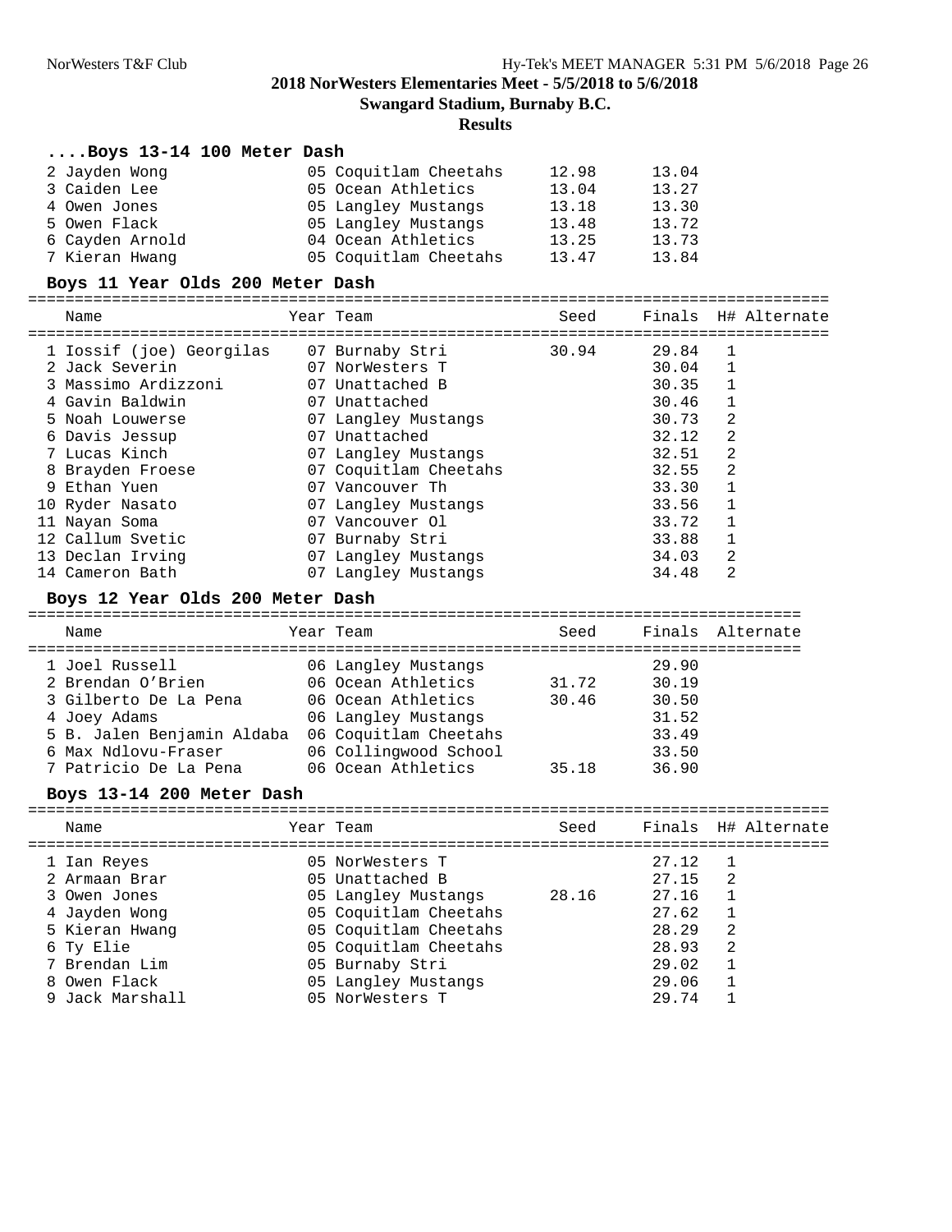# 2018 NorWesters Elementaries Meet - 5/5/2018 to 5/6/2018

**Swangard Stadium, Burnaby B.C.**

**Results**

### ....Boys 13-14 100 Meter Dash

| Place | Name | Year | Team | Seed | Finals |
|---|---|---|---|---|---|
| 2 | Jayden Wong | 05 | Coquitlam Cheetahs | 12.98 | 13.04 |
| 3 | Caiden Lee | 05 | Ocean Athletics | 13.04 | 13.27 |
| 4 | Owen Jones | 05 | Langley Mustangs | 13.18 | 13.30 |
| 5 | Owen Flack | 05 | Langley Mustangs | 13.48 | 13.72 |
| 6 | Cayden Arnold | 04 | Ocean Athletics | 13.25 | 13.73 |
| 7 | Kieran Hwang | 05 | Coquitlam Cheetahs | 13.47 | 13.84 |

### Boys 11 Year Olds 200 Meter Dash

| Place | Name | Year | Team | Seed | Finals | H# | Alternate |
|---|---|---|---|---|---|---|---|
| 1 | Iossif (joe) Georgilas | 07 | Burnaby Stri | 30.94 | 29.84 | 1 | |
| 2 | Jack Severin | 07 | NorWesters T | | 30.04 | 1 | |
| 3 | Massimo Ardizzoni | 07 | Unattached B | | 30.35 | 1 | |
| 4 | Gavin Baldwin | 07 | Unattached | | 30.46 | 1 | |
| 5 | Noah Louwerse | 07 | Langley Mustangs | | 30.73 | 2 | |
| 6 | Davis Jessup | 07 | Unattached | | 32.12 | 2 | |
| 7 | Lucas Kinch | 07 | Langley Mustangs | | 32.51 | 2 | |
| 8 | Brayden Froese | 07 | Coquitlam Cheetahs | | 32.55 | 2 | |
| 9 | Ethan Yuen | 07 | Vancouver Th | | 33.30 | 1 | |
| 10 | Ryder Nasato | 07 | Langley Mustangs | | 33.56 | 1 | |
| 11 | Nayan Soma | 07 | Vancouver Ol | | 33.72 | 1 | |
| 12 | Callum Svetic | 07 | Burnaby Stri | | 33.88 | 1 | |
| 13 | Declan Irving | 07 | Langley Mustangs | | 34.03 | 2 | |
| 14 | Cameron Bath | 07 | Langley Mustangs | | 34.48 | 2 | |

### Boys 12 Year Olds 200 Meter Dash

| Place | Name | Year | Team | Seed | Finals | Alternate |
|---|---|---|---|---|---|---|
| 1 | Joel Russell | 06 | Langley Mustangs | | 29.90 | |
| 2 | Brendan O'Brien | 06 | Ocean Athletics | 31.72 | 30.19 | |
| 3 | Gilberto De La Pena | 06 | Ocean Athletics | 30.46 | 30.50 | |
| 4 | Joey Adams | 06 | Langley Mustangs | | 31.52 | |
| 5 | B. Jalen Benjamin Aldaba | 06 | Coquitlam Cheetahs | | 33.49 | |
| 6 | Max Ndlovu-Fraser | 06 | Collingwood School | | 33.50 | |
| 7 | Patricio De La Pena | 06 | Ocean Athletics | 35.18 | 36.90 | |

### Boys 13-14 200 Meter Dash

| Place | Name | Year | Team | Seed | Finals | H# | Alternate |
|---|---|---|---|---|---|---|---|
| 1 | Ian Reyes | 05 | NorWesters T | | 27.12 | 1 | |
| 2 | Armaan Brar | 05 | Unattached B | | 27.15 | 2 | |
| 3 | Owen Jones | 05 | Langley Mustangs | 28.16 | 27.16 | 1 | |
| 4 | Jayden Wong | 05 | Coquitlam Cheetahs | | 27.62 | 1 | |
| 5 | Kieran Hwang | 05 | Coquitlam Cheetahs | | 28.29 | 2 | |
| 6 | Ty Elie | 05 | Coquitlam Cheetahs | | 28.93 | 2 | |
| 7 | Brendan Lim | 05 | Burnaby Stri | | 29.02 | 1 | |
| 8 | Owen Flack | 05 | Langley Mustangs | | 29.06 | 1 | |
| 9 | Jack Marshall | 05 | NorWesters T | | 29.74 | 1 | |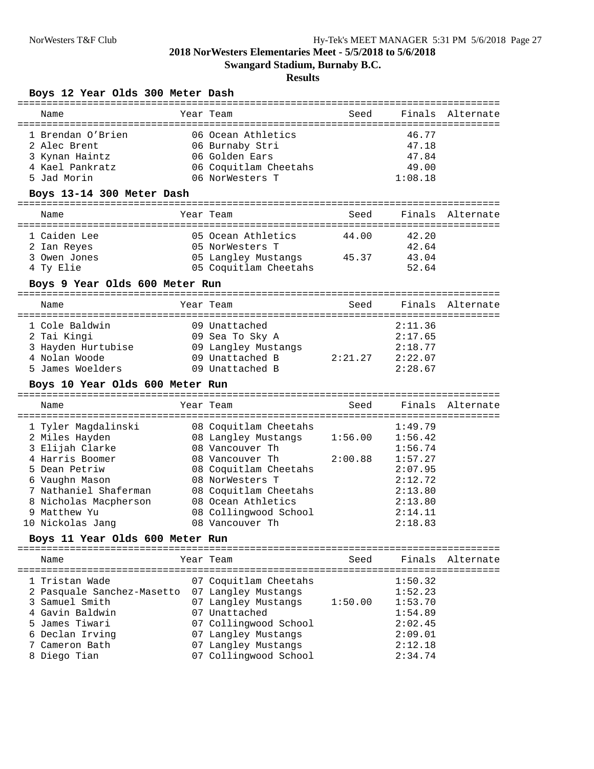**2018 NorWesters Elementaries Meet - 5/5/2018 to 5/6/2018**

**Swangard Stadium, Burnaby B.C.**

**Results**

### Boys 12 Year Olds 300 Meter Dash

| | Name | Year | Team | Seed | Finals | Alternate |
|---|---|---|---|---|---|---|
| 1 | Brendan O'Brien | 06 | Ocean Athletics | | 46.77 | |
| 2 | Alec Brent | 06 | Burnaby Stri | | 47.18 | |
| 3 | Kynan Haintz | 06 | Golden Ears | | 47.84 | |
| 4 | Kael Pankratz | 06 | Coquitlam Cheetahs | | 49.00 | |
| 5 | Jad Morin | 06 | NorWesters T | | 1:08.18 | |

### Boys 13-14 300 Meter Dash

| | Name | Year | Team | Seed | Finals | Alternate |
|---|---|---|---|---|---|---|
| 1 | Caiden Lee | 05 | Ocean Athletics | 44.00 | 42.20 | |
| 2 | Ian Reyes | 05 | NorWesters T | | 42.64 | |
| 3 | Owen Jones | 05 | Langley Mustangs | 45.37 | 43.04 | |
| 4 | Ty Elie | 05 | Coquitlam Cheetahs | | 52.64 | |

### Boys 9 Year Olds 600 Meter Run

| | Name | Year | Team | Seed | Finals | Alternate |
|---|---|---|---|---|---|---|
| 1 | Cole Baldwin | 09 | Unattached | | 2:11.36 | |
| 2 | Tai Kingi | 09 | Sea To Sky A | | 2:17.65 | |
| 3 | Hayden Hurtubise | 09 | Langley Mustangs | | 2:18.77 | |
| 4 | Nolan Woode | 09 | Unattached B | 2:21.27 | 2:22.07 | |
| 5 | James Woelders | 09 | Unattached B | | 2:28.67 | |

### Boys 10 Year Olds 600 Meter Run

| | Name | Year | Team | Seed | Finals | Alternate |
|---|---|---|---|---|---|---|
| 1 | Tyler Magdalinski | 08 | Coquitlam Cheetahs | | 1:49.79 | |
| 2 | Miles Hayden | 08 | Langley Mustangs | 1:56.00 | 1:56.42 | |
| 3 | Elijah Clarke | 08 | Vancouver Th | | 1:56.74 | |
| 4 | Harris Boomer | 08 | Vancouver Th | 2:00.88 | 1:57.27 | |
| 5 | Dean Petriw | 08 | Coquitlam Cheetahs | | 2:07.95 | |
| 6 | Vaughn Mason | 08 | NorWesters T | | 2:12.72 | |
| 7 | Nathaniel Shaferman | 08 | Coquitlam Cheetahs | | 2:13.80 | |
| 8 | Nicholas Macpherson | 08 | Ocean Athletics | | 2:13.80 | |
| 9 | Matthew Yu | 08 | Collingwood School | | 2:14.11 | |
| 10 | Nickolas Jang | 08 | Vancouver Th | | 2:18.83 | |

### Boys 11 Year Olds 600 Meter Run

| | Name | Year | Team | Seed | Finals | Alternate |
|---|---|---|---|---|---|---|
| 1 | Tristan Wade | 07 | Coquitlam Cheetahs | | 1:50.32 | |
| 2 | Pasquale Sanchez-Masetto | 07 | Langley Mustangs | | 1:52.23 | |
| 3 | Samuel Smith | 07 | Langley Mustangs | 1:50.00 | 1:53.70 | |
| 4 | Gavin Baldwin | 07 | Unattached | | 1:54.89 | |
| 5 | James Tiwari | 07 | Collingwood School | | 2:02.45 | |
| 6 | Declan Irving | 07 | Langley Mustangs | | 2:09.01 | |
| 7 | Cameron Bath | 07 | Langley Mustangs | | 2:12.18 | |
| 8 | Diego Tian | 07 | Collingwood School | | 2:34.74 | |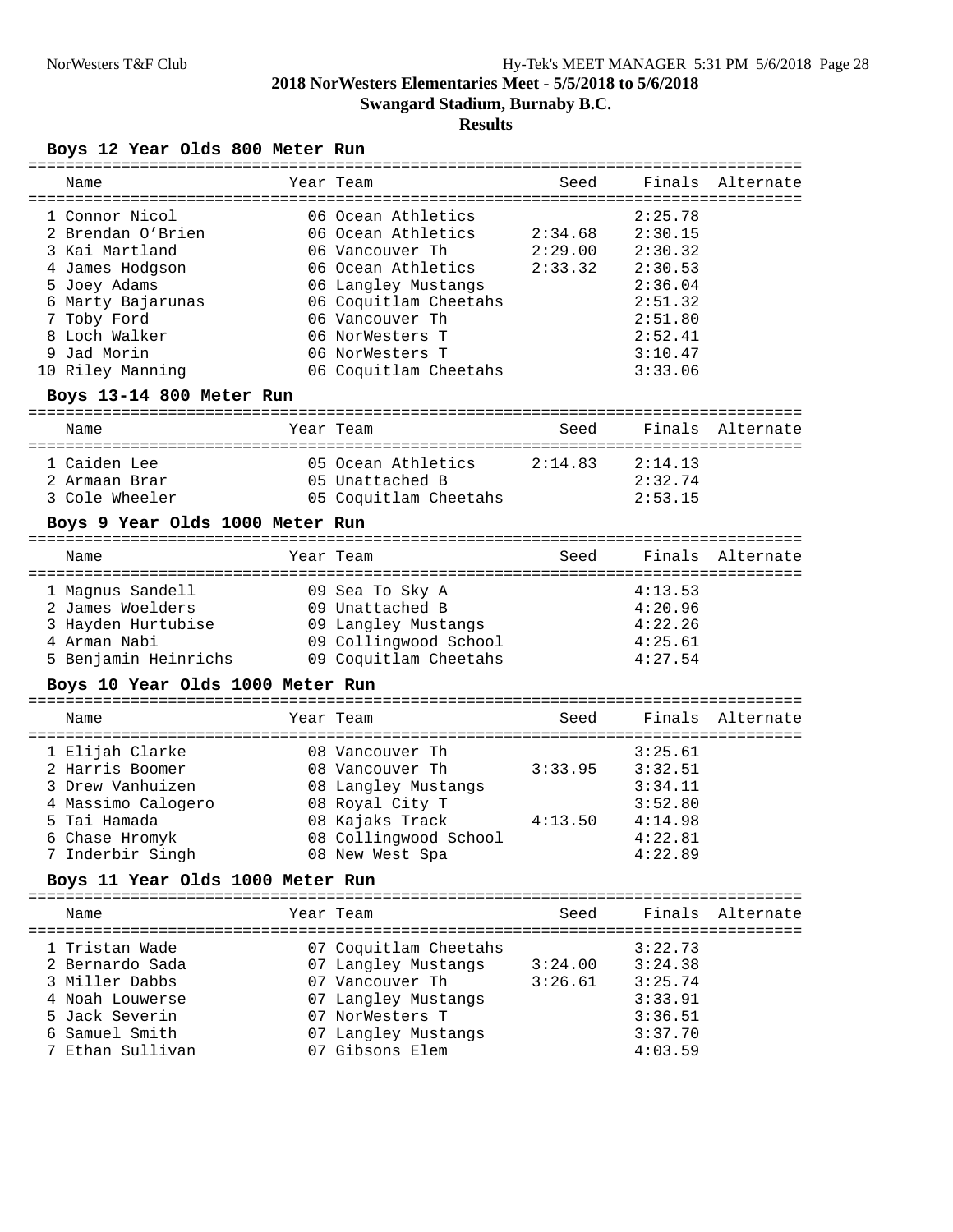## 2018 NorWesters Elementaries Meet - 5/5/2018 to 5/6/2018

**Swangard Stadium, Burnaby B.C.**

**Results**

### Boys 12 Year Olds 800 Meter Run

| | Name | Year | Team | Seed | Finals | Alternate |
|---|---|---|---|---|---|---|
| 1 | Connor Nicol | 06 | Ocean Athletics | | 2:25.78 | |
| 2 | Brendan O'Brien | 06 | Ocean Athletics | 2:34.68 | 2:30.15 | |
| 3 | Kai Martland | 06 | Vancouver Th | 2:29.00 | 2:30.32 | |
| 4 | James Hodgson | 06 | Ocean Athletics | 2:33.32 | 2:30.53 | |
| 5 | Joey Adams | 06 | Langley Mustangs | | 2:36.04 | |
| 6 | Marty Bajarunas | 06 | Coquitlam Cheetahs | | 2:51.32 | |
| 7 | Toby Ford | 06 | Vancouver Th | | 2:51.80 | |
| 8 | Loch Walker | 06 | NorWesters T | | 2:52.41 | |
| 9 | Jad Morin | 06 | NorWesters T | | 3:10.47 | |
| 10 | Riley Manning | 06 | Coquitlam Cheetahs | | 3:33.06 | |

### Boys 13-14 800 Meter Run

| | Name | Year | Team | Seed | Finals | Alternate |
|---|---|---|---|---|---|---|
| 1 | Caiden Lee | 05 | Ocean Athletics | 2:14.83 | 2:14.13 | |
| 2 | Armaan Brar | 05 | Unattached B | | 2:32.74 | |
| 3 | Cole Wheeler | 05 | Coquitlam Cheetahs | | 2:53.15 | |

### Boys 9 Year Olds 1000 Meter Run

| | Name | Year | Team | Seed | Finals | Alternate |
|---|---|---|---|---|---|---|
| 1 | Magnus Sandell | 09 | Sea To Sky A | | 4:13.53 | |
| 2 | James Woelders | 09 | Unattached B | | 4:20.96 | |
| 3 | Hayden Hurtubise | 09 | Langley Mustangs | | 4:22.26 | |
| 4 | Arman Nabi | 09 | Collingwood School | | 4:25.61 | |
| 5 | Benjamin Heinrichs | 09 | Coquitlam Cheetahs | | 4:27.54 | |

### Boys 10 Year Olds 1000 Meter Run

| | Name | Year | Team | Seed | Finals | Alternate |
|---|---|---|---|---|---|---|
| 1 | Elijah Clarke | 08 | Vancouver Th | | 3:25.61 | |
| 2 | Harris Boomer | 08 | Vancouver Th | 3:33.95 | 3:32.51 | |
| 3 | Drew Vanhuizen | 08 | Langley Mustangs | | 3:34.11 | |
| 4 | Massimo Calogero | 08 | Royal City T | | 3:52.80 | |
| 5 | Tai Hamada | 08 | Kajaks Track | 4:13.50 | 4:14.98 | |
| 6 | Chase Hromyk | 08 | Collingwood School | | 4:22.81 | |
| 7 | Inderbir Singh | 08 | New West Spa | | 4:22.89 | |

### Boys 11 Year Olds 1000 Meter Run

| | Name | Year | Team | Seed | Finals | Alternate |
|---|---|---|---|---|---|---|
| 1 | Tristan Wade | 07 | Coquitlam Cheetahs | | 3:22.73 | |
| 2 | Bernardo Sada | 07 | Langley Mustangs | 3:24.00 | 3:24.38 | |
| 3 | Miller Dabbs | 07 | Vancouver Th | 3:26.61 | 3:25.74 | |
| 4 | Noah Louwerse | 07 | Langley Mustangs | | 3:33.91 | |
| 5 | Jack Severin | 07 | NorWesters T | | 3:36.51 | |
| 6 | Samuel Smith | 07 | Langley Mustangs | | 3:37.70 | |
| 7 | Ethan Sullivan | 07 | Gibsons Elem | | 4:03.59 | |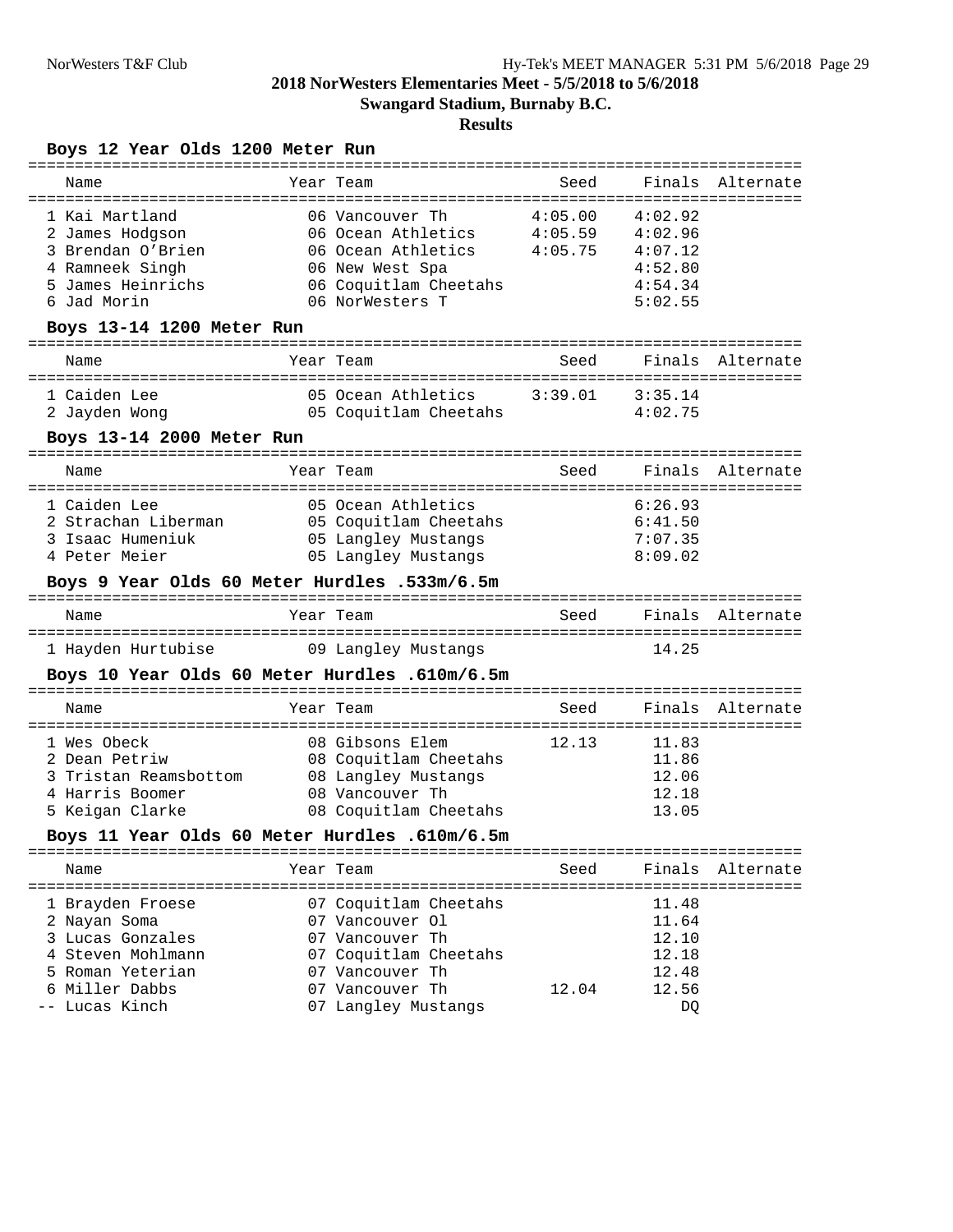# 2018 NorWesters Elementaries Meet - 5/5/2018 to 5/6/2018

**Swangard Stadium, Burnaby B.C.**

**Results**

### Boys 12 Year Olds 1200 Meter Run

| Place | Name | Year | Team | Seed | Finals | Alternate |
|---|---|---|---|---|---|---|
| 1 | Kai Martland | 06 | Vancouver Th | 4:05.00 | 4:02.92 | |
| 2 | James Hodgson | 06 | Ocean Athletics | 4:05.59 | 4:02.96 | |
| 3 | Brendan O'Brien | 06 | Ocean Athletics | 4:05.75 | 4:07.12 | |
| 4 | Ramneek Singh | 06 | New West Spa | | 4:52.80 | |
| 5 | James Heinrichs | 06 | Coquitlam Cheetahs | | 4:54.34 | |
| 6 | Jad Morin | 06 | NorWesters T | | 5:02.55 | |

### Boys 13-14 1200 Meter Run

| Place | Name | Year | Team | Seed | Finals | Alternate |
|---|---|---|---|---|---|---|
| 1 | Caiden Lee | 05 | Ocean Athletics | 3:39.01 | 3:35.14 | |
| 2 | Jayden Wong | 05 | Coquitlam Cheetahs | | 4:02.75 | |

### Boys 13-14 2000 Meter Run

| Place | Name | Year | Team | Seed | Finals | Alternate |
|---|---|---|---|---|---|---|
| 1 | Caiden Lee | 05 | Ocean Athletics | | 6:26.93 | |
| 2 | Strachan Liberman | 05 | Coquitlam Cheetahs | | 6:41.50 | |
| 3 | Isaac Humeniuk | 05 | Langley Mustangs | | 7:07.35 | |
| 4 | Peter Meier | 05 | Langley Mustangs | | 8:09.02 | |

### Boys 9 Year Olds 60 Meter Hurdles .533m/6.5m

| Place | Name | Year | Team | Seed | Finals | Alternate |
|---|---|---|---|---|---|---|
| 1 | Hayden Hurtubise | 09 | Langley Mustangs | | 14.25 | |

### Boys 10 Year Olds 60 Meter Hurdles .610m/6.5m

| Place | Name | Year | Team | Seed | Finals | Alternate |
|---|---|---|---|---|---|---|
| 1 | Wes Obeck | 08 | Gibsons Elem | 12.13 | 11.83 | |
| 2 | Dean Petriw | 08 | Coquitlam Cheetahs | | 11.86 | |
| 3 | Tristan Reamsbottom | 08 | Langley Mustangs | | 12.06 | |
| 4 | Harris Boomer | 08 | Vancouver Th | | 12.18 | |
| 5 | Keigan Clarke | 08 | Coquitlam Cheetahs | | 13.05 | |

### Boys 11 Year Olds 60 Meter Hurdles .610m/6.5m

| Place | Name | Year | Team | Seed | Finals | Alternate |
|---|---|---|---|---|---|---|
| 1 | Brayden Froese | 07 | Coquitlam Cheetahs | | 11.48 | |
| 2 | Nayan Soma | 07 | Vancouver Ol | | 11.64 | |
| 3 | Lucas Gonzales | 07 | Vancouver Th | | 12.10 | |
| 4 | Steven Mohlmann | 07 | Coquitlam Cheetahs | | 12.18 | |
| 5 | Roman Yeterian | 07 | Vancouver Th | | 12.48 | |
| 6 | Miller Dabbs | 07 | Vancouver Th | 12.04 | 12.56 | |
| -- | Lucas Kinch | 07 | Langley Mustangs | | DQ | |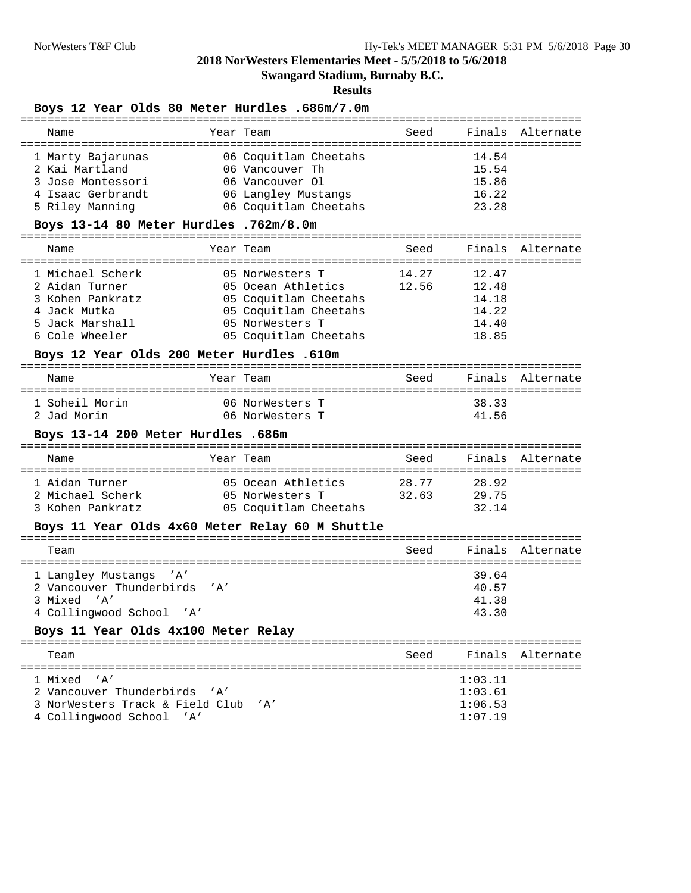## 2018 NorWesters Elementaries Meet - 5/5/2018 to 5/6/2018

**Swangard Stadium, Burnaby B.C.**

**Results**

### Boys 12 Year Olds 80 Meter Hurdles .686m/7.0m

| Place | Name | Year | Team | Seed | Finals | Alternate |
|---|---|---|---|---|---|---|
| 1 | Marty Bajarunas | 06 | Coquitlam Cheetahs | | 14.54 | |
| 2 | Kai Martland | 06 | Vancouver Th | | 15.54 | |
| 3 | Jose Montessori | 06 | Vancouver Ol | | 15.86 | |
| 4 | Isaac Gerbrandt | 06 | Langley Mustangs | | 16.22 | |
| 5 | Riley Manning | 06 | Coquitlam Cheetahs | | 23.28 | |

### Boys 13-14 80 Meter Hurdles .762m/8.0m

| Place | Name | Year | Team | Seed | Finals | Alternate |
|---|---|---|---|---|---|---|
| 1 | Michael Scherk | 05 | NorWesters T | 14.27 | 12.47 | |
| 2 | Aidan Turner | 05 | Ocean Athletics | 12.56 | 12.48 | |
| 3 | Kohen Pankratz | 05 | Coquitlam Cheetahs | | 14.18 | |
| 4 | Jack Mutka | 05 | Coquitlam Cheetahs | | 14.22 | |
| 5 | Jack Marshall | 05 | NorWesters T | | 14.40 | |
| 6 | Cole Wheeler | 05 | Coquitlam Cheetahs | | 18.85 | |

### Boys 12 Year Olds 200 Meter Hurdles .610m

| Place | Name | Year | Team | Seed | Finals | Alternate |
|---|---|---|---|---|---|---|
| 1 | Soheil Morin | 06 | NorWesters T | | 38.33 | |
| 2 | Jad Morin | 06 | NorWesters T | | 41.56 | |

### Boys 13-14 200 Meter Hurdles .686m

| Place | Name | Year | Team | Seed | Finals | Alternate |
|---|---|---|---|---|---|---|
| 1 | Aidan Turner | 05 | Ocean Athletics | 28.77 | 28.92 | |
| 2 | Michael Scherk | 05 | NorWesters T | 32.63 | 29.75 | |
| 3 | Kohen Pankratz | 05 | Coquitlam Cheetahs | | 32.14 | |

### Boys 11 Year Olds 4x60 Meter Relay 60 M Shuttle

| Place | Team | Seed | Finals | Alternate |
|---|---|---|---|---|
| 1 | Langley Mustangs 'A' | | 39.64 | |
| 2 | Vancouver Thunderbirds 'A' | | 40.57 | |
| 3 | Mixed 'A' | | 41.38 | |
| 4 | Collingwood School 'A' | | 43.30 | |

### Boys 11 Year Olds 4x100 Meter Relay

| Place | Team | Seed | Finals | Alternate |
|---|---|---|---|---|
| 1 | Mixed 'A' | | 1:03.11 | |
| 2 | Vancouver Thunderbirds 'A' | | 1:03.61 | |
| 3 | NorWesters Track & Field Club 'A' | | 1:06.53 | |
| 4 | Collingwood School 'A' | | 1:07.19 | |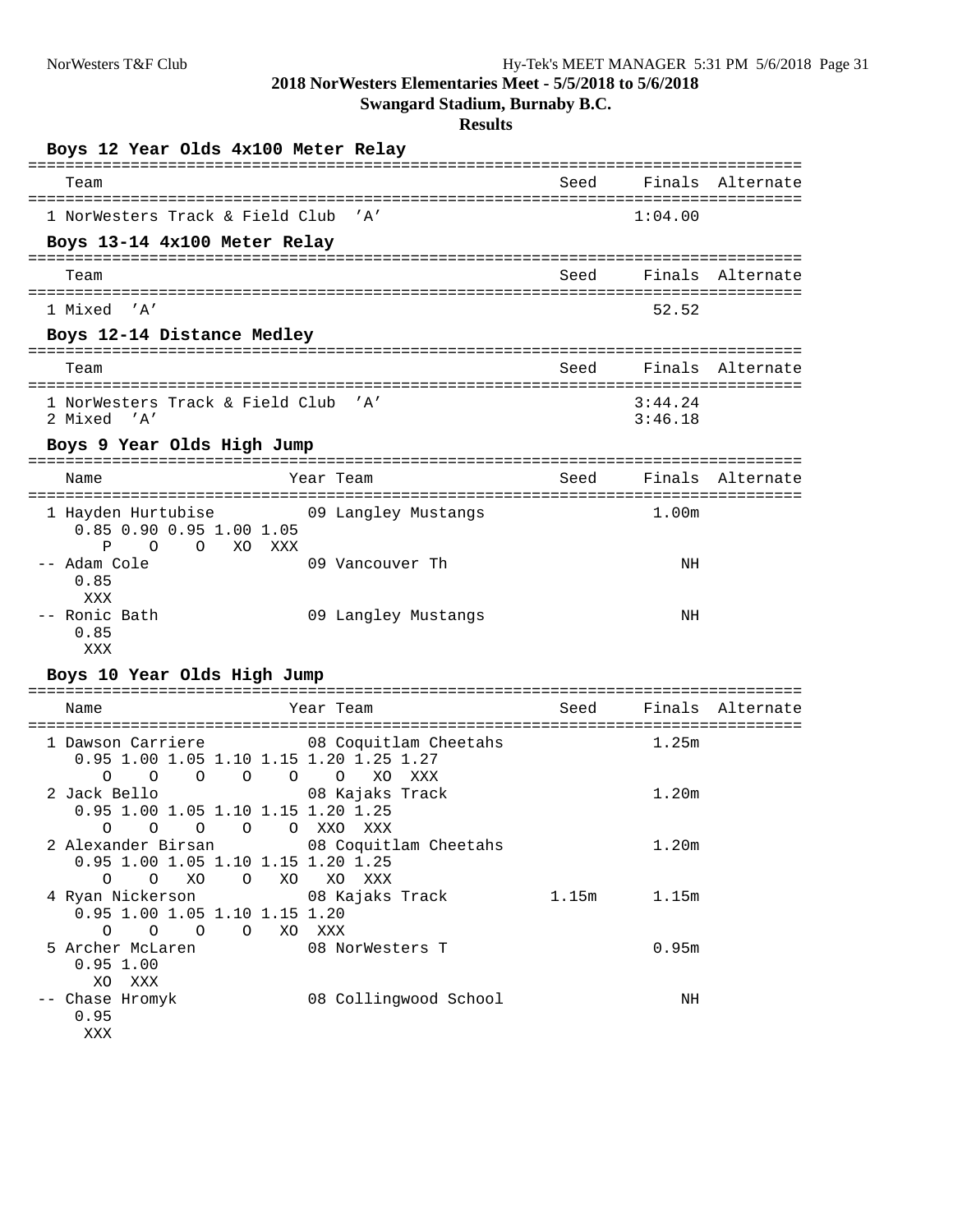**2018 NorWesters Elementaries Meet - 5/5/2018 to 5/6/2018**

**Swangard Stadium, Burnaby B.C.**

**Results**

## Boys 12 Year Olds 4x100 Meter Relay

| Team | Seed | Finals | Alternate |
|---|---|---|---|
| 1 NorWesters Track & Field Club 'A' | | 1:04.00 | |

## Boys 13-14 4x100 Meter Relay

| Team | Seed | Finals | Alternate |
|---|---|---|---|
| 1 Mixed 'A' | | 52.52 | |

## Boys 12-14 Distance Medley

| Team | Seed | Finals | Alternate |
|---|---|---|---|
| 1 NorWesters Track & Field Club 'A' | | 3:44.24 | |
| 2 Mixed 'A' | | 3:46.18 | |

## Boys 9 Year Olds High Jump

```
=====================================================================================
   Name                    Year Team                    Seed     Finals  Alternate
=====================================================================================
 1 Hayden Hurtubise         09 Langley Mustangs                   1.00m
     0.85 0.90 0.95 1.00 1.05
        P    O    O   XO  XXX
-- Adam Cole                09 Vancouver Th                          NH
     0.85
      XXX
-- Ronic Bath               09 Langley Mustangs                      NH
     0.85
      XXX
```

## Boys 10 Year Olds High Jump

```
=====================================================================================
   Name                    Year Team                    Seed     Finals  Alternate
=====================================================================================
 1 Dawson Carriere          08 Coquitlam Cheetahs                 1.25m
     0.95 1.00 1.05 1.10 1.15 1.20 1.25 1.27
        O    O    O    O    O    O   XO  XXX
 2 Jack Bello               08 Kajaks Track                       1.20m
     0.95 1.00 1.05 1.10 1.15 1.20 1.25
        O    O    O    O    O  XXO  XXX
 2 Alexander Birsan         08 Coquitlam Cheetahs                 1.20m
     0.95 1.00 1.05 1.10 1.15 1.20 1.25
        O    O   XO    O   XO   XO  XXX
 4 Ryan Nickerson           08 Kajaks Track              1.15m    1.15m
     0.95 1.00 1.05 1.10 1.15 1.20
        O    O    O    O   XO  XXX
 5 Archer McLaren           08 NorWesters T                       0.95m
     0.95 1.00
       XO  XXX
-- Chase Hromyk             08 Collingwood School                    NH
     0.95
      XXX
```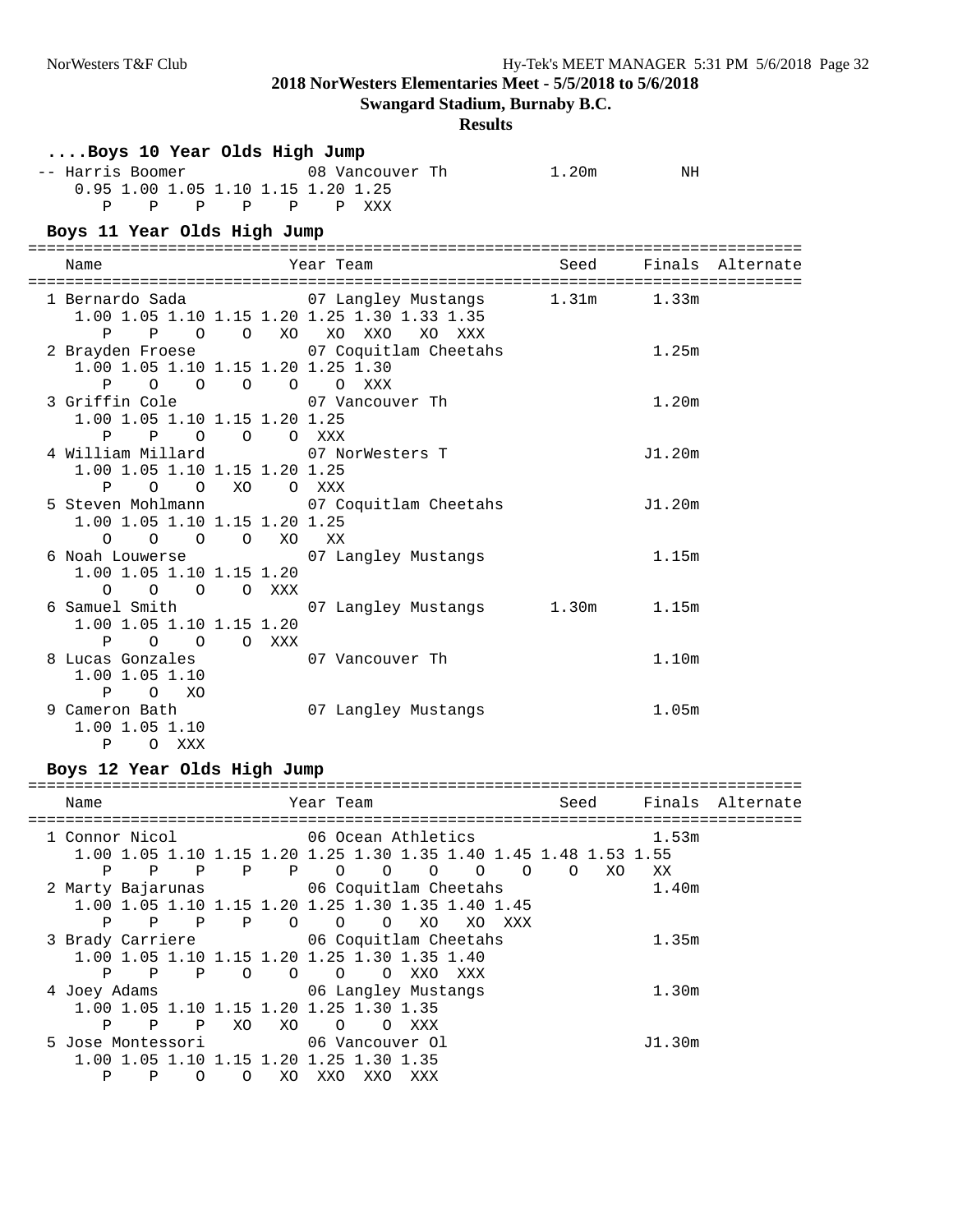**2018 NorWesters Elementaries Meet - 5/5/2018 to 5/6/2018**

**Swangard Stadium, Burnaby B.C.**

**Results**

### ....Boys 10 Year Olds High Jump

```
 -- Harris Boomer             08 Vancouver Th            1.20m         NH
    0.95 1.00 1.05 1.10 1.15 1.20 1.25
       P    P    P    P    P    P  XXX
```

### Boys 11 Year Olds High Jump

```
=====================================================================================
   Name                        Year Team                    Seed     Finals  Alternate
=====================================================================================
  1 Bernardo Sada             07 Langley Mustangs        1.31m      1.33m
    1.00 1.05 1.10 1.15 1.20 1.25 1.30 1.33 1.35
       P    P    O    O   XO   XO  XXO   XO  XXX
  2 Brayden Froese            07 Coquitlam Cheetahs                 1.25m
    1.00 1.05 1.10 1.15 1.20 1.25 1.30
       P    O    O    O    O    O  XXX
  3 Griffin Cole              07 Vancouver Th                       1.20m
    1.00 1.05 1.10 1.15 1.20 1.25
       P    P    O    O    O  XXX
  4 William Millard           07 NorWesters T                      J1.20m
    1.00 1.05 1.10 1.15 1.20 1.25
       P    O    O   XO    O  XXX
  5 Steven Mohlmann           07 Coquitlam Cheetahs                J1.20m
    1.00 1.05 1.10 1.15 1.20 1.25
       O    O    O    O   XO   XX
  6 Noah Louwerse             07 Langley Mustangs                   1.15m
    1.00 1.05 1.10 1.15 1.20
       O    O    O    O  XXX
  6 Samuel Smith              07 Langley Mustangs        1.30m      1.15m
    1.00 1.05 1.10 1.15 1.20
       P    O    O    O  XXX
  8 Lucas Gonzales            07 Vancouver Th                       1.10m
    1.00 1.05 1.10
       P    O   XO
  9 Cameron Bath              07 Langley Mustangs                   1.05m
    1.00 1.05 1.10
       P    O  XXX
```

### Boys 12 Year Olds High Jump

```
=====================================================================================
   Name                        Year Team                    Seed     Finals  Alternate
=====================================================================================
  1 Connor Nicol              06 Ocean Athletics                    1.53m
    1.00 1.05 1.10 1.15 1.20 1.25 1.30 1.35 1.40 1.45 1.48 1.53 1.55
       P    P    P    P    P    O    O    O    O    O    O   XO   XX
  2 Marty Bajarunas           06 Coquitlam Cheetahs                 1.40m
    1.00 1.05 1.10 1.15 1.20 1.25 1.30 1.35 1.40 1.45
       P    P    P    P    O    O    O   XO   XO  XXX
  3 Brady Carriere            06 Coquitlam Cheetahs                 1.35m
    1.00 1.05 1.10 1.15 1.20 1.25 1.30 1.35 1.40
       P    P    P    O    O    O    O  XXO  XXX
  4 Joey Adams                06 Langley Mustangs                   1.30m
    1.00 1.05 1.10 1.15 1.20 1.25 1.30 1.35
       P    P    P   XO   XO    O    O  XXX
  5 Jose Montessori           06 Vancouver Ol                      J1.30m
    1.00 1.05 1.10 1.15 1.20 1.25 1.30 1.35
       P    P    O    O   XO  XXO  XXO  XXX
```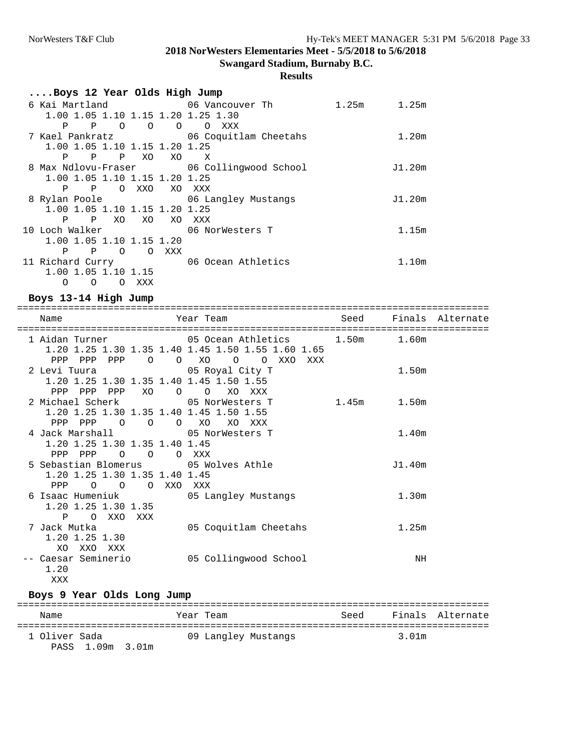# 2018 NorWesters Elementaries Meet - 5/5/2018 to 5/6/2018

**Swangard Stadium, Burnaby B.C.**

**Results**

### ....Boys 12 Year Olds High Jump

```
  6 Kai Martland               06 Vancouver Th          1.25m      1.25m
     1.00 1.05 1.10 1.15 1.20 1.25 1.30
        P    P    O    O    O    O  XXX
  7 Kael Pankratz              06 Coquitlam Cheetahs               1.20m
     1.00 1.05 1.10 1.15 1.20 1.25
        P    P    P   XO   XO    X
  8 Max Ndlovu-Fraser          06 Collingwood School              J1.20m
     1.00 1.05 1.10 1.15 1.20 1.25
        P    P    O  XXO   XO  XXX
  8 Rylan Poole                06 Langley Mustangs                J1.20m
     1.00 1.05 1.10 1.15 1.20 1.25
        P    P   XO   XO   XO  XXX
 10 Loch Walker                06 NorWesters T                     1.15m
     1.00 1.05 1.10 1.15 1.20
        P    P    O    O  XXX
 11 Richard Curry              06 Ocean Athletics                  1.10m
     1.00 1.05 1.10 1.15
        O    O    O  XXX
```

### Boys 13-14 High Jump

```
=====================================================================================
   Name                    Year Team                    Seed     Finals  Alternate
=====================================================================================
  1 Aidan Turner               05 Ocean Athletics       1.50m      1.60m
     1.20 1.25 1.30 1.35 1.40 1.45 1.50 1.55 1.60 1.65
      PPP  PPP  PPP    O    O   XO    O    O  XXO  XXX
  2 Levi Tuura                 05 Royal City T                     1.50m
     1.20 1.25 1.30 1.35 1.40 1.45 1.50 1.55
      PPP  PPP  PPP   XO    O    O   XO  XXX
  2 Michael Scherk             05 NorWesters T          1.45m      1.50m
     1.20 1.25 1.30 1.35 1.40 1.45 1.50 1.55
      PPP  PPP    O    O    O   XO   XO  XXX
  4 Jack Marshall              05 NorWesters T                     1.40m
     1.20 1.25 1.30 1.35 1.40 1.45
      PPP  PPP    O    O    O  XXX
  5 Sebastian Blomerus         05 Wolves Athle                    J1.40m
     1.20 1.25 1.30 1.35 1.40 1.45
      PPP    O    O    O  XXO  XXX
  6 Isaac Humeniuk             05 Langley Mustangs                 1.30m
     1.20 1.25 1.30 1.35
        P    O  XXO  XXX
  7 Jack Mutka                 05 Coquitlam Cheetahs               1.25m
     1.20 1.25 1.30
       XO  XXO  XXX
 -- Caesar Seminerio           05 Collingwood School                  NH
     1.20
      XXX
```

### Boys 9 Year Olds Long Jump

```
=====================================================================================
   Name                    Year Team                    Seed     Finals  Alternate
=====================================================================================
  1 Oliver Sada                09 Langley Mustangs                 3.01m
      PASS  1.09m  3.01m
```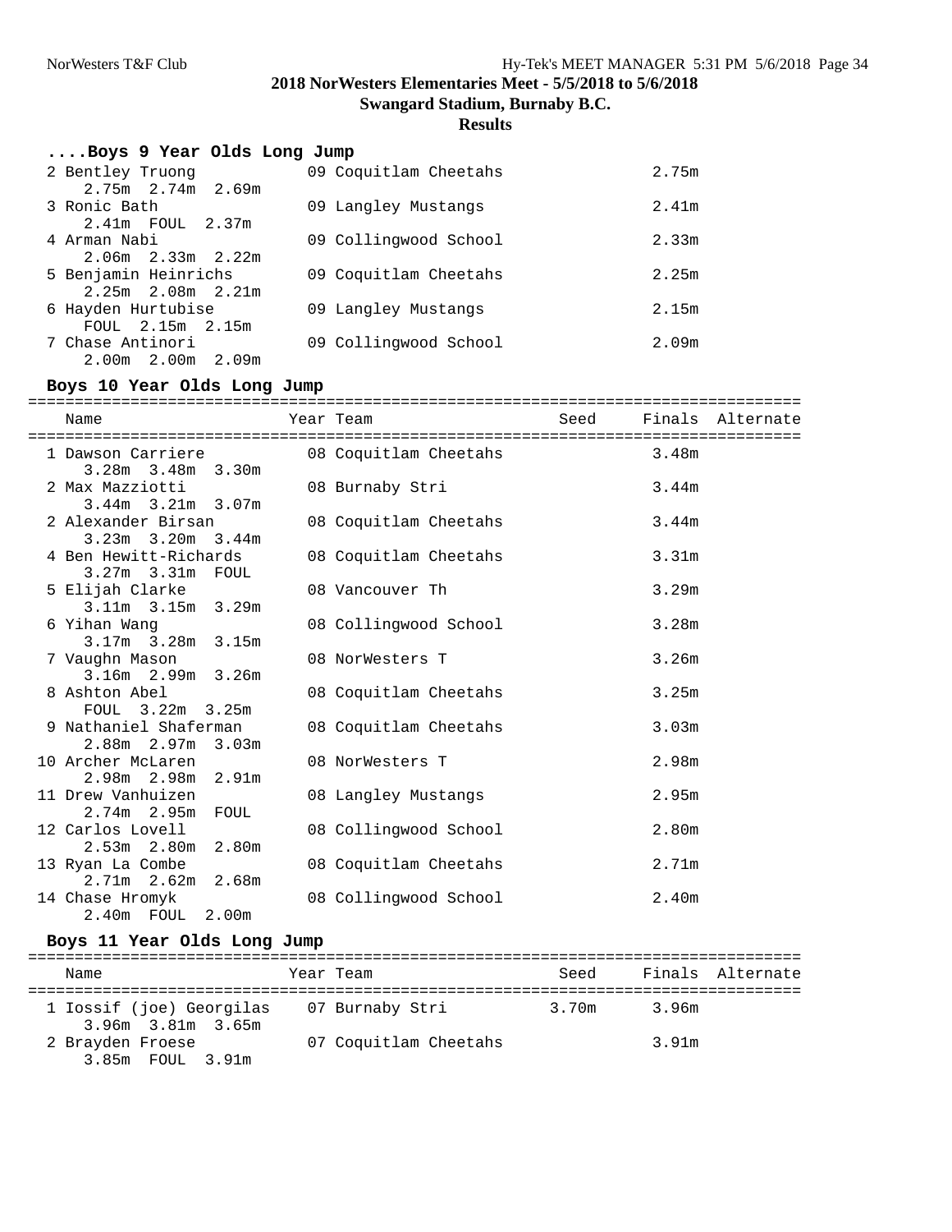## 2018 NorWesters Elementaries Meet - 5/5/2018 to 5/6/2018

**Swangard Stadium, Burnaby B.C.**

**Results**

### ....Boys 9 Year Olds Long Jump

| Place | Name | Year | Team | Seed | Finals | Alternate |
|---|---|---|---|---|---|---|
| 2 | Bentley Truong | 09 | Coquitlam Cheetahs | | 2.75m | |
| | 2.75m 2.74m 2.69m | | | | | |
| 3 | Ronic Bath | 09 | Langley Mustangs | | 2.41m | |
| | 2.41m FOUL 2.37m | | | | | |
| 4 | Arman Nabi | 09 | Collingwood School | | 2.33m | |
| | 2.06m 2.33m 2.22m | | | | | |
| 5 | Benjamin Heinrichs | 09 | Coquitlam Cheetahs | | 2.25m | |
| | 2.25m 2.08m 2.21m | | | | | |
| 6 | Hayden Hurtubise | 09 | Langley Mustangs | | 2.15m | |
| | FOUL 2.15m 2.15m | | | | | |
| 7 | Chase Antinori | 09 | Collingwood School | | 2.09m | |
| | 2.00m 2.00m 2.09m | | | | | |

### Boys 10 Year Olds Long Jump

| Place | Name | Year | Team | Seed | Finals | Alternate |
|---|---|---|---|---|---|---|
| 1 | Dawson Carriere | 08 | Coquitlam Cheetahs | | 3.48m | |
| | 3.28m 3.48m 3.30m | | | | | |
| 2 | Max Mazziotti | 08 | Burnaby Stri | | 3.44m | |
| | 3.44m 3.21m 3.07m | | | | | |
| 2 | Alexander Birsan | 08 | Coquitlam Cheetahs | | 3.44m | |
| | 3.23m 3.20m 3.44m | | | | | |
| 4 | Ben Hewitt-Richards | 08 | Coquitlam Cheetahs | | 3.31m | |
| | 3.27m 3.31m FOUL | | | | | |
| 5 | Elijah Clarke | 08 | Vancouver Th | | 3.29m | |
| | 3.11m 3.15m 3.29m | | | | | |
| 6 | Yihan Wang | 08 | Collingwood School | | 3.28m | |
| | 3.17m 3.28m 3.15m | | | | | |
| 7 | Vaughn Mason | 08 | NorWesters T | | 3.26m | |
| | 3.16m 2.99m 3.26m | | | | | |
| 8 | Ashton Abel | 08 | Coquitlam Cheetahs | | 3.25m | |
| | FOUL 3.22m 3.25m | | | | | |
| 9 | Nathaniel Shaferman | 08 | Coquitlam Cheetahs | | 3.03m | |
| | 2.88m 2.97m 3.03m | | | | | |
| 10 | Archer McLaren | 08 | NorWesters T | | 2.98m | |
| | 2.98m 2.98m 2.91m | | | | | |
| 11 | Drew Vanhuizen | 08 | Langley Mustangs | | 2.95m | |
| | 2.74m 2.95m FOUL | | | | | |
| 12 | Carlos Lovell | 08 | Collingwood School | | 2.80m | |
| | 2.53m 2.80m 2.80m | | | | | |
| 13 | Ryan La Combe | 08 | Coquitlam Cheetahs | | 2.71m | |
| | 2.71m 2.62m 2.68m | | | | | |
| 14 | Chase Hromyk | 08 | Collingwood School | | 2.40m | |
| | 2.40m FOUL 2.00m | | | | | |

### Boys 11 Year Olds Long Jump

| Place | Name | Year | Team | Seed | Finals | Alternate |
|---|---|---|---|---|---|---|
| 1 | Iossif (joe) Georgilas | 07 | Burnaby Stri | 3.70m | 3.96m | |
| | 3.96m 3.81m 3.65m | | | | | |
| 2 | Brayden Froese | 07 | Coquitlam Cheetahs | | 3.91m | |
| | 3.85m FOUL 3.91m | | | | | |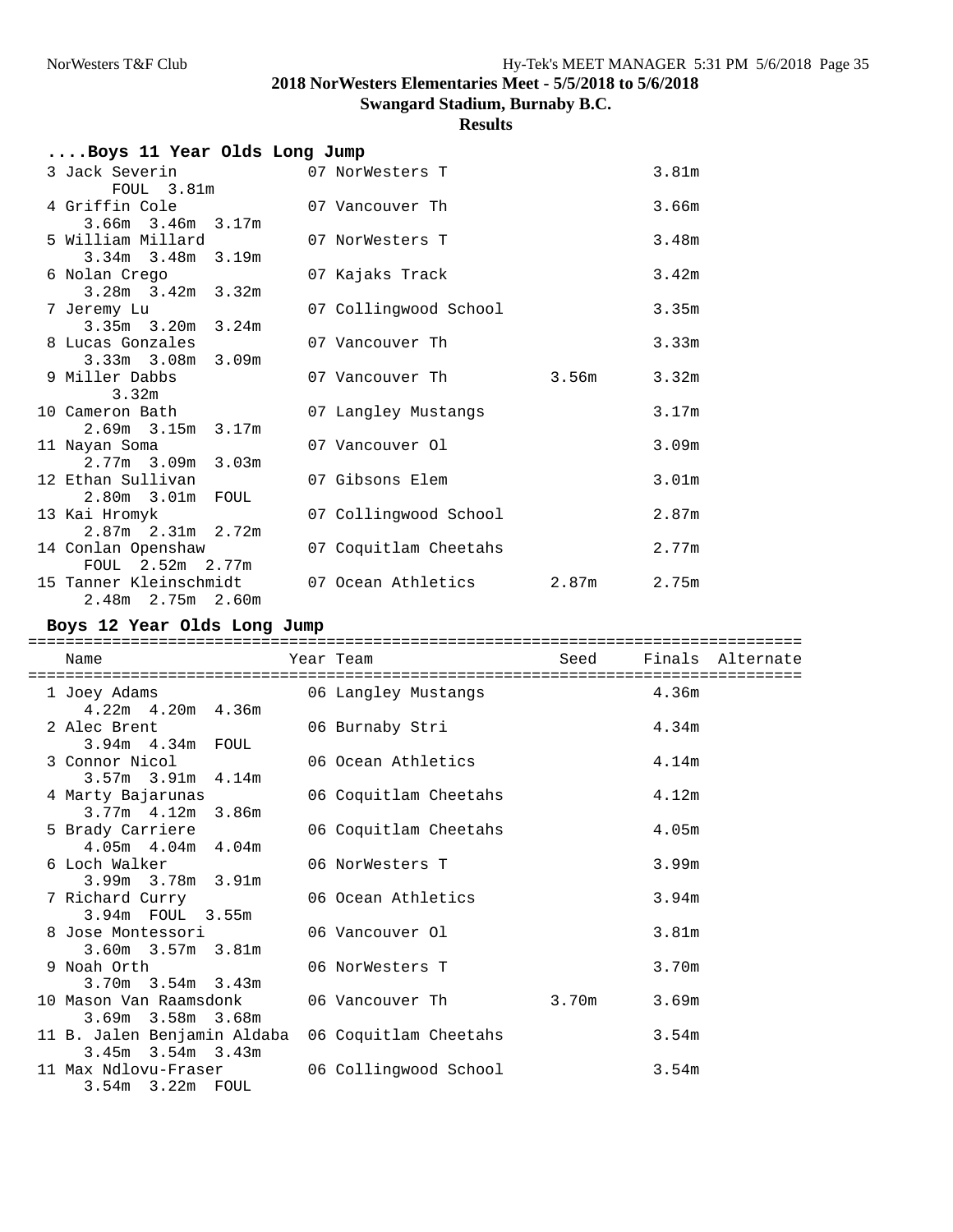## 2018 NorWesters Elementaries Meet - 5/5/2018 to 5/6/2018

**Swangard Stadium, Burnaby B.C.**

**Results**

### ....Boys 11 Year Olds Long Jump

| Place | Name | Year | Team | Seed | Finals | Attempts |
|---|---|---|---|---|---|---|
| 3 | Jack Severin | 07 | NorWesters T | | 3.81m | FOUL 3.81m |
| 4 | Griffin Cole | 07 | Vancouver Th | | 3.66m | 3.66m 3.46m 3.17m |
| 5 | William Millard | 07 | NorWesters T | | 3.48m | 3.34m 3.48m 3.19m |
| 6 | Nolan Crego | 07 | Kajaks Track | | 3.42m | 3.28m 3.42m 3.32m |
| 7 | Jeremy Lu | 07 | Collingwood School | | 3.35m | 3.35m 3.20m 3.24m |
| 8 | Lucas Gonzales | 07 | Vancouver Th | | 3.33m | 3.33m 3.08m 3.09m |
| 9 | Miller Dabbs | 07 | Vancouver Th | 3.56m | 3.32m | 3.32m |
| 10 | Cameron Bath | 07 | Langley Mustangs | | 3.17m | 2.69m 3.15m 3.17m |
| 11 | Nayan Soma | 07 | Vancouver Ol | | 3.09m | 2.77m 3.09m 3.03m |
| 12 | Ethan Sullivan | 07 | Gibsons Elem | | 3.01m | 2.80m 3.01m FOUL |
| 13 | Kai Hromyk | 07 | Collingwood School | | 2.87m | 2.87m 2.31m 2.72m |
| 14 | Conlan Openshaw | 07 | Coquitlam Cheetahs | | 2.77m | FOUL 2.52m 2.77m |
| 15 | Tanner Kleinschmidt | 07 | Ocean Athletics | 2.87m | 2.75m | 2.48m 2.75m 2.60m |

### Boys 12 Year Olds Long Jump

| Place | Name | Year | Team | Seed | Finals | Alternate | Attempts |
|---|---|---|---|---|---|---|---|
| 1 | Joey Adams | 06 | Langley Mustangs | | 4.36m | | 4.22m 4.20m 4.36m |
| 2 | Alec Brent | 06 | Burnaby Stri | | 4.34m | | 3.94m 4.34m FOUL |
| 3 | Connor Nicol | 06 | Ocean Athletics | | 4.14m | | 3.57m 3.91m 4.14m |
| 4 | Marty Bajarunas | 06 | Coquitlam Cheetahs | | 4.12m | | 3.77m 4.12m 3.86m |
| 5 | Brady Carriere | 06 | Coquitlam Cheetahs | | 4.05m | | 4.05m 4.04m 4.04m |
| 6 | Loch Walker | 06 | NorWesters T | | 3.99m | | 3.99m 3.78m 3.91m |
| 7 | Richard Curry | 06 | Ocean Athletics | | 3.94m | | 3.94m FOUL 3.55m |
| 8 | Jose Montessori | 06 | Vancouver Ol | | 3.81m | | 3.60m 3.57m 3.81m |
| 9 | Noah Orth | 06 | NorWesters T | | 3.70m | | 3.70m 3.54m 3.43m |
| 10 | Mason Van Raamsdonk | 06 | Vancouver Th | 3.70m | 3.69m | | 3.69m 3.58m 3.68m |
| 11 | B. Jalen Benjamin Aldaba | 06 | Coquitlam Cheetahs | | 3.54m | | 3.45m 3.54m 3.43m |
| 11 | Max Ndlovu-Fraser | 06 | Collingwood School | | 3.54m | | 3.54m 3.22m FOUL |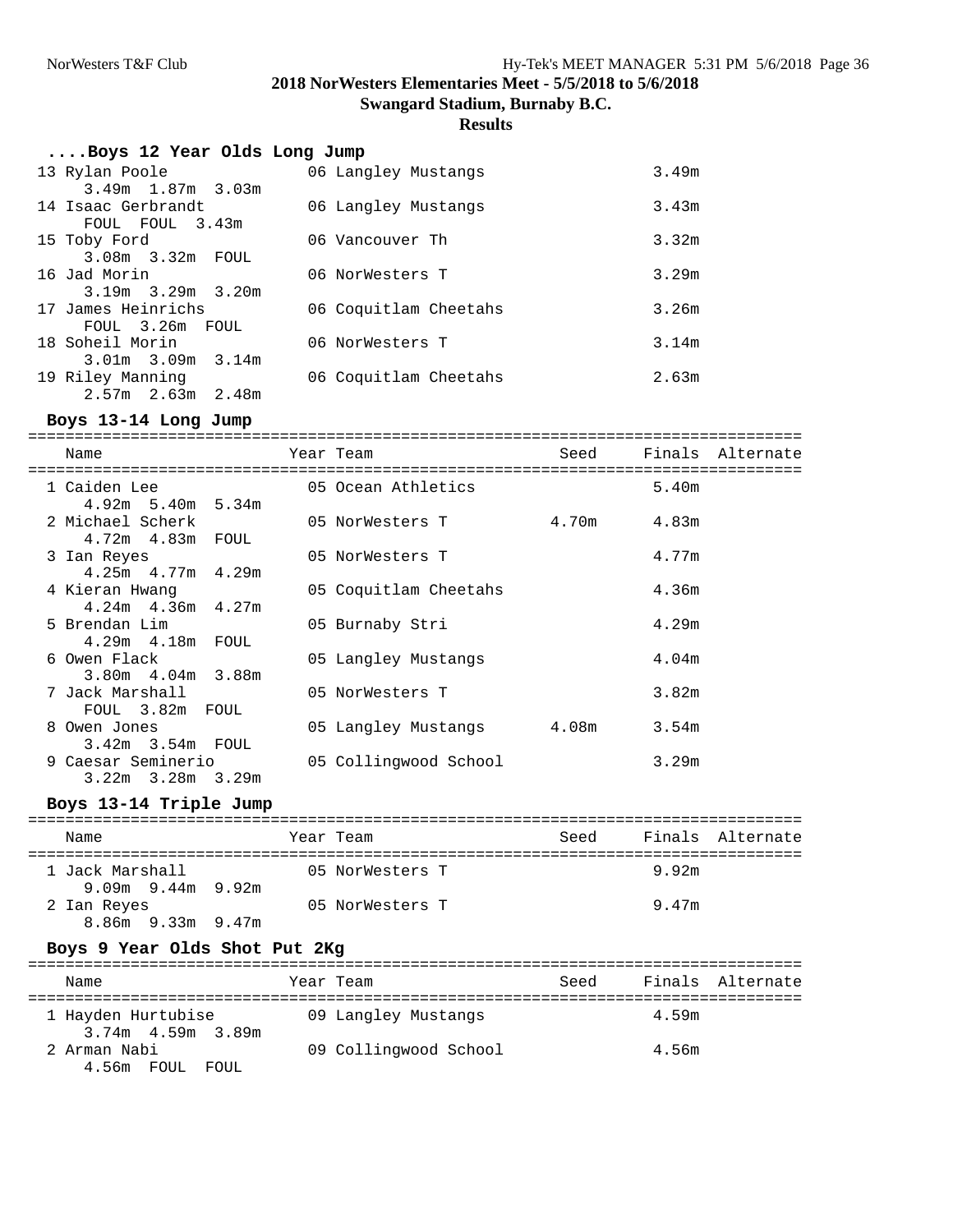# 2018 NorWesters Elementaries Meet - 5/5/2018 to 5/6/2018

## Swangard Stadium, Burnaby B.C.

### Results

#### ....Boys 12 Year Olds Long Jump

| Place | Name | Year | Team | Finals |
|---|---|---|---|---|
| 13 | Rylan Poole | 06 | Langley Mustangs | 3.49m |
| | 3.49m 1.87m 3.03m | | | |
| 14 | Isaac Gerbrandt | 06 | Langley Mustangs | 3.43m |
| | FOUL FOUL 3.43m | | | |
| 15 | Toby Ford | 06 | Vancouver Th | 3.32m |
| | 3.08m 3.32m FOUL | | | |
| 16 | Jad Morin | 06 | NorWesters T | 3.29m |
| | 3.19m 3.29m 3.20m | | | |
| 17 | James Heinrichs | 06 | Coquitlam Cheetahs | 3.26m |
| | FOUL 3.26m FOUL | | | |
| 18 | Soheil Morin | 06 | NorWesters T | 3.14m |
| | 3.01m 3.09m 3.14m | | | |
| 19 | Riley Manning | 06 | Coquitlam Cheetahs | 2.63m |
| | 2.57m 2.63m 2.48m | | | |

#### Boys 13-14 Long Jump

| Place | Name | Year | Team | Seed | Finals | Alternate |
|---|---|---|---|---|---|---|
| 1 | Caiden Lee | 05 | Ocean Athletics | | 5.40m | |
| | 4.92m 5.40m 5.34m | | | | | |
| 2 | Michael Scherk | 05 | NorWesters T | 4.70m | 4.83m | |
| | 4.72m 4.83m FOUL | | | | | |
| 3 | Ian Reyes | 05 | NorWesters T | | 4.77m | |
| | 4.25m 4.77m 4.29m | | | | | |
| 4 | Kieran Hwang | 05 | Coquitlam Cheetahs | | 4.36m | |
| | 4.24m 4.36m 4.27m | | | | | |
| 5 | Brendan Lim | 05 | Burnaby Stri | | 4.29m | |
| | 4.29m 4.18m FOUL | | | | | |
| 6 | Owen Flack | 05 | Langley Mustangs | | 4.04m | |
| | 3.80m 4.04m 3.88m | | | | | |
| 7 | Jack Marshall | 05 | NorWesters T | | 3.82m | |
| | FOUL 3.82m FOUL | | | | | |
| 8 | Owen Jones | 05 | Langley Mustangs | 4.08m | 3.54m | |
| | 3.42m 3.54m FOUL | | | | | |
| 9 | Caesar Seminerio | 05 | Collingwood School | | 3.29m | |
| | 3.22m 3.28m 3.29m | | | | | |

#### Boys 13-14 Triple Jump

| Place | Name | Year | Team | Seed | Finals | Alternate |
|---|---|---|---|---|---|---|
| 1 | Jack Marshall | 05 | NorWesters T | | 9.92m | |
| | 9.09m 9.44m 9.92m | | | | | |
| 2 | Ian Reyes | 05 | NorWesters T | | 9.47m | |
| | 8.86m 9.33m 9.47m | | | | | |

#### Boys 9 Year Olds Shot Put 2Kg

| Place | Name | Year | Team | Seed | Finals | Alternate |
|---|---|---|---|---|---|---|
| 1 | Hayden Hurtubise | 09 | Langley Mustangs | | 4.59m | |
| | 3.74m 4.59m 3.89m | | | | | |
| 2 | Arman Nabi | 09 | Collingwood School | | 4.56m | |
| | 4.56m FOUL FOUL | | | | | |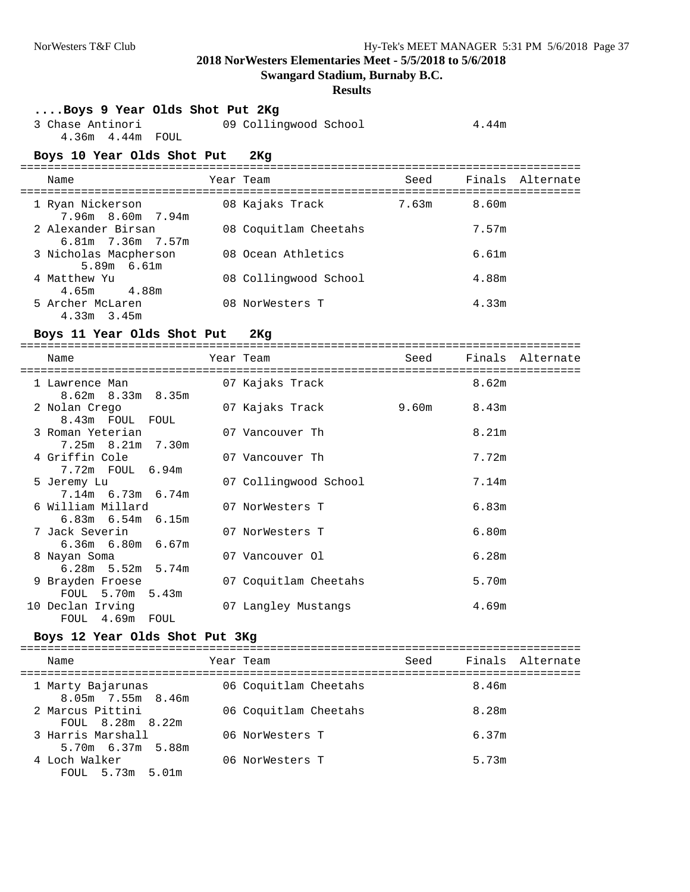**2018 NorWesters Elementaries Meet - 5/5/2018 to 5/6/2018**

**Swangard Stadium, Burnaby B.C.**

**Results**

### ....Boys 9 Year Olds Shot Put 2Kg

| Name | Year | Team | Seed | Finals | Alternate |
|---|---|---|---|---|---|
| 3 Chase Antinori | 09 | Collingwood School | | 4.44m | |
| 4.36m 4.44m FOUL | | | | | |

### Boys 10 Year Olds Shot Put 2Kg

| Name | Year | Team | Seed | Finals | Alternate |
|---|---|---|---|---|---|
| 1 Ryan Nickerson | 08 | Kajaks Track | 7.63m | 8.60m | |
| 7.96m 8.60m 7.94m | | | | | |
| 2 Alexander Birsan | 08 | Coquitlam Cheetahs | | 7.57m | |
| 6.81m 7.36m 7.57m | | | | | |
| 3 Nicholas Macpherson | 08 | Ocean Athletics | | 6.61m | |
| 5.89m 6.61m | | | | | |
| 4 Matthew Yu | 08 | Collingwood School | | 4.88m | |
| 4.65m 4.88m | | | | | |
| 5 Archer McLaren | 08 | NorWesters T | | 4.33m | |
| 4.33m 3.45m | | | | | |

### Boys 11 Year Olds Shot Put 2Kg

| Name | Year | Team | Seed | Finals | Alternate |
|---|---|---|---|---|---|
| 1 Lawrence Man | 07 | Kajaks Track | | 8.62m | |
| 8.62m 8.33m 8.35m | | | | | |
| 2 Nolan Crego | 07 | Kajaks Track | 9.60m | 8.43m | |
| 8.43m FOUL FOUL | | | | | |
| 3 Roman Yeterian | 07 | Vancouver Th | | 8.21m | |
| 7.25m 8.21m 7.30m | | | | | |
| 4 Griffin Cole | 07 | Vancouver Th | | 7.72m | |
| 7.72m FOUL 6.94m | | | | | |
| 5 Jeremy Lu | 07 | Collingwood School | | 7.14m | |
| 7.14m 6.73m 6.74m | | | | | |
| 6 William Millard | 07 | NorWesters T | | 6.83m | |
| 6.83m 6.54m 6.15m | | | | | |
| 7 Jack Severin | 07 | NorWesters T | | 6.80m | |
| 6.36m 6.80m 6.67m | | | | | |
| 8 Nayan Soma | 07 | Vancouver Ol | | 6.28m | |
| 6.28m 5.52m 5.74m | | | | | |
| 9 Brayden Froese | 07 | Coquitlam Cheetahs | | 5.70m | |
| FOUL 5.70m 5.43m | | | | | |
| 10 Declan Irving | 07 | Langley Mustangs | | 4.69m | |
| FOUL 4.69m FOUL | | | | | |

### Boys 12 Year Olds Shot Put 3Kg

| Name | Year | Team | Seed | Finals | Alternate |
|---|---|---|---|---|---|
| 1 Marty Bajarunas | 06 | Coquitlam Cheetahs | | 8.46m | |
| 8.05m 7.55m 8.46m | | | | | |
| 2 Marcus Pittini | 06 | Coquitlam Cheetahs | | 8.28m | |
| FOUL 8.28m 8.22m | | | | | |
| 3 Harris Marshall | 06 | NorWesters T | | 6.37m | |
| 5.70m 6.37m 5.88m | | | | | |
| 4 Loch Walker | 06 | NorWesters T | | 5.73m | |
| FOUL 5.73m 5.01m | | | | | |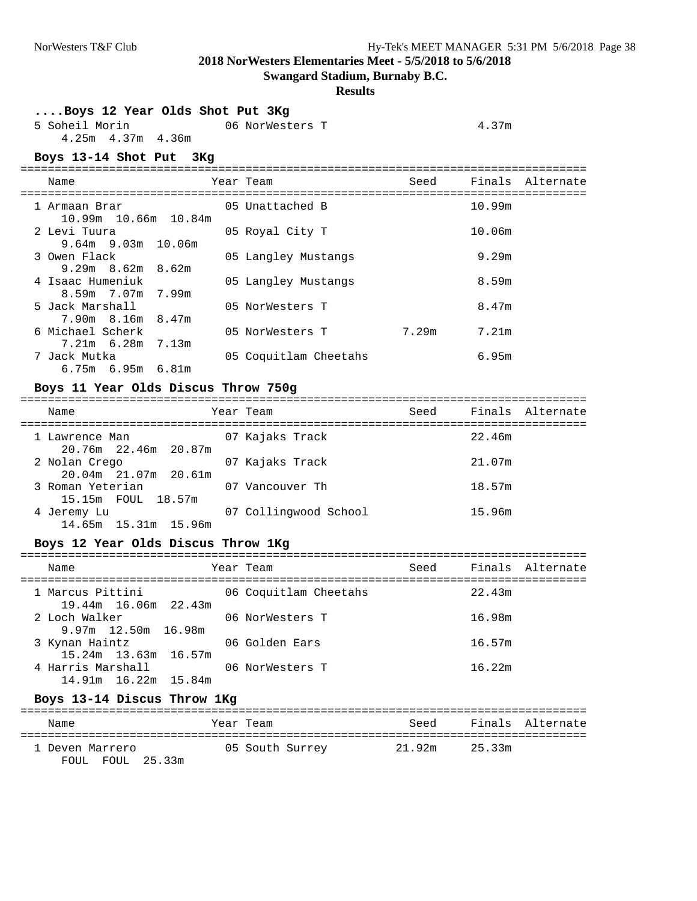## 2018 NorWesters Elementaries Meet - 5/5/2018 to 5/6/2018

**Swangard Stadium, Burnaby B.C.**

**Results**

### ....Boys 12 Year Olds Shot Put 3Kg

| Place | Name | Year | Team | Seed | Finals | Alternate |
|---|---|---|---|---|---|---|
| 5 | Soheil Morin | 06 | NorWesters T | | 4.37m | |
| | 4.25m 4.37m 4.36m | | | | | |

### Boys 13-14 Shot Put 3Kg

| Place | Name | Year | Team | Seed | Finals | Alternate |
|---|---|---|---|---|---|---|
| 1 | Armaan Brar | 05 | Unattached B | | 10.99m | |
| | 10.99m 10.66m 10.84m | | | | | |
| 2 | Levi Tuura | 05 | Royal City T | | 10.06m | |
| | 9.64m 9.03m 10.06m | | | | | |
| 3 | Owen Flack | 05 | Langley Mustangs | | 9.29m | |
| | 9.29m 8.62m 8.62m | | | | | |
| 4 | Isaac Humeniuk | 05 | Langley Mustangs | | 8.59m | |
| | 8.59m 7.07m 7.99m | | | | | |
| 5 | Jack Marshall | 05 | NorWesters T | | 8.47m | |
| | 7.90m 8.16m 8.47m | | | | | |
| 6 | Michael Scherk | 05 | NorWesters T | 7.29m | 7.21m | |
| | 7.21m 6.28m 7.13m | | | | | |
| 7 | Jack Mutka | 05 | Coquitlam Cheetahs | | 6.95m | |
| | 6.75m 6.95m 6.81m | | | | | |

### Boys 11 Year Olds Discus Throw 750g

| Place | Name | Year | Team | Seed | Finals | Alternate |
|---|---|---|---|---|---|---|
| 1 | Lawrence Man | 07 | Kajaks Track | | 22.46m | |
| | 20.76m 22.46m 20.87m | | | | | |
| 2 | Nolan Crego | 07 | Kajaks Track | | 21.07m | |
| | 20.04m 21.07m 20.61m | | | | | |
| 3 | Roman Yeterian | 07 | Vancouver Th | | 18.57m | |
| | 15.15m FOUL 18.57m | | | | | |
| 4 | Jeremy Lu | 07 | Collingwood School | | 15.96m | |
| | 14.65m 15.31m 15.96m | | | | | |

### Boys 12 Year Olds Discus Throw 1Kg

| Place | Name | Year | Team | Seed | Finals | Alternate |
|---|---|---|---|---|---|---|
| 1 | Marcus Pittini | 06 | Coquitlam Cheetahs | | 22.43m | |
| | 19.44m 16.06m 22.43m | | | | | |
| 2 | Loch Walker | 06 | NorWesters T | | 16.98m | |
| | 9.97m 12.50m 16.98m | | | | | |
| 3 | Kynan Haintz | 06 | Golden Ears | | 16.57m | |
| | 15.24m 13.63m 16.57m | | | | | |
| 4 | Harris Marshall | 06 | NorWesters T | | 16.22m | |
| | 14.91m 16.22m 15.84m | | | | | |

### Boys 13-14 Discus Throw 1Kg

| Place | Name | Year | Team | Seed | Finals | Alternate |
|---|---|---|---|---|---|---|
| 1 | Deven Marrero | 05 | South Surrey | 21.92m | 25.33m | |
| | FOUL FOUL 25.33m | | | | | |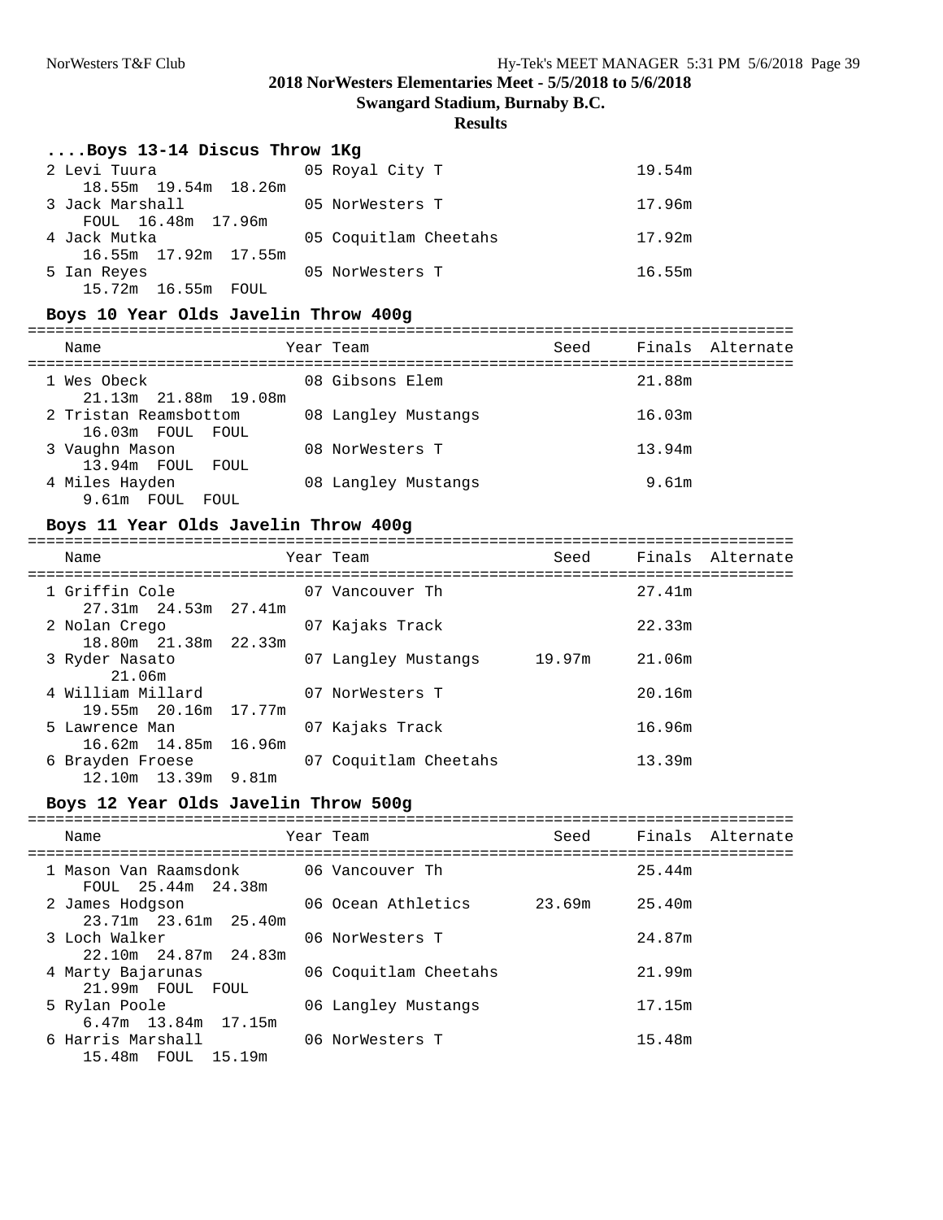**2018 NorWesters Elementaries Meet - 5/5/2018 to 5/6/2018**

**Swangard Stadium, Burnaby B.C.**

**Results**

### ....Boys 13-14 Discus Throw 1Kg

| Place | Name | Year | Team | Seed | Finals | Alternate |
|---|---|---|---|---|---|---|
| 2 | Levi Tuura | 05 | Royal City T | | 19.54m | |
| | 18.55m 19.54m 18.26m | | | | | |
| 3 | Jack Marshall | 05 | NorWesters T | | 17.96m | |
| | FOUL 16.48m 17.96m | | | | | |
| 4 | Jack Mutka | 05 | Coquitlam Cheetahs | | 17.92m | |
| | 16.55m 17.92m 17.55m | | | | | |
| 5 | Ian Reyes | 05 | NorWesters T | | 16.55m | |
| | 15.72m 16.55m FOUL | | | | | |

### Boys 10 Year Olds Javelin Throw 400g

| Place | Name | Year | Team | Seed | Finals | Alternate |
|---|---|---|---|---|---|---|
| 1 | Wes Obeck | 08 | Gibsons Elem | | 21.88m | |
| | 21.13m 21.88m 19.08m | | | | | |
| 2 | Tristan Reamsbottom | 08 | Langley Mustangs | | 16.03m | |
| | 16.03m FOUL FOUL | | | | | |
| 3 | Vaughn Mason | 08 | NorWesters T | | 13.94m | |
| | 13.94m FOUL FOUL | | | | | |
| 4 | Miles Hayden | 08 | Langley Mustangs | | 9.61m | |
| | 9.61m FOUL FOUL | | | | | |

### Boys 11 Year Olds Javelin Throw 400g

| Place | Name | Year | Team | Seed | Finals | Alternate |
|---|---|---|---|---|---|---|
| 1 | Griffin Cole | 07 | Vancouver Th | | 27.41m | |
| | 27.31m 24.53m 27.41m | | | | | |
| 2 | Nolan Crego | 07 | Kajaks Track | | 22.33m | |
| | 18.80m 21.38m 22.33m | | | | | |
| 3 | Ryder Nasato | 07 | Langley Mustangs | 19.97m | 21.06m | |
| | 21.06m | | | | | |
| 4 | William Millard | 07 | NorWesters T | | 20.16m | |
| | 19.55m 20.16m 17.77m | | | | | |
| 5 | Lawrence Man | 07 | Kajaks Track | | 16.96m | |
| | 16.62m 14.85m 16.96m | | | | | |
| 6 | Brayden Froese | 07 | Coquitlam Cheetahs | | 13.39m | |
| | 12.10m 13.39m 9.81m | | | | | |

### Boys 12 Year Olds Javelin Throw 500g

| Place | Name | Year | Team | Seed | Finals | Alternate |
|---|---|---|---|---|---|---|
| 1 | Mason Van Raamsdonk | 06 | Vancouver Th | | 25.44m | |
| | FOUL 25.44m 24.38m | | | | | |
| 2 | James Hodgson | 06 | Ocean Athletics | 23.69m | 25.40m | |
| | 23.71m 23.61m 25.40m | | | | | |
| 3 | Loch Walker | 06 | NorWesters T | | 24.87m | |
| | 22.10m 24.87m 24.83m | | | | | |
| 4 | Marty Bajarunas | 06 | Coquitlam Cheetahs | | 21.99m | |
| | 21.99m FOUL FOUL | | | | | |
| 5 | Rylan Poole | 06 | Langley Mustangs | | 17.15m | |
| | 6.47m 13.84m 17.15m | | | | | |
| 6 | Harris Marshall | 06 | NorWesters T | | 15.48m | |
| | 15.48m FOUL 15.19m | | | | | |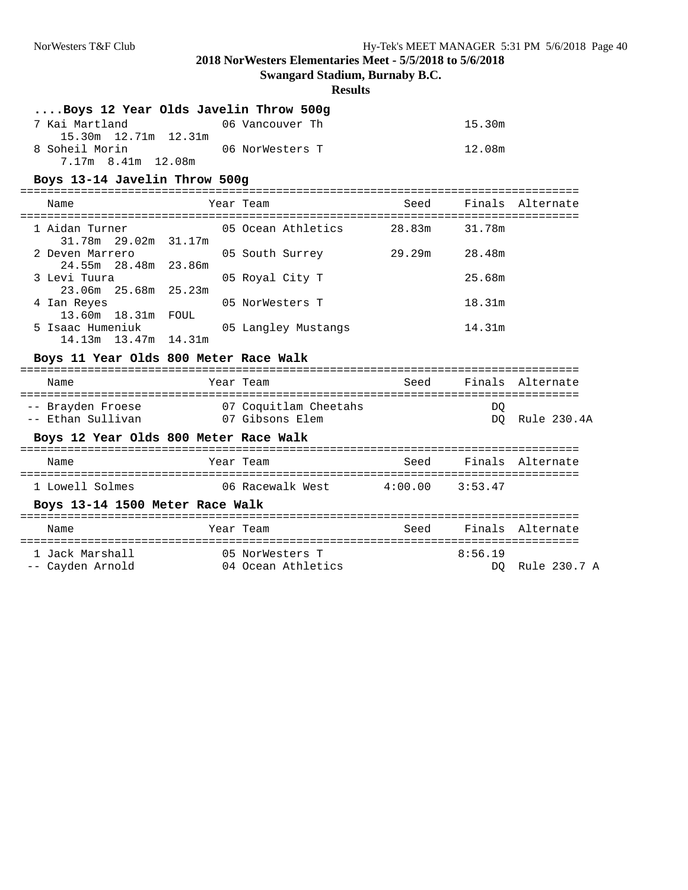## 2018 NorWesters Elementaries Meet - 5/5/2018 to 5/6/2018

**Swangard Stadium, Burnaby B.C.**

**Results**

### ....Boys 12 Year Olds Javelin Throw 500g

| Name | Year | Team | Seed | Finals | Alternate |
|---|---|---|---|---|---|
| 7 Kai Martland | 06 | Vancouver Th | | 15.30m | |
| 15.30m 12.71m 12.31m | | | | | |
| 8 Soheil Morin | 06 | NorWesters T | | 12.08m | |
| 7.17m 8.41m 12.08m | | | | | |

### Boys 13-14 Javelin Throw 500g

| Name | Year | Team | Seed | Finals | Alternate |
|---|---|---|---|---|---|
| 1 Aidan Turner | 05 | Ocean Athletics | 28.83m | 31.78m | |
| 31.78m 29.02m 31.17m | | | | | |
| 2 Deven Marrero | 05 | South Surrey | 29.29m | 28.48m | |
| 24.55m 28.48m 23.86m | | | | | |
| 3 Levi Tuura | 05 | Royal City T | | 25.68m | |
| 23.06m 25.68m 25.23m | | | | | |
| 4 Ian Reyes | 05 | NorWesters T | | 18.31m | |
| 13.60m 18.31m FOUL | | | | | |
| 5 Isaac Humeniuk | 05 | Langley Mustangs | | 14.31m | |
| 14.13m 13.47m 14.31m | | | | | |

### Boys 11 Year Olds 800 Meter Race Walk

| Name | Year | Team | Seed | Finals | Alternate |
|---|---|---|---|---|---|
| -- Brayden Froese | 07 | Coquitlam Cheetahs | | DQ | |
| -- Ethan Sullivan | 07 | Gibsons Elem | | DQ | Rule 230.4A |

### Boys 12 Year Olds 800 Meter Race Walk

| Name | Year | Team | Seed | Finals | Alternate |
|---|---|---|---|---|---|
| 1 Lowell Solmes | 06 | Racewalk West | 4:00.00 | 3:53.47 | |

### Boys 13-14 1500 Meter Race Walk

| Name | Year | Team | Seed | Finals | Alternate |
|---|---|---|---|---|---|
| 1 Jack Marshall | 05 | NorWesters T | | 8:56.19 | |
| -- Cayden Arnold | 04 | Ocean Athletics | | DQ | Rule 230.7 A |